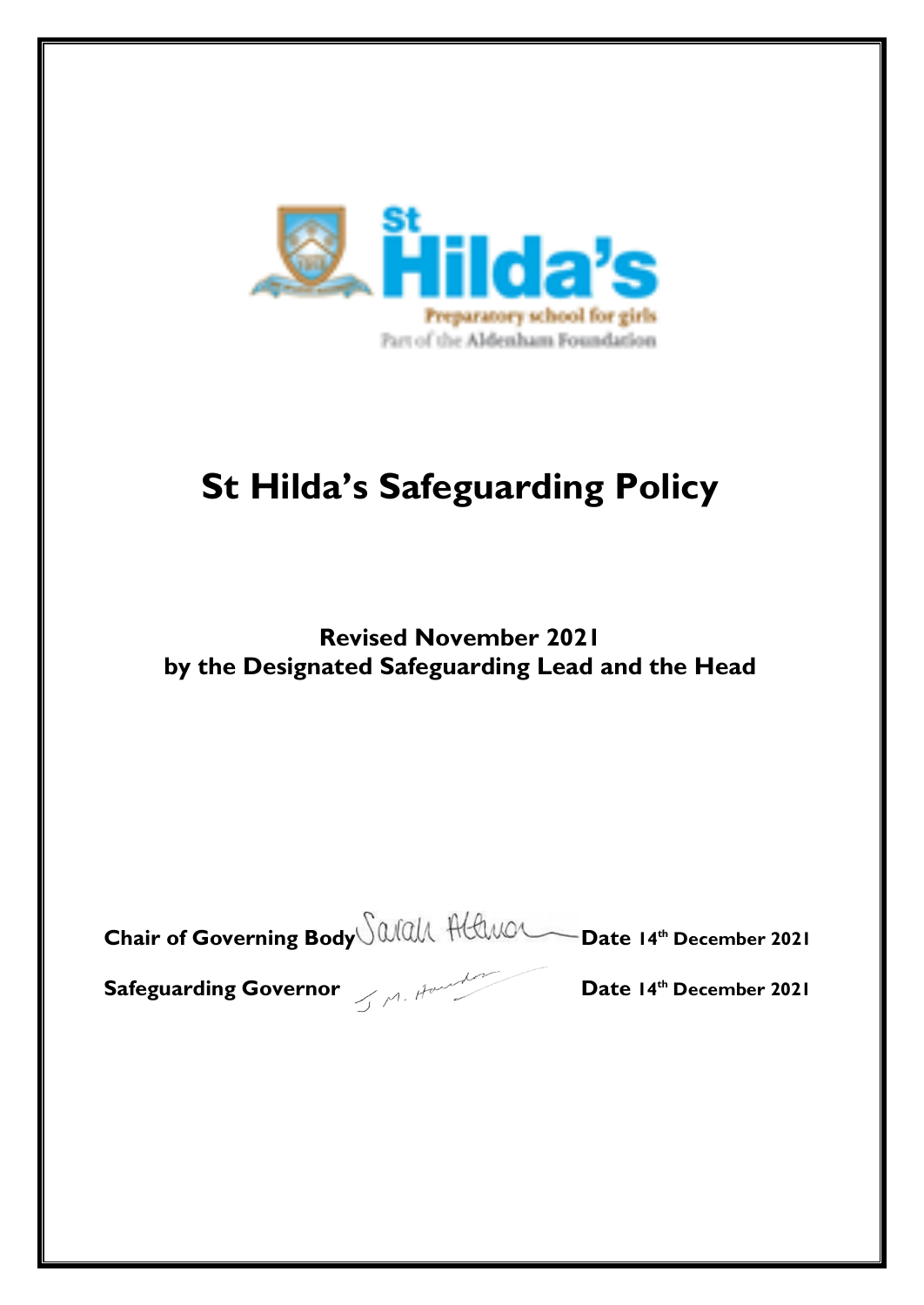St
Hilda's
Preparatory school for girls
Part of the Aldenham Foundation

# St Hilda's Safeguarding Policy

**Revised November 2021**
**by the Designated Safeguarding Lead and the Head**

**Chair of Governing Body** Sarah Atkinson **Date 14th December 2021**

**Safeguarding Governor** J. M. Hounslow **Date 14th December 2021**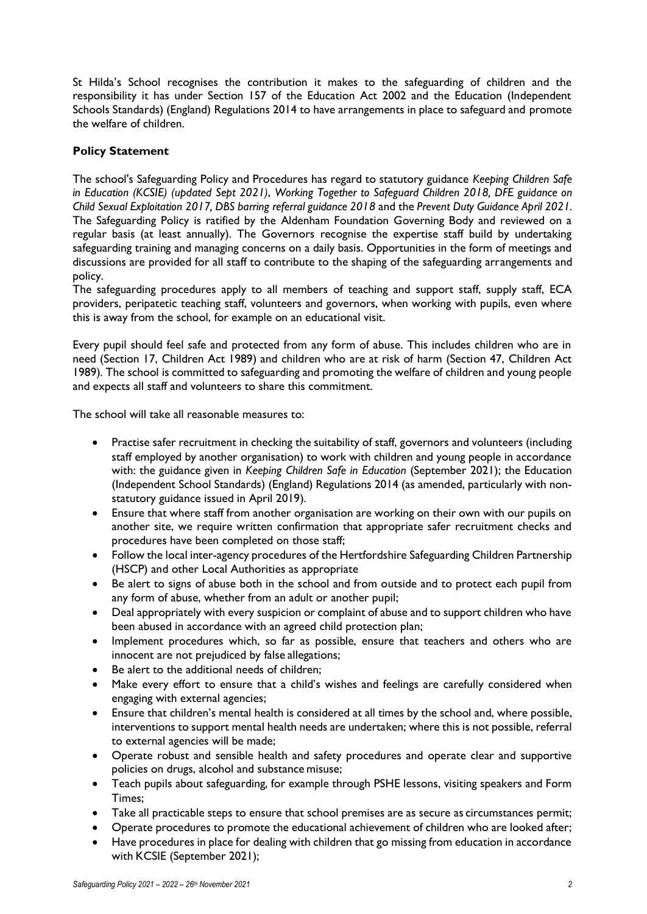St Hilda's School recognises the contribution it makes to the safeguarding of children and the responsibility it has under Section 157 of the Education Act 2002 and the Education (Independent Schools Standards) (England) Regulations 2014 to have arrangements in place to safeguard and promote the welfare of children.

**Policy Statement**

The school's Safeguarding Policy and Procedures has regard to statutory guidance *Keeping Children Safe in Education (KCSIE) (updated Sept 2021)*, *Working Together to Safeguard Children 2018, DFE guidance on Child Sexual Exploitation 2017, DBS barring referral guidance 2018* and the *Prevent Duty Guidance April 2021*. The Safeguarding Policy is ratified by the Aldenham Foundation Governing Body and reviewed on a regular basis (at least annually). The Governors recognise the expertise staff build by undertaking safeguarding training and managing concerns on a daily basis. Opportunities in the form of meetings and discussions are provided for all staff to contribute to the shaping of the safeguarding arrangements and policy.

The safeguarding procedures apply to all members of teaching and support staff, supply staff, ECA providers, peripatetic teaching staff, volunteers and governors, when working with pupils, even where this is away from the school, for example on an educational visit.

Every pupil should feel safe and protected from any form of abuse. This includes children who are in need (Section 17, Children Act 1989) and children who are at risk of harm (Section 47, Children Act 1989). The school is committed to safeguarding and promoting the welfare of children and young people and expects all staff and volunteers to share this commitment.

The school will take all reasonable measures to:

- Practise safer recruitment in checking the suitability of staff, governors and volunteers (including staff employed by another organisation) to work with children and young people in accordance with: the guidance given in *Keeping Children Safe in Education* (September 2021); the Education (Independent School Standards) (England) Regulations 2014 (as amended, particularly with non-statutory guidance issued in April 2019).
- Ensure that where staff from another organisation are working on their own with our pupils on another site, we require written confirmation that appropriate safer recruitment checks and procedures have been completed on those staff;
- Follow the local inter-agency procedures of the Hertfordshire Safeguarding Children Partnership (HSCP) and other Local Authorities as appropriate
- Be alert to signs of abuse both in the school and from outside and to protect each pupil from any form of abuse, whether from an adult or another pupil;
- Deal appropriately with every suspicion or complaint of abuse and to support children who have been abused in accordance with an agreed child protection plan;
- Implement procedures which, so far as possible, ensure that teachers and others who are innocent are not prejudiced by false allegations;
- Be alert to the additional needs of children;
- Make every effort to ensure that a child's wishes and feelings are carefully considered when engaging with external agencies;
- Ensure that children's mental health is considered at all times by the school and, where possible, interventions to support mental health needs are undertaken; where this is not possible, referral to external agencies will be made;
- Operate robust and sensible health and safety procedures and operate clear and supportive policies on drugs, alcohol and substance misuse;
- Teach pupils about safeguarding, for example through PSHE lessons, visiting speakers and Form Times;
- Take all practicable steps to ensure that school premises are as secure as circumstances permit;
- Operate procedures to promote the educational achievement of children who are looked after;
- Have procedures in place for dealing with children that go missing from education in accordance with KCSIE (September 2021);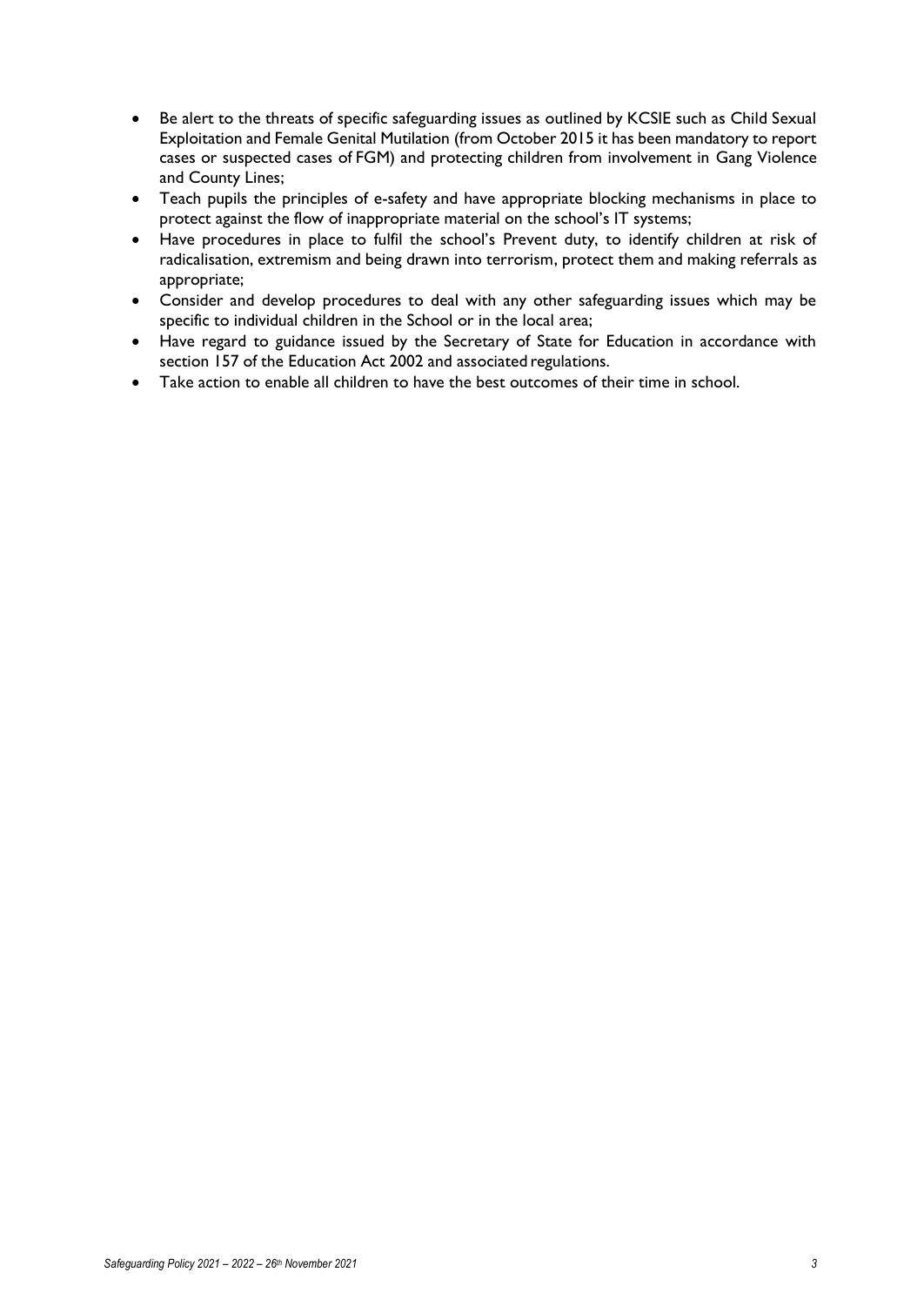- Be alert to the threats of specific safeguarding issues as outlined by KCSIE such as Child Sexual Exploitation and Female Genital Mutilation (from October 2015 it has been mandatory to report cases or suspected cases of FGM) and protecting children from involvement in Gang Violence and County Lines;
- Teach pupils the principles of e-safety and have appropriate blocking mechanisms in place to protect against the flow of inappropriate material on the school's IT systems;
- Have procedures in place to fulfil the school's Prevent duty, to identify children at risk of radicalisation, extremism and being drawn into terrorism, protect them and making referrals as appropriate;
- Consider and develop procedures to deal with any other safeguarding issues which may be specific to individual children in the School or in the local area;
- Have regard to guidance issued by the Secretary of State for Education in accordance with section 157 of the Education Act 2002 and associated regulations.
- Take action to enable all children to have the best outcomes of their time in school.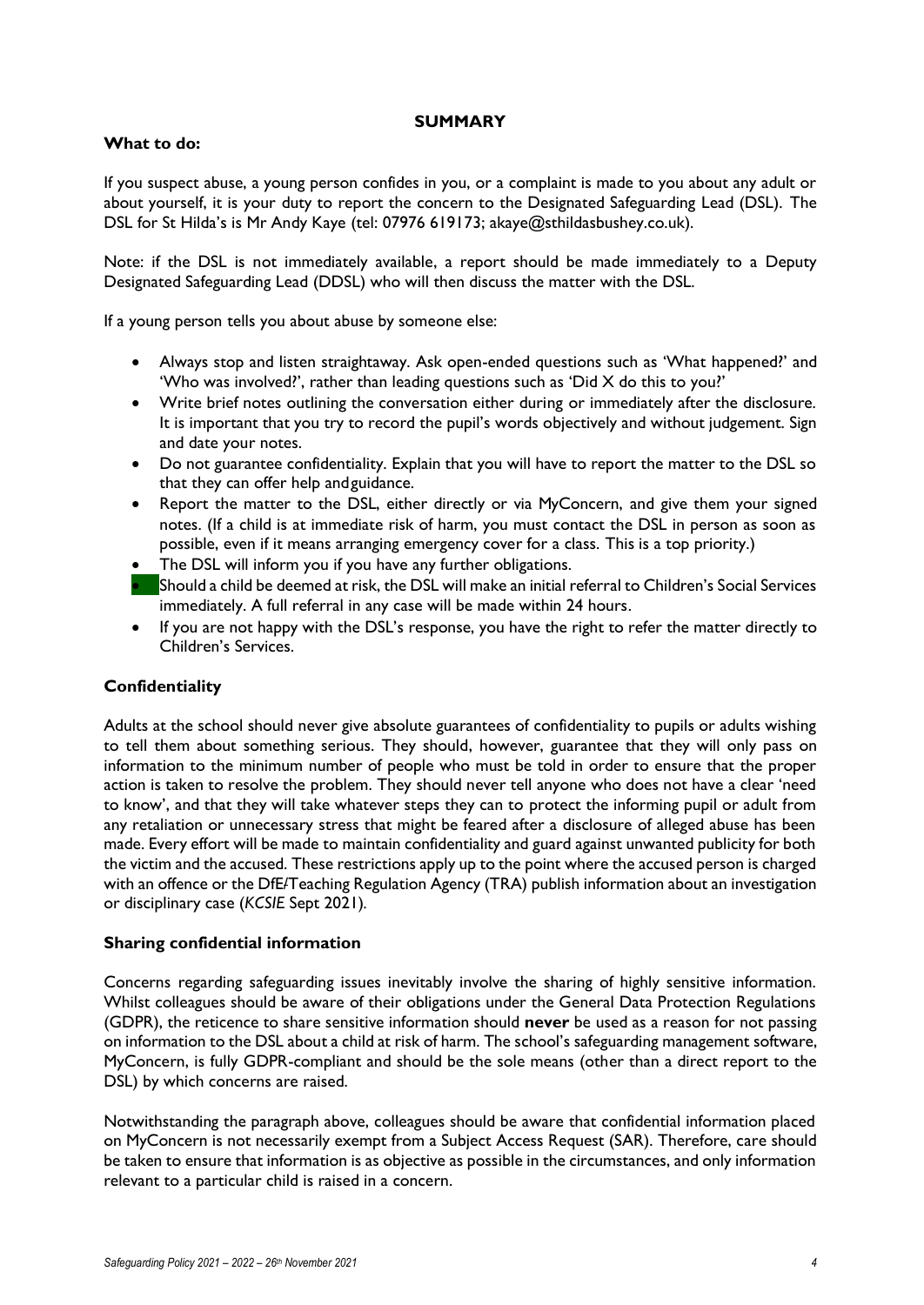## SUMMARY

### What to do:

If you suspect abuse, a young person confides in you, or a complaint is made to you about any adult or about yourself, it is your duty to report the concern to the Designated Safeguarding Lead (DSL). The DSL for St Hilda's is Mr Andy Kaye (tel: 07976 619173; akaye@sthildasbushey.co.uk).

Note: if the DSL is not immediately available, a report should be made immediately to a Deputy Designated Safeguarding Lead (DDSL) who will then discuss the matter with the DSL.

If a young person tells you about abuse by someone else:

- Always stop and listen straightaway. Ask open-ended questions such as 'What happened?' and 'Who was involved?', rather than leading questions such as 'Did X do this to you?'
- Write brief notes outlining the conversation either during or immediately after the disclosure. It is important that you try to record the pupil's words objectively and without judgement. Sign and date your notes.
- Do not guarantee confidentiality. Explain that you will have to report the matter to the DSL so that they can offer help and guidance.
- Report the matter to the DSL, either directly or via MyConcern, and give them your signed notes. (If a child is at immediate risk of harm, you must contact the DSL in person as soon as possible, even if it means arranging emergency cover for a class. This is a top priority.)
- The DSL will inform you if you have any further obligations.
- Should a child be deemed at risk, the DSL will make an initial referral to Children's Social Services immediately. A full referral in any case will be made within 24 hours.
- If you are not happy with the DSL's response, you have the right to refer the matter directly to Children's Services.

### Confidentiality

Adults at the school should never give absolute guarantees of confidentiality to pupils or adults wishing to tell them about something serious. They should, however, guarantee that they will only pass on information to the minimum number of people who must be told in order to ensure that the proper action is taken to resolve the problem. They should never tell anyone who does not have a clear 'need to know', and that they will take whatever steps they can to protect the informing pupil or adult from any retaliation or unnecessary stress that might be feared after a disclosure of alleged abuse has been made. Every effort will be made to maintain confidentiality and guard against unwanted publicity for both the victim and the accused. These restrictions apply up to the point where the accused person is charged with an offence or the DfE/Teaching Regulation Agency (TRA) publish information about an investigation or disciplinary case (*KCSIE* Sept 2021).

### Sharing confidential information

Concerns regarding safeguarding issues inevitably involve the sharing of highly sensitive information. Whilst colleagues should be aware of their obligations under the General Data Protection Regulations (GDPR), the reticence to share sensitive information should **never** be used as a reason for not passing on information to the DSL about a child at risk of harm. The school's safeguarding management software, MyConcern, is fully GDPR-compliant and should be the sole means (other than a direct report to the DSL) by which concerns are raised.

Notwithstanding the paragraph above, colleagues should be aware that confidential information placed on MyConcern is not necessarily exempt from a Subject Access Request (SAR). Therefore, care should be taken to ensure that information is as objective as possible in the circumstances, and only information relevant to a particular child is raised in a concern.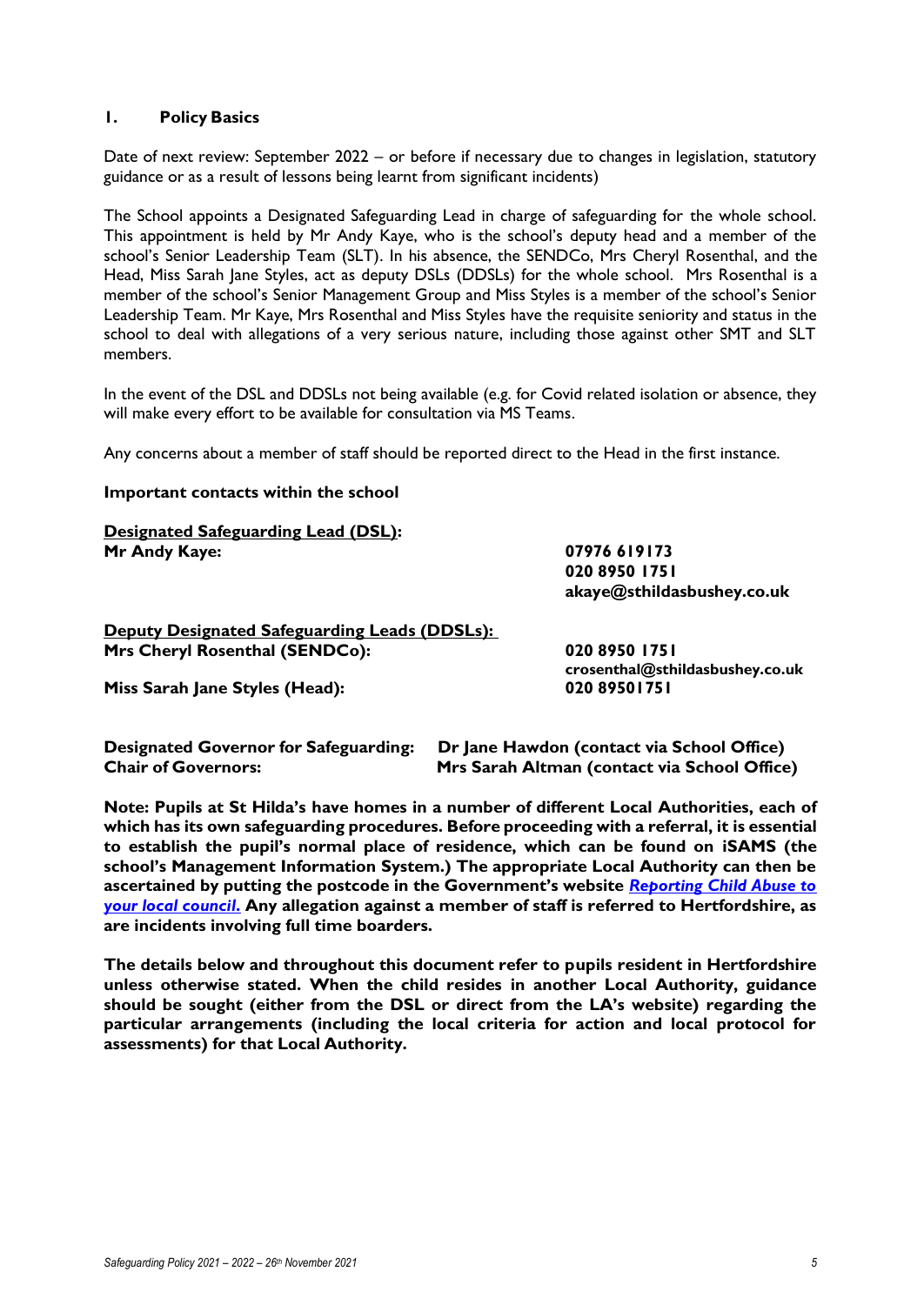## 1. Policy Basics

Date of next review: September 2022 – or before if necessary due to changes in legislation, statutory guidance or as a result of lessons being learnt from significant incidents)

The School appoints a Designated Safeguarding Lead in charge of safeguarding for the whole school. This appointment is held by Mr Andy Kaye, who is the school's deputy head and a member of the school's Senior Leadership Team (SLT). In his absence, the SENDCo, Mrs Cheryl Rosenthal, and the Head, Miss Sarah Jane Styles, act as deputy DSLs (DDSLs) for the whole school. Mrs Rosenthal is a member of the school's Senior Management Group and Miss Styles is a member of the school's Senior Leadership Team. Mr Kaye, Mrs Rosenthal and Miss Styles have the requisite seniority and status in the school to deal with allegations of a very serious nature, including those against other SMT and SLT members.

In the event of the DSL and DDSLs not being available (e.g. for Covid related isolation or absence, they will make every effort to be available for consultation via MS Teams.

Any concerns about a member of staff should be reported direct to the Head in the first instance.

**Important contacts within the school**

**Designated Safeguarding Lead (DSL):**

**Mr Andy Kaye:** **07976 619173**
**020 8950 1751**
**akaye@sthildasbushey.co.uk**

**Deputy Designated Safeguarding Leads (DDSLs):**

**Mrs Cheryl Rosenthal (SENDCo):** **020 8950 1751**
**crosenthal@sthildasbushey.co.uk**

**Miss Sarah Jane Styles (Head):** **020 89501751**

**Designated Governor for Safeguarding:** **Dr Jane Hawdon (contact via School Office)**
**Chair of Governors:** **Mrs Sarah Altman (contact via School Office)**

**Note: Pupils at St Hilda's have homes in a number of different Local Authorities, each of which has its own safeguarding procedures. Before proceeding with a referral, it is essential to establish the pupil's normal place of residence, which can be found on iSAMS (the school's Management Information System.) The appropriate Local Authority can then be ascertained by putting the postcode in the Government's website *Reporting Child Abuse to your local council.* Any allegation against a member of staff is referred to Hertfordshire, as are incidents involving full time boarders.**

**The details below and throughout this document refer to pupils resident in Hertfordshire unless otherwise stated. When the child resides in another Local Authority, guidance should be sought (either from the DSL or direct from the LA's website) regarding the particular arrangements (including the local criteria for action and local protocol for assessments) for that Local Authority.**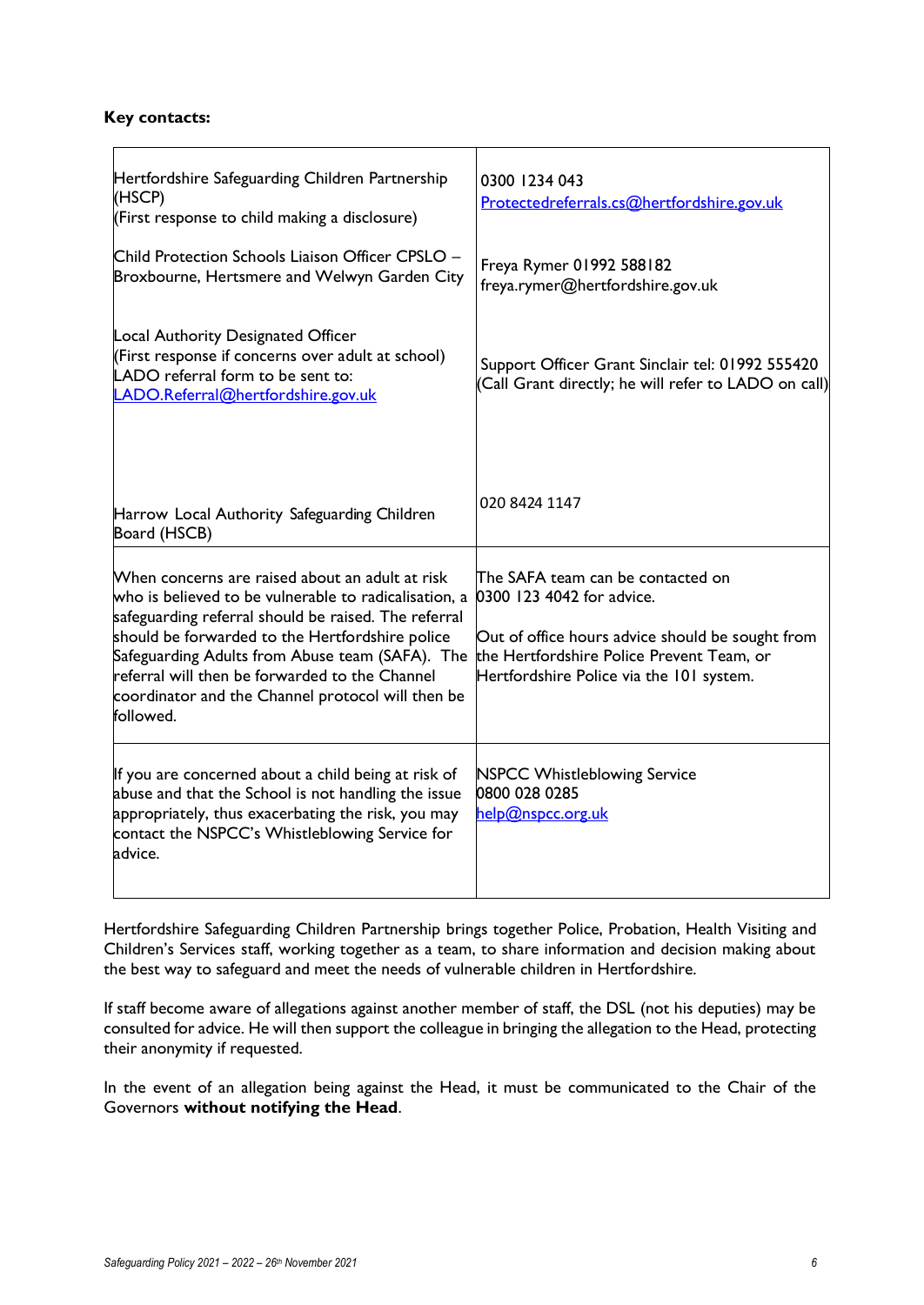**Key contacts:**

| | |
|---|---|
| Hertfordshire Safeguarding Children Partnership (HSCP)<br>(First response to child making a disclosure)<br><br>Child Protection Schools Liaison Officer CPSLO – Broxbourne, Hertsmere and Welwyn Garden City<br><br>Local Authority Designated Officer<br>(First response if concerns over adult at school)<br>LADO referral form to be sent to:<br>LADO.Referral@hertfordshire.gov.uk<br><br>Harrow Local Authority Safeguarding Children Board (HSCB) | 0300 1234 043<br>Protectedreferrals.cs@hertfordshire.gov.uk<br><br>Freya Rymer 01992 588182<br>freya.rymer@hertfordshire.gov.uk<br><br>Support Officer Grant Sinclair tel: 01992 555420<br>(Call Grant directly; he will refer to LADO on call)<br><br>020 8424 1147 |
| When concerns are raised about an adult at risk who is believed to be vulnerable to radicalisation, a safeguarding referral should be raised. The referral should be forwarded to the Hertfordshire police Safeguarding Adults from Abuse team (SAFA). The referral will then be forwarded to the Channel coordinator and the Channel protocol will then be followed. | The SAFA team can be contacted on 0300 123 4042 for advice.<br><br>Out of office hours advice should be sought from the Hertfordshire Police Prevent Team, or Hertfordshire Police via the 101 system. |
| If you are concerned about a child being at risk of abuse and that the School is not handling the issue appropriately, thus exacerbating the risk, you may contact the NSPCC's Whistleblowing Service for advice. | NSPCC Whistleblowing Service<br>0800 028 0285<br>help@nspcc.org.uk |

Hertfordshire Safeguarding Children Partnership brings together Police, Probation, Health Visiting and Children's Services staff, working together as a team, to share information and decision making about the best way to safeguard and meet the needs of vulnerable children in Hertfordshire.

If staff become aware of allegations against another member of staff, the DSL (not his deputies) may be consulted for advice. He will then support the colleague in bringing the allegation to the Head, protecting their anonymity if requested.

In the event of an allegation being against the Head, it must be communicated to the Chair of the Governors **without notifying the Head**.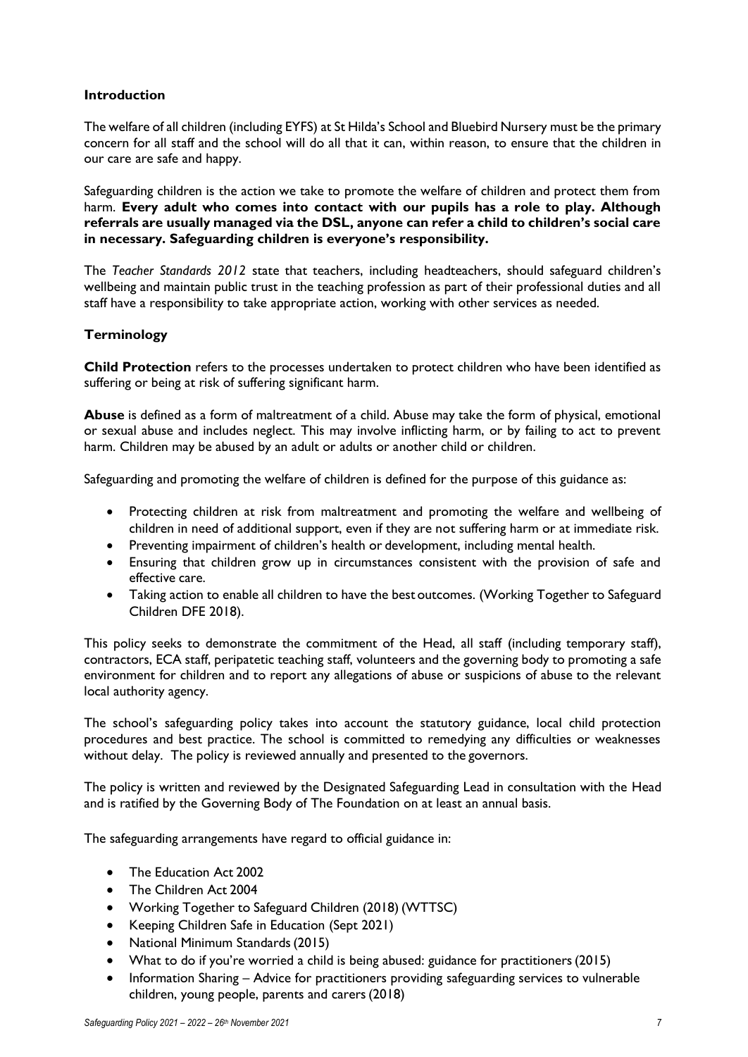## Introduction

The welfare of all children (including EYFS) at St Hilda's School and Bluebird Nursery must be the primary concern for all staff and the school will do all that it can, within reason, to ensure that the children in our care are safe and happy.

Safeguarding children is the action we take to promote the welfare of children and protect them from harm. **Every adult who comes into contact with our pupils has a role to play. Although referrals are usually managed via the DSL, anyone can refer a child to children's social care in necessary. Safeguarding children is everyone's responsibility.**

The *Teacher Standards 2012* state that teachers, including headteachers, should safeguard children's wellbeing and maintain public trust in the teaching profession as part of their professional duties and all staff have a responsibility to take appropriate action, working with other services as needed.

## Terminology

**Child Protection** refers to the processes undertaken to protect children who have been identified as suffering or being at risk of suffering significant harm.

**Abuse** is defined as a form of maltreatment of a child. Abuse may take the form of physical, emotional or sexual abuse and includes neglect. This may involve inflicting harm, or by failing to act to prevent harm. Children may be abused by an adult or adults or another child or children.

Safeguarding and promoting the welfare of children is defined for the purpose of this guidance as:

- Protecting children at risk from maltreatment and promoting the welfare and wellbeing of children in need of additional support, even if they are not suffering harm or at immediate risk.
- Preventing impairment of children's health or development, including mental health.
- Ensuring that children grow up in circumstances consistent with the provision of safe and effective care.
- Taking action to enable all children to have the best outcomes. (Working Together to Safeguard Children DFE 2018).

This policy seeks to demonstrate the commitment of the Head, all staff (including temporary staff), contractors, ECA staff, peripatetic teaching staff, volunteers and the governing body to promoting a safe environment for children and to report any allegations of abuse or suspicions of abuse to the relevant local authority agency.

The school's safeguarding policy takes into account the statutory guidance, local child protection procedures and best practice. The school is committed to remedying any difficulties or weaknesses without delay. The policy is reviewed annually and presented to the governors.

The policy is written and reviewed by the Designated Safeguarding Lead in consultation with the Head and is ratified by the Governing Body of The Foundation on at least an annual basis.

The safeguarding arrangements have regard to official guidance in:

- The Education Act 2002
- The Children Act 2004
- Working Together to Safeguard Children (2018) (WTTSC)
- Keeping Children Safe in Education (Sept 2021)
- National Minimum Standards (2015)
- What to do if you're worried a child is being abused: guidance for practitioners (2015)
- Information Sharing – Advice for practitioners providing safeguarding services to vulnerable children, young people, parents and carers (2018)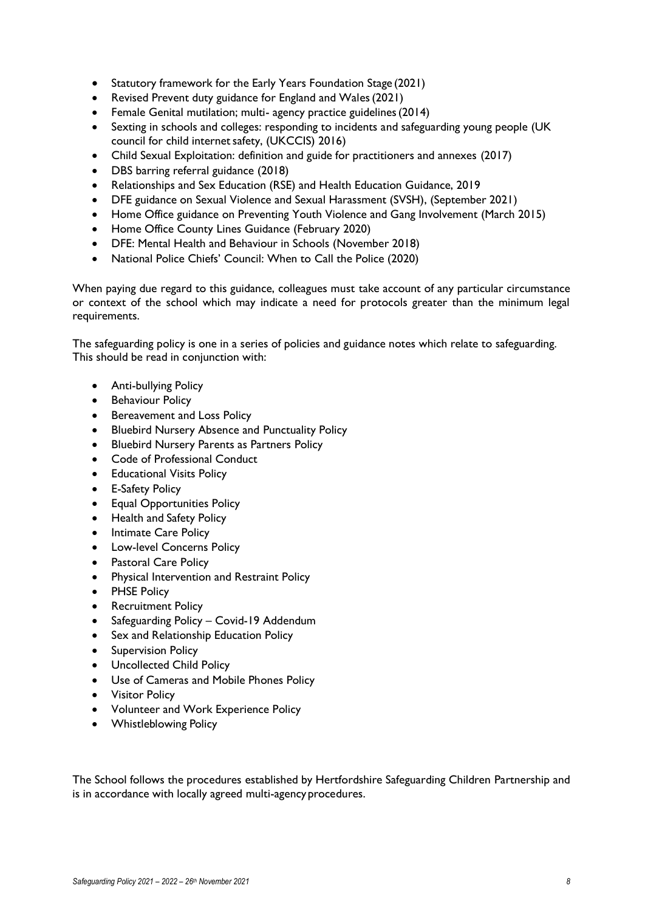- Statutory framework for the Early Years Foundation Stage (2021)
- Revised Prevent duty guidance for England and Wales (2021)
- Female Genital mutilation; multi- agency practice guidelines (2014)
- Sexting in schools and colleges: responding to incidents and safeguarding young people (UK council for child internet safety, (UKCCIS) 2016)
- Child Sexual Exploitation: definition and guide for practitioners and annexes (2017)
- DBS barring referral guidance (2018)
- Relationships and Sex Education (RSE) and Health Education Guidance, 2019
- DFE guidance on Sexual Violence and Sexual Harassment (SVSH), (September 2021)
- Home Office guidance on Preventing Youth Violence and Gang Involvement (March 2015)
- Home Office County Lines Guidance (February 2020)
- DFE: Mental Health and Behaviour in Schools (November 2018)
- National Police Chiefs' Council: When to Call the Police (2020)

When paying due regard to this guidance, colleagues must take account of any particular circumstance or context of the school which may indicate a need for protocols greater than the minimum legal requirements.

The safeguarding policy is one in a series of policies and guidance notes which relate to safeguarding. This should be read in conjunction with:

- Anti-bullying Policy
- Behaviour Policy
- Bereavement and Loss Policy
- Bluebird Nursery Absence and Punctuality Policy
- Bluebird Nursery Parents as Partners Policy
- Code of Professional Conduct
- Educational Visits Policy
- E-Safety Policy
- Equal Opportunities Policy
- Health and Safety Policy
- Intimate Care Policy
- Low-level Concerns Policy
- Pastoral Care Policy
- Physical Intervention and Restraint Policy
- PHSE Policy
- Recruitment Policy
- Safeguarding Policy – Covid-19 Addendum
- Sex and Relationship Education Policy
- Supervision Policy
- Uncollected Child Policy
- Use of Cameras and Mobile Phones Policy
- Visitor Policy
- Volunteer and Work Experience Policy
- Whistleblowing Policy

The School follows the procedures established by Hertfordshire Safeguarding Children Partnership and is in accordance with locally agreed multi-agency procedures.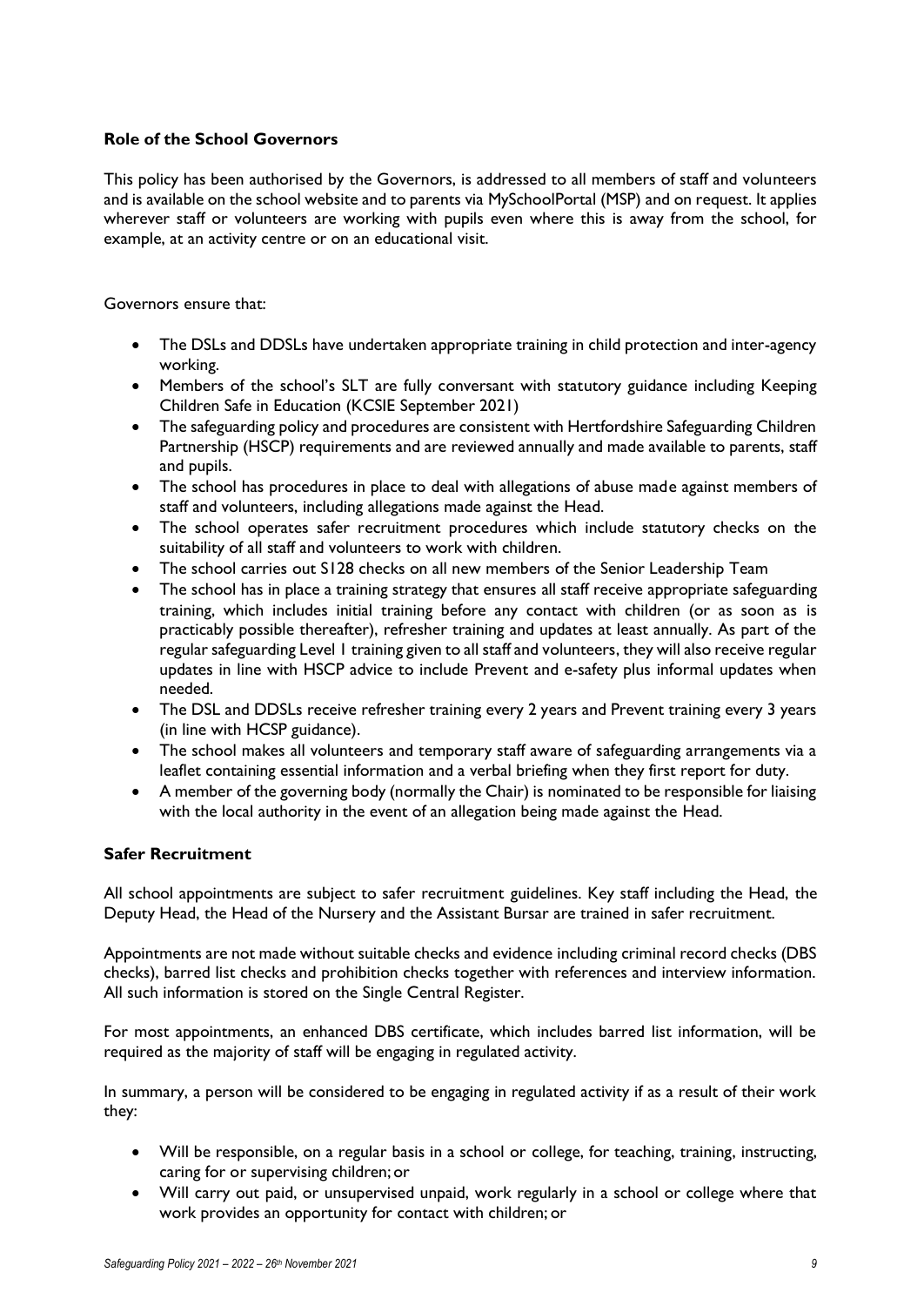### Role of the School Governors

This policy has been authorised by the Governors, is addressed to all members of staff and volunteers and is available on the school website and to parents via MySchoolPortal (MSP) and on request. It applies wherever staff or volunteers are working with pupils even where this is away from the school, for example, at an activity centre or on an educational visit.

Governors ensure that:

- The DSLs and DDSLs have undertaken appropriate training in child protection and inter-agency working.
- Members of the school's SLT are fully conversant with statutory guidance including Keeping Children Safe in Education (KCSIE September 2021)
- The safeguarding policy and procedures are consistent with Hertfordshire Safeguarding Children Partnership (HSCP) requirements and are reviewed annually and made available to parents, staff and pupils.
- The school has procedures in place to deal with allegations of abuse made against members of staff and volunteers, including allegations made against the Head.
- The school operates safer recruitment procedures which include statutory checks on the suitability of all staff and volunteers to work with children.
- The school carries out S128 checks on all new members of the Senior Leadership Team
- The school has in place a training strategy that ensures all staff receive appropriate safeguarding training, which includes initial training before any contact with children (or as soon as is practicably possible thereafter), refresher training and updates at least annually. As part of the regular safeguarding Level 1 training given to all staff and volunteers, they will also receive regular updates in line with HSCP advice to include Prevent and e-safety plus informal updates when needed.
- The DSL and DDSLs receive refresher training every 2 years and Prevent training every 3 years (in line with HCSP guidance).
- The school makes all volunteers and temporary staff aware of safeguarding arrangements via a leaflet containing essential information and a verbal briefing when they first report for duty.
- A member of the governing body (normally the Chair) is nominated to be responsible for liaising with the local authority in the event of an allegation being made against the Head.

### Safer Recruitment

All school appointments are subject to safer recruitment guidelines. Key staff including the Head, the Deputy Head, the Head of the Nursery and the Assistant Bursar are trained in safer recruitment.

Appointments are not made without suitable checks and evidence including criminal record checks (DBS checks), barred list checks and prohibition checks together with references and interview information. All such information is stored on the Single Central Register.

For most appointments, an enhanced DBS certificate, which includes barred list information, will be required as the majority of staff will be engaging in regulated activity.

In summary, a person will be considered to be engaging in regulated activity if as a result of their work they:

- Will be responsible, on a regular basis in a school or college, for teaching, training, instructing, caring for or supervising children; or
- Will carry out paid, or unsupervised unpaid, work regularly in a school or college where that work provides an opportunity for contact with children; or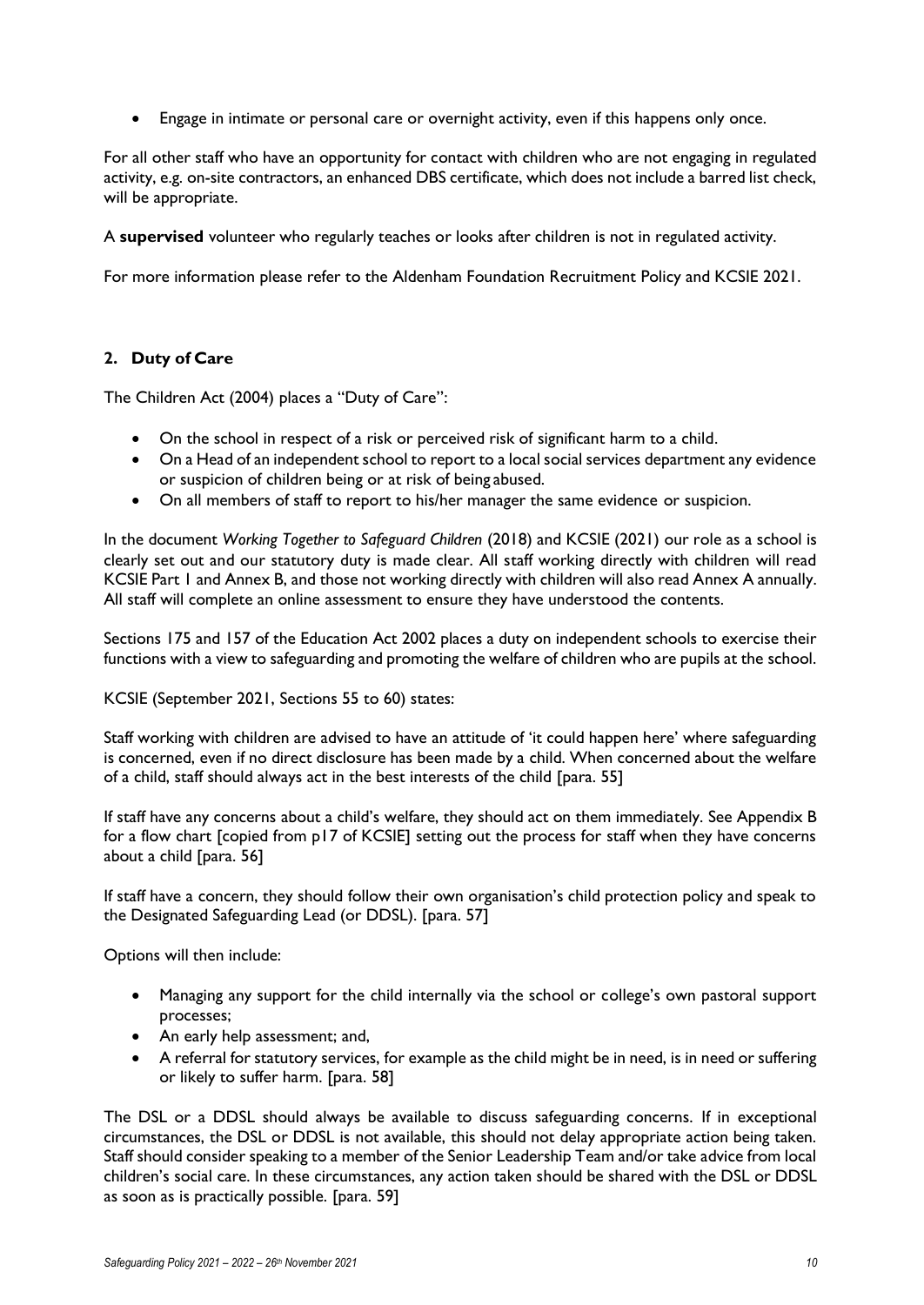- Engage in intimate or personal care or overnight activity, even if this happens only once.

For all other staff who have an opportunity for contact with children who are not engaging in regulated activity, e.g. on-site contractors, an enhanced DBS certificate, which does not include a barred list check, will be appropriate.

A **supervised** volunteer who regularly teaches or looks after children is not in regulated activity.

For more information please refer to the Aldenham Foundation Recruitment Policy and KCSIE 2021.

## 2. Duty of Care

The Children Act (2004) places a "Duty of Care":

- On the school in respect of a risk or perceived risk of significant harm to a child.
- On a Head of an independent school to report to a local social services department any evidence or suspicion of children being or at risk of being abused.
- On all members of staff to report to his/her manager the same evidence or suspicion.

In the document *Working Together to Safeguard Children* (2018) and KCSIE (2021) our role as a school is clearly set out and our statutory duty is made clear. All staff working directly with children will read KCSIE Part 1 and Annex B, and those not working directly with children will also read Annex A annually. All staff will complete an online assessment to ensure they have understood the contents.

Sections 175 and 157 of the Education Act 2002 places a duty on independent schools to exercise their functions with a view to safeguarding and promoting the welfare of children who are pupils at the school.

KCSIE (September 2021, Sections 55 to 60) states:

Staff working with children are advised to have an attitude of 'it could happen here' where safeguarding is concerned, even if no direct disclosure has been made by a child. When concerned about the welfare of a child, staff should always act in the best interests of the child [para. 55]

If staff have any concerns about a child's welfare, they should act on them immediately. See Appendix B for a flow chart [copied from p17 of KCSIE] setting out the process for staff when they have concerns about a child [para. 56]

If staff have a concern, they should follow their own organisation's child protection policy and speak to the Designated Safeguarding Lead (or DDSL). [para. 57]

Options will then include:

- Managing any support for the child internally via the school or college's own pastoral support processes;
- An early help assessment; and,
- A referral for statutory services, for example as the child might be in need, is in need or suffering or likely to suffer harm. [para. 58]

The DSL or a DDSL should always be available to discuss safeguarding concerns. If in exceptional circumstances, the DSL or DDSL is not available, this should not delay appropriate action being taken. Staff should consider speaking to a member of the Senior Leadership Team and/or take advice from local children's social care. In these circumstances, any action taken should be shared with the DSL or DDSL as soon as is practically possible. [para. 59]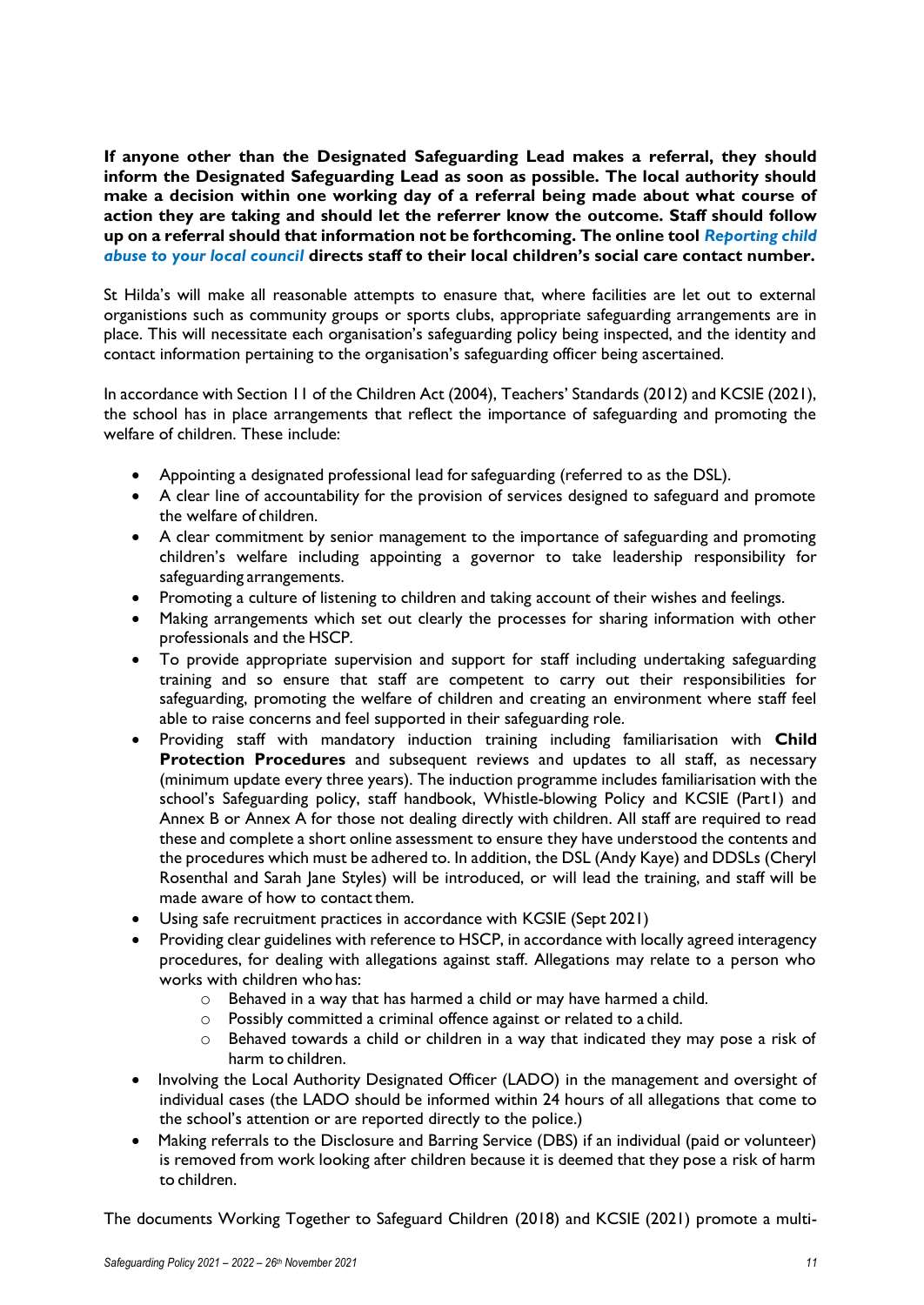**If anyone other than the Designated Safeguarding Lead makes a referral, they should inform the Designated Safeguarding Lead as soon as possible. The local authority should make a decision within one working day of a referral being made about what course of action they are taking and should let the referrer know the outcome. Staff should follow up on a referral should that information not be forthcoming. The online tool *Reporting child abuse to your local council* directs staff to their local children's social care contact number.**

St Hilda's will make all reasonable attempts to enasure that, where facilities are let out to external organistions such as community groups or sports clubs, appropriate safeguarding arrangements are in place. This will necessitate each organisation's safeguarding policy being inspected, and the identity and contact information pertaining to the organisation's safeguarding officer being ascertained.

In accordance with Section 11 of the Children Act (2004), Teachers' Standards (2012) and KCSIE (2021), the school has in place arrangements that reflect the importance of safeguarding and promoting the welfare of children. These include:

- Appointing a designated professional lead for safeguarding (referred to as the DSL).
- A clear line of accountability for the provision of services designed to safeguard and promote the welfare of children.
- A clear commitment by senior management to the importance of safeguarding and promoting children's welfare including appointing a governor to take leadership responsibility for safeguarding arrangements.
- Promoting a culture of listening to children and taking account of their wishes and feelings.
- Making arrangements which set out clearly the processes for sharing information with other professionals and the HSCP.
- To provide appropriate supervision and support for staff including undertaking safeguarding training and so ensure that staff are competent to carry out their responsibilities for safeguarding, promoting the welfare of children and creating an environment where staff feel able to raise concerns and feel supported in their safeguarding role.
- Providing staff with mandatory induction training including familiarisation with **Child Protection Procedures** and subsequent reviews and updates to all staff, as necessary (minimum update every three years). The induction programme includes familiarisation with the school's Safeguarding policy, staff handbook, Whistle-blowing Policy and KCSIE (Part1) and Annex B or Annex A for those not dealing directly with children. All staff are required to read these and complete a short online assessment to ensure they have understood the contents and the procedures which must be adhered to. In addition, the DSL (Andy Kaye) and DDSLs (Cheryl Rosenthal and Sarah Jane Styles) will be introduced, or will lead the training, and staff will be made aware of how to contact them.
- Using safe recruitment practices in accordance with KCSIE (Sept 2021)
- Providing clear guidelines with reference to HSCP, in accordance with locally agreed interagency procedures, for dealing with allegations against staff. Allegations may relate to a person who works with children who has:
    - Behaved in a way that has harmed a child or may have harmed a child.
    - Possibly committed a criminal offence against or related to a child.
    - Behaved towards a child or children in a way that indicated they may pose a risk of harm to children.
- Involving the Local Authority Designated Officer (LADO) in the management and oversight of individual cases (the LADO should be informed within 24 hours of all allegations that come to the school's attention or are reported directly to the police.)
- Making referrals to the Disclosure and Barring Service (DBS) if an individual (paid or volunteer) is removed from work looking after children because it is deemed that they pose a risk of harm to children.

The documents Working Together to Safeguard Children (2018) and KCSIE (2021) promote a multi-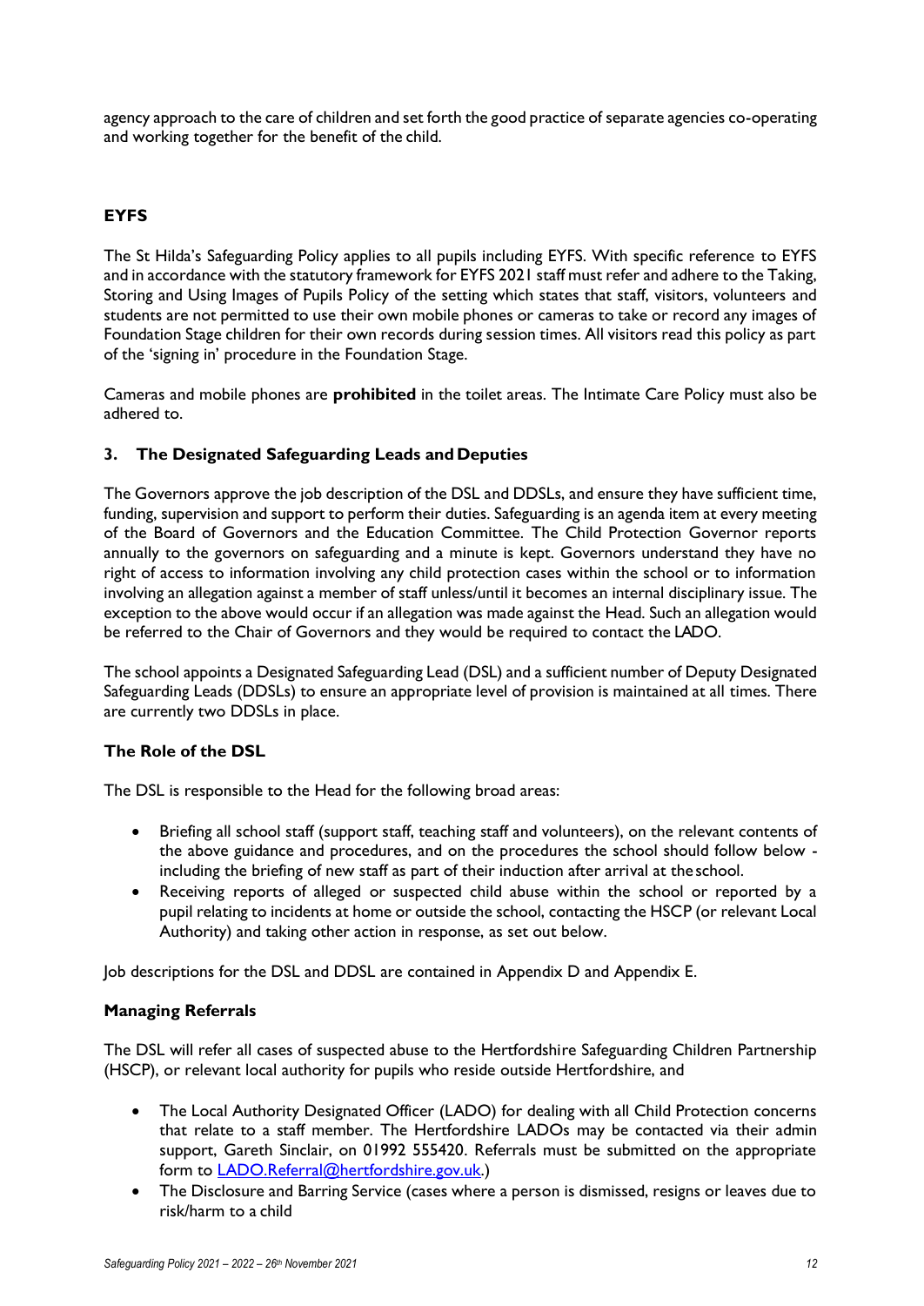agency approach to the care of children and set forth the good practice of separate agencies co-operating and working together for the benefit of the child.

## EYFS

The St Hilda's Safeguarding Policy applies to all pupils including EYFS. With specific reference to EYFS and in accordance with the statutory framework for EYFS 2021 staff must refer and adhere to the Taking, Storing and Using Images of Pupils Policy of the setting which states that staff, visitors, volunteers and students are not permitted to use their own mobile phones or cameras to take or record any images of Foundation Stage children for their own records during session times. All visitors read this policy as part of the 'signing in' procedure in the Foundation Stage.

Cameras and mobile phones are **prohibited** in the toilet areas. The Intimate Care Policy must also be adhered to.

## 3. The Designated Safeguarding Leads and Deputies

The Governors approve the job description of the DSL and DDSLs, and ensure they have sufficient time, funding, supervision and support to perform their duties. Safeguarding is an agenda item at every meeting of the Board of Governors and the Education Committee. The Child Protection Governor reports annually to the governors on safeguarding and a minute is kept. Governors understand they have no right of access to information involving any child protection cases within the school or to information involving an allegation against a member of staff unless/until it becomes an internal disciplinary issue. The exception to the above would occur if an allegation was made against the Head. Such an allegation would be referred to the Chair of Governors and they would be required to contact the LADO.

The school appoints a Designated Safeguarding Lead (DSL) and a sufficient number of Deputy Designated Safeguarding Leads (DDSLs) to ensure an appropriate level of provision is maintained at all times. There are currently two DDSLs in place.

### The Role of the DSL

The DSL is responsible to the Head for the following broad areas:

- Briefing all school staff (support staff, teaching staff and volunteers), on the relevant contents of the above guidance and procedures, and on the procedures the school should follow below - including the briefing of new staff as part of their induction after arrival at the school.
- Receiving reports of alleged or suspected child abuse within the school or reported by a pupil relating to incidents at home or outside the school, contacting the HSCP (or relevant Local Authority) and taking other action in response, as set out below.

Job descriptions for the DSL and DDSL are contained in Appendix D and Appendix E.

### Managing Referrals

The DSL will refer all cases of suspected abuse to the Hertfordshire Safeguarding Children Partnership (HSCP), or relevant local authority for pupils who reside outside Hertfordshire, and

- The Local Authority Designated Officer (LADO) for dealing with all Child Protection concerns that relate to a staff member. The Hertfordshire LADOs may be contacted via their admin support, Gareth Sinclair, on 01992 555420. Referrals must be submitted on the appropriate form to LADO.Referral@hertfordshire.gov.uk.)
- The Disclosure and Barring Service (cases where a person is dismissed, resigns or leaves due to risk/harm to a child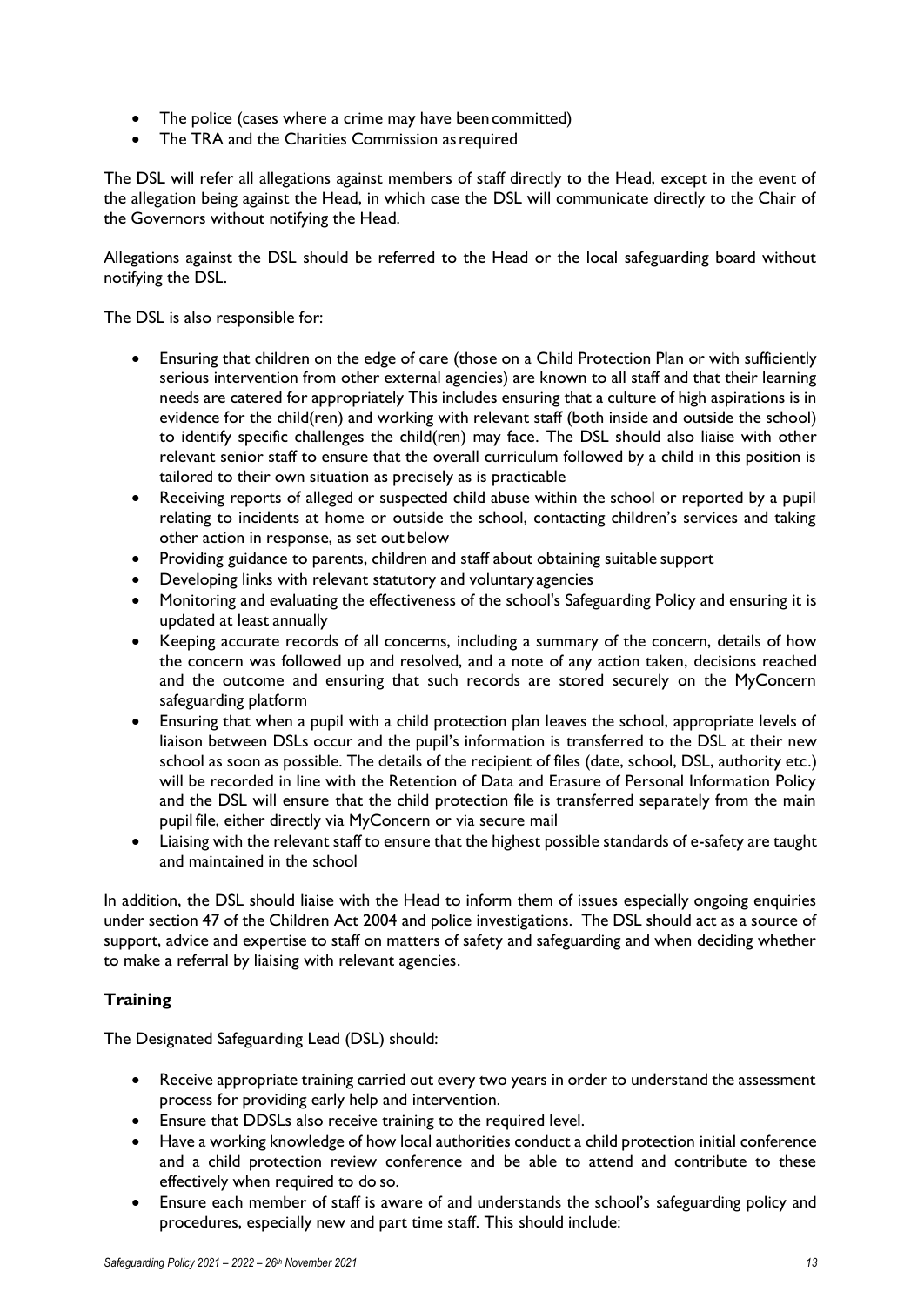- The police (cases where a crime may have been committed)
- The TRA and the Charities Commission as required

The DSL will refer all allegations against members of staff directly to the Head, except in the event of the allegation being against the Head, in which case the DSL will communicate directly to the Chair of the Governors without notifying the Head.

Allegations against the DSL should be referred to the Head or the local safeguarding board without notifying the DSL.

The DSL is also responsible for:

- Ensuring that children on the edge of care (those on a Child Protection Plan or with sufficiently serious intervention from other external agencies) are known to all staff and that their learning needs are catered for appropriately This includes ensuring that a culture of high aspirations is in evidence for the child(ren) and working with relevant staff (both inside and outside the school) to identify specific challenges the child(ren) may face. The DSL should also liaise with other relevant senior staff to ensure that the overall curriculum followed by a child in this position is tailored to their own situation as precisely as is practicable
- Receiving reports of alleged or suspected child abuse within the school or reported by a pupil relating to incidents at home or outside the school, contacting children's services and taking other action in response, as set out below
- Providing guidance to parents, children and staff about obtaining suitable support
- Developing links with relevant statutory and voluntary agencies
- Monitoring and evaluating the effectiveness of the school's Safeguarding Policy and ensuring it is updated at least annually
- Keeping accurate records of all concerns, including a summary of the concern, details of how the concern was followed up and resolved, and a note of any action taken, decisions reached and the outcome and ensuring that such records are stored securely on the MyConcern safeguarding platform
- Ensuring that when a pupil with a child protection plan leaves the school, appropriate levels of liaison between DSLs occur and the pupil's information is transferred to the DSL at their new school as soon as possible. The details of the recipient of files (date, school, DSL, authority etc.) will be recorded in line with the Retention of Data and Erasure of Personal Information Policy and the DSL will ensure that the child protection file is transferred separately from the main pupil file, either directly via MyConcern or via secure mail
- Liaising with the relevant staff to ensure that the highest possible standards of e-safety are taught and maintained in the school

In addition, the DSL should liaise with the Head to inform them of issues especially ongoing enquiries under section 47 of the Children Act 2004 and police investigations. The DSL should act as a source of support, advice and expertise to staff on matters of safety and safeguarding and when deciding whether to make a referral by liaising with relevant agencies.

## Training

The Designated Safeguarding Lead (DSL) should:

- Receive appropriate training carried out every two years in order to understand the assessment process for providing early help and intervention.
- Ensure that DDSLs also receive training to the required level.
- Have a working knowledge of how local authorities conduct a child protection initial conference and a child protection review conference and be able to attend and contribute to these effectively when required to do so.
- Ensure each member of staff is aware of and understands the school's safeguarding policy and procedures, especially new and part time staff. This should include: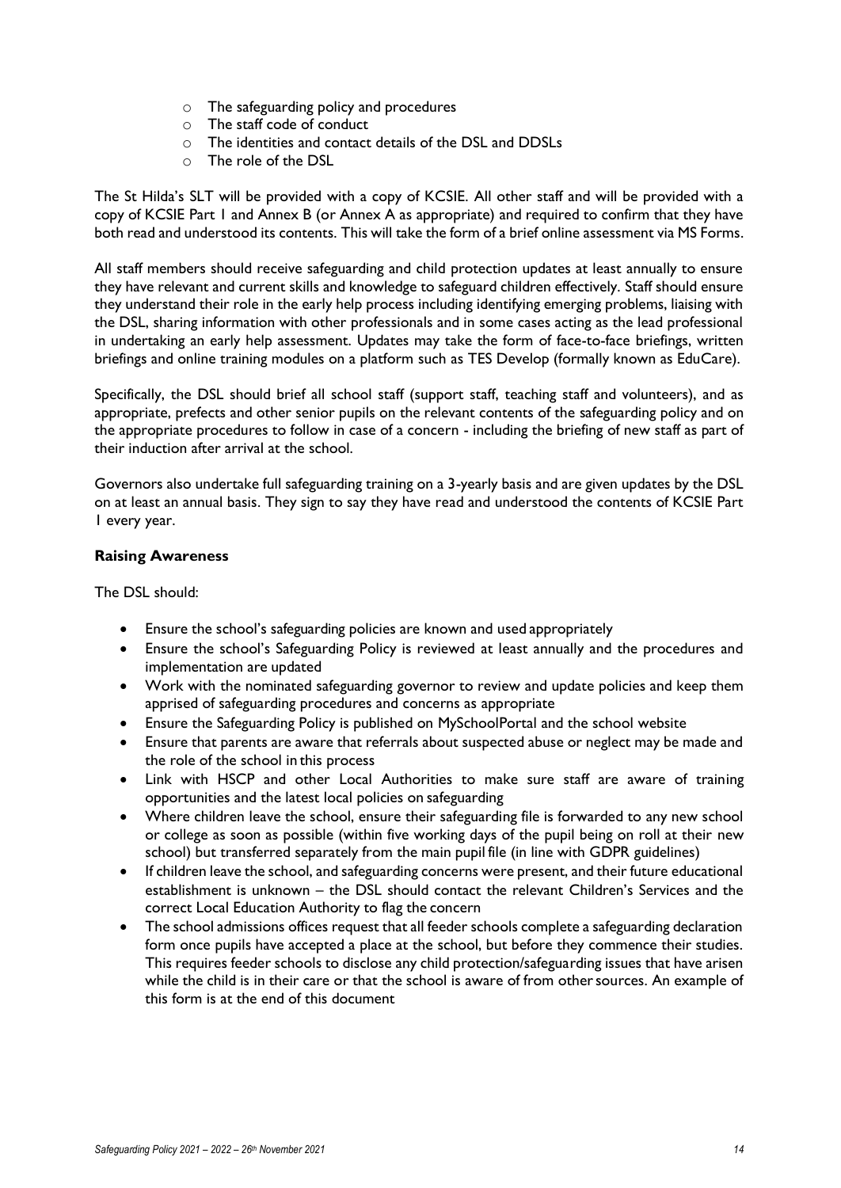- The safeguarding policy and procedures
- The staff code of conduct
- The identities and contact details of the DSL and DDSLs
- The role of the DSL

The St Hilda's SLT will be provided with a copy of KCSIE. All other staff and will be provided with a copy of KCSIE Part 1 and Annex B (or Annex A as appropriate) and required to confirm that they have both read and understood its contents. This will take the form of a brief online assessment via MS Forms.

All staff members should receive safeguarding and child protection updates at least annually to ensure they have relevant and current skills and knowledge to safeguard children effectively. Staff should ensure they understand their role in the early help process including identifying emerging problems, liaising with the DSL, sharing information with other professionals and in some cases acting as the lead professional in undertaking an early help assessment. Updates may take the form of face-to-face briefings, written briefings and online training modules on a platform such as TES Develop (formally known as EduCare).

Specifically, the DSL should brief all school staff (support staff, teaching staff and volunteers), and as appropriate, prefects and other senior pupils on the relevant contents of the safeguarding policy and on the appropriate procedures to follow in case of a concern - including the briefing of new staff as part of their induction after arrival at the school.

Governors also undertake full safeguarding training on a 3-yearly basis and are given updates by the DSL on at least an annual basis. They sign to say they have read and understood the contents of KCSIE Part 1 every year.

**Raising Awareness**

The DSL should:

- Ensure the school's safeguarding policies are known and used appropriately
- Ensure the school's Safeguarding Policy is reviewed at least annually and the procedures and implementation are updated
- Work with the nominated safeguarding governor to review and update policies and keep them apprised of safeguarding procedures and concerns as appropriate
- Ensure the Safeguarding Policy is published on MySchoolPortal and the school website
- Ensure that parents are aware that referrals about suspected abuse or neglect may be made and the role of the school in this process
- Link with HSCP and other Local Authorities to make sure staff are aware of training opportunities and the latest local policies on safeguarding
- Where children leave the school, ensure their safeguarding file is forwarded to any new school or college as soon as possible (within five working days of the pupil being on roll at their new school) but transferred separately from the main pupil file (in line with GDPR guidelines)
- If children leave the school, and safeguarding concerns were present, and their future educational establishment is unknown – the DSL should contact the relevant Children's Services and the correct Local Education Authority to flag the concern
- The school admissions offices request that all feeder schools complete a safeguarding declaration form once pupils have accepted a place at the school, but before they commence their studies. This requires feeder schools to disclose any child protection/safeguarding issues that have arisen while the child is in their care or that the school is aware of from other sources. An example of this form is at the end of this document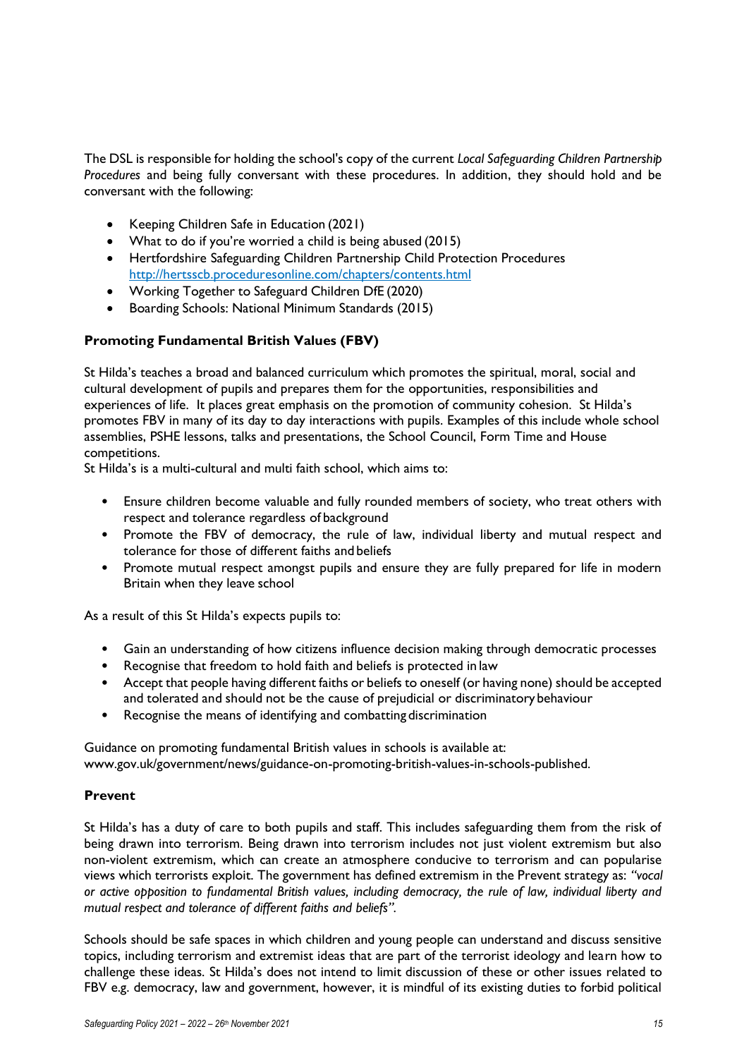The DSL is responsible for holding the school's copy of the current *Local Safeguarding Children Partnership Procedures* and being fully conversant with these procedures. In addition, they should hold and be conversant with the following:

- Keeping Children Safe in Education (2021)
- What to do if you're worried a child is being abused (2015)
- Hertfordshire Safeguarding Children Partnership Child Protection Procedures http://hertsscb.proceduresonline.com/chapters/contents.html
- Working Together to Safeguard Children DfE (2020)
- Boarding Schools: National Minimum Standards (2015)

**Promoting Fundamental British Values (FBV)**

St Hilda's teaches a broad and balanced curriculum which promotes the spiritual, moral, social and cultural development of pupils and prepares them for the opportunities, responsibilities and experiences of life. It places great emphasis on the promotion of community cohesion. St Hilda's promotes FBV in many of its day to day interactions with pupils. Examples of this include whole school assemblies, PSHE lessons, talks and presentations, the School Council, Form Time and House competitions.

St Hilda's is a multi-cultural and multi faith school, which aims to:

- Ensure children become valuable and fully rounded members of society, who treat others with respect and tolerance regardless of background
- Promote the FBV of democracy, the rule of law, individual liberty and mutual respect and tolerance for those of different faiths and beliefs
- Promote mutual respect amongst pupils and ensure they are fully prepared for life in modern Britain when they leave school

As a result of this St Hilda's expects pupils to:

- Gain an understanding of how citizens influence decision making through democratic processes
- Recognise that freedom to hold faith and beliefs is protected in law
- Accept that people having different faiths or beliefs to oneself (or having none) should be accepted and tolerated and should not be the cause of prejudicial or discriminatory behaviour
- Recognise the means of identifying and combatting discrimination

Guidance on promoting fundamental British values in schools is available at: www.gov.uk/government/news/guidance-on-promoting-british-values-in-schools-published.

**Prevent**

St Hilda's has a duty of care to both pupils and staff. This includes safeguarding them from the risk of being drawn into terrorism. Being drawn into terrorism includes not just violent extremism but also non-violent extremism, which can create an atmosphere conducive to terrorism and can popularise views which terrorists exploit. The government has defined extremism in the Prevent strategy as: *"vocal or active opposition to fundamental British values, including democracy, the rule of law, individual liberty and mutual respect and tolerance of different faiths and beliefs".*

Schools should be safe spaces in which children and young people can understand and discuss sensitive topics, including terrorism and extremist ideas that are part of the terrorist ideology and learn how to challenge these ideas. St Hilda's does not intend to limit discussion of these or other issues related to FBV e.g. democracy, law and government, however, it is mindful of its existing duties to forbid political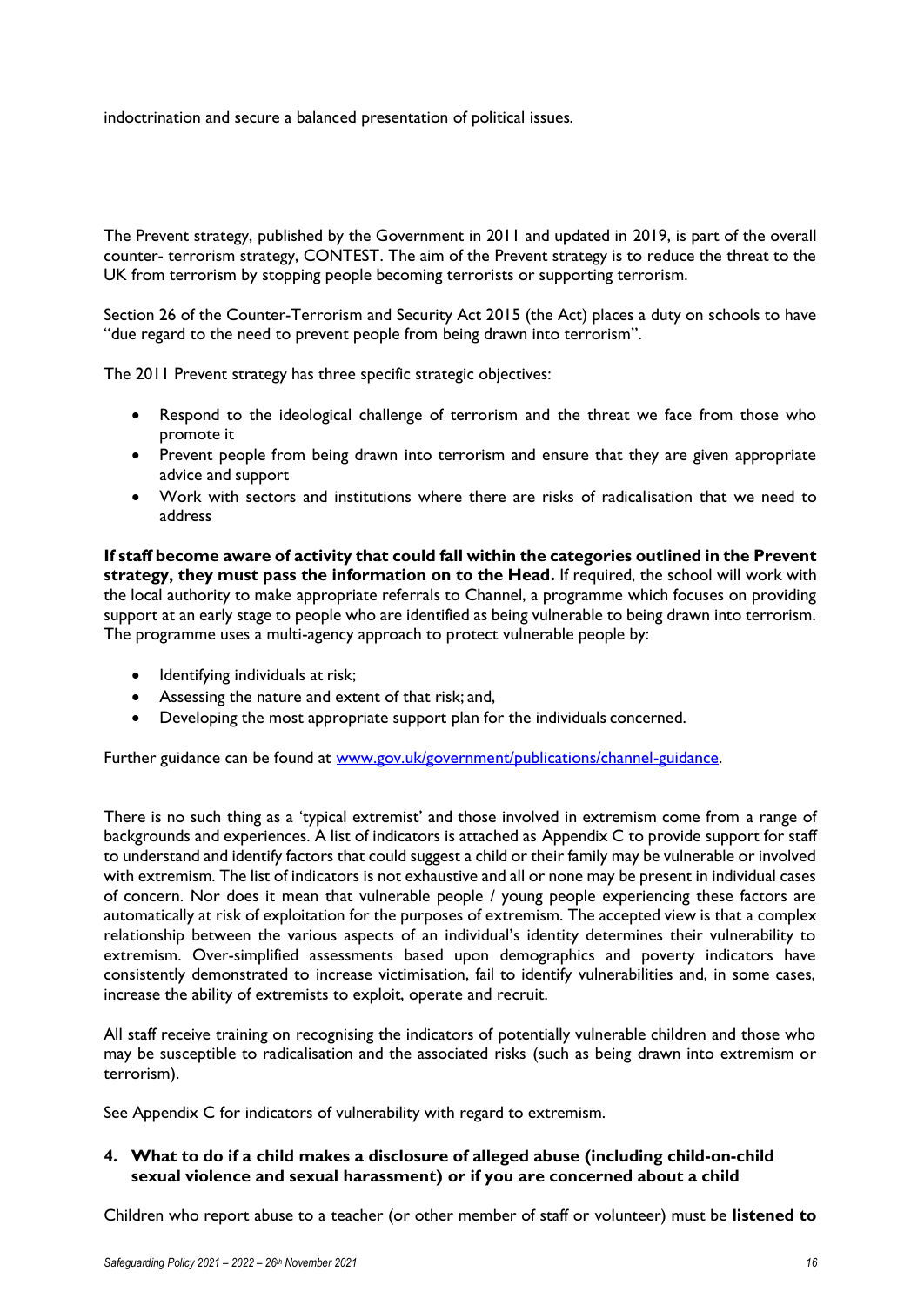indoctrination and secure a balanced presentation of political issues.

The Prevent strategy, published by the Government in 2011 and updated in 2019, is part of the overall counter- terrorism strategy, CONTEST. The aim of the Prevent strategy is to reduce the threat to the UK from terrorism by stopping people becoming terrorists or supporting terrorism.

Section 26 of the Counter-Terrorism and Security Act 2015 (the Act) places a duty on schools to have "due regard to the need to prevent people from being drawn into terrorism".

The 2011 Prevent strategy has three specific strategic objectives:

- Respond to the ideological challenge of terrorism and the threat we face from those who promote it
- Prevent people from being drawn into terrorism and ensure that they are given appropriate advice and support
- Work with sectors and institutions where there are risks of radicalisation that we need to address

**If staff become aware of activity that could fall within the categories outlined in the Prevent strategy, they must pass the information on to the Head.** If required, the school will work with the local authority to make appropriate referrals to Channel, a programme which focuses on providing support at an early stage to people who are identified as being vulnerable to being drawn into terrorism. The programme uses a multi-agency approach to protect vulnerable people by:

- Identifying individuals at risk;
- Assessing the nature and extent of that risk; and,
- Developing the most appropriate support plan for the individuals concerned.

Further guidance can be found at [www.gov.uk/government/publications/channel-guidance](www.gov.uk/government/publications/channel-guidance).

There is no such thing as a 'typical extremist' and those involved in extremism come from a range of backgrounds and experiences. A list of indicators is attached as Appendix C to provide support for staff to understand and identify factors that could suggest a child or their family may be vulnerable or involved with extremism. The list of indicators is not exhaustive and all or none may be present in individual cases of concern. Nor does it mean that vulnerable people / young people experiencing these factors are automatically at risk of exploitation for the purposes of extremism. The accepted view is that a complex relationship between the various aspects of an individual's identity determines their vulnerability to extremism. Over-simplified assessments based upon demographics and poverty indicators have consistently demonstrated to increase victimisation, fail to identify vulnerabilities and, in some cases, increase the ability of extremists to exploit, operate and recruit.

All staff receive training on recognising the indicators of potentially vulnerable children and those who may be susceptible to radicalisation and the associated risks (such as being drawn into extremism or terrorism).

See Appendix C for indicators of vulnerability with regard to extremism.

## 4. What to do if a child makes a disclosure of alleged abuse (including child-on-child sexual violence and sexual harassment) or if you are concerned about a child

Children who report abuse to a teacher (or other member of staff or volunteer) must be **listened to**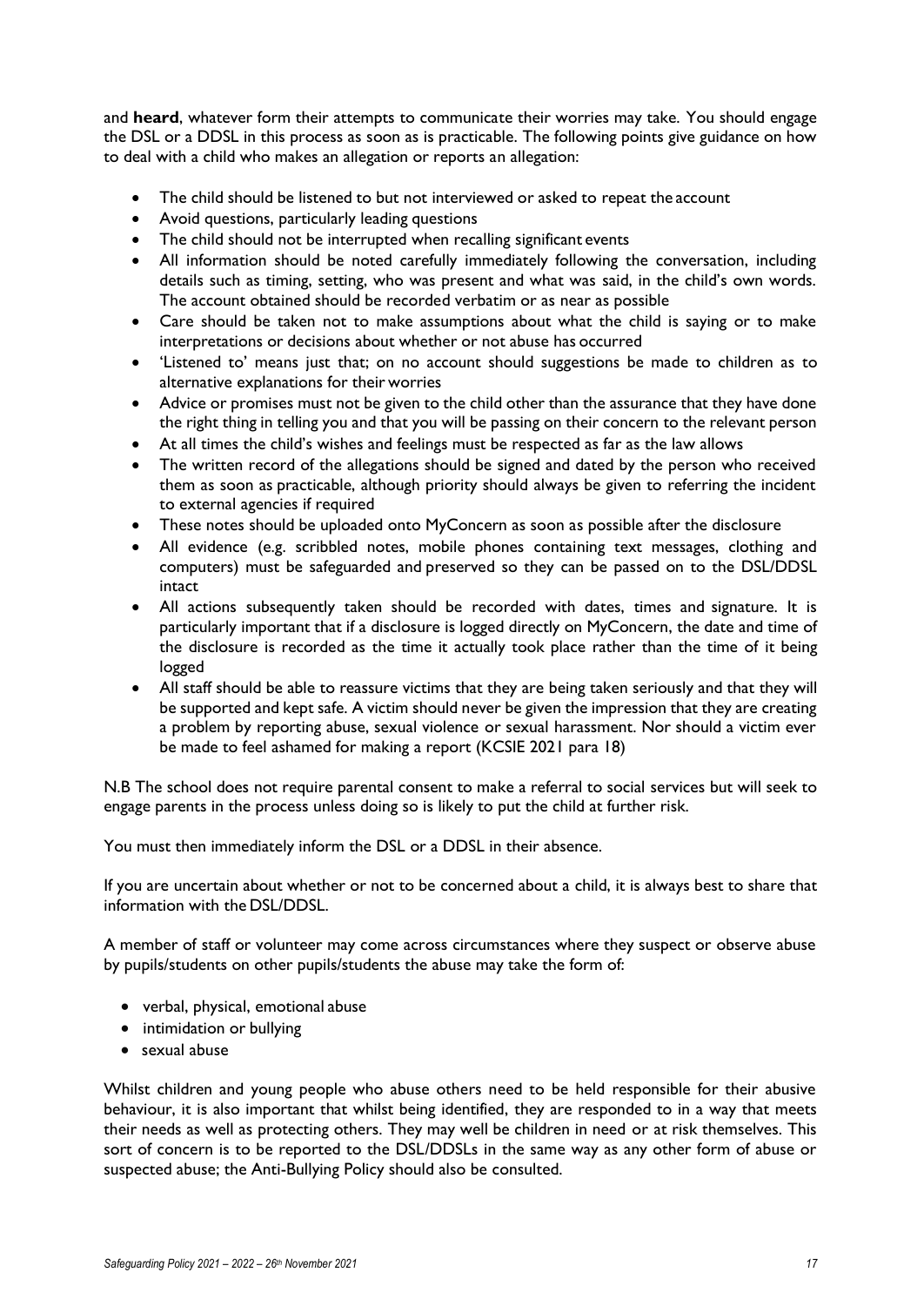and **heard**, whatever form their attempts to communicate their worries may take. You should engage the DSL or a DDSL in this process as soon as is practicable. The following points give guidance on how to deal with a child who makes an allegation or reports an allegation:

- The child should be listened to but not interviewed or asked to repeat the account
- Avoid questions, particularly leading questions
- The child should not be interrupted when recalling significant events
- All information should be noted carefully immediately following the conversation, including details such as timing, setting, who was present and what was said, in the child's own words. The account obtained should be recorded verbatim or as near as possible
- Care should be taken not to make assumptions about what the child is saying or to make interpretations or decisions about whether or not abuse has occurred
- 'Listened to' means just that; on no account should suggestions be made to children as to alternative explanations for their worries
- Advice or promises must not be given to the child other than the assurance that they have done the right thing in telling you and that you will be passing on their concern to the relevant person
- At all times the child's wishes and feelings must be respected as far as the law allows
- The written record of the allegations should be signed and dated by the person who received them as soon as practicable, although priority should always be given to referring the incident to external agencies if required
- These notes should be uploaded onto MyConcern as soon as possible after the disclosure
- All evidence (e.g. scribbled notes, mobile phones containing text messages, clothing and computers) must be safeguarded and preserved so they can be passed on to the DSL/DDSL intact
- All actions subsequently taken should be recorded with dates, times and signature. It is particularly important that if a disclosure is logged directly on MyConcern, the date and time of the disclosure is recorded as the time it actually took place rather than the time of it being logged
- All staff should be able to reassure victims that they are being taken seriously and that they will be supported and kept safe. A victim should never be given the impression that they are creating a problem by reporting abuse, sexual violence or sexual harassment. Nor should a victim ever be made to feel ashamed for making a report (KCSIE 2021 para 18)

N.B The school does not require parental consent to make a referral to social services but will seek to engage parents in the process unless doing so is likely to put the child at further risk.

You must then immediately inform the DSL or a DDSL in their absence.

If you are uncertain about whether or not to be concerned about a child, it is always best to share that information with the DSL/DDSL.

A member of staff or volunteer may come across circumstances where they suspect or observe abuse by pupils/students on other pupils/students the abuse may take the form of:

- verbal, physical, emotional abuse
- intimidation or bullying
- sexual abuse

Whilst children and young people who abuse others need to be held responsible for their abusive behaviour, it is also important that whilst being identified, they are responded to in a way that meets their needs as well as protecting others. They may well be children in need or at risk themselves. This sort of concern is to be reported to the DSL/DDSLs in the same way as any other form of abuse or suspected abuse; the Anti-Bullying Policy should also be consulted.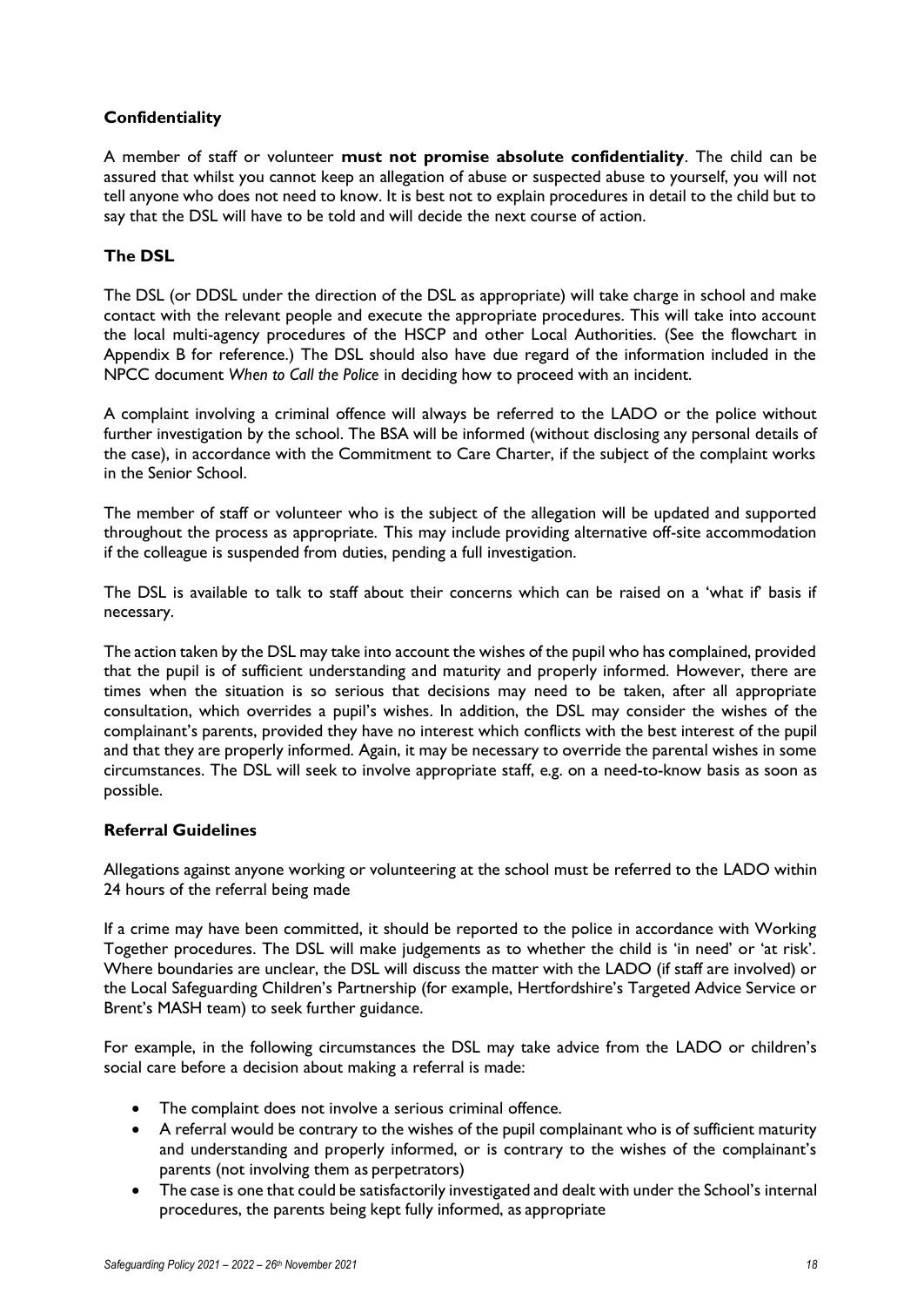### Confidentiality

A member of staff or volunteer **must not promise absolute confidentiality**. The child can be assured that whilst you cannot keep an allegation of abuse or suspected abuse to yourself, you will not tell anyone who does not need to know. It is best not to explain procedures in detail to the child but to say that the DSL will have to be told and will decide the next course of action.

### The DSL

The DSL (or DDSL under the direction of the DSL as appropriate) will take charge in school and make contact with the relevant people and execute the appropriate procedures. This will take into account the local multi-agency procedures of the HSCP and other Local Authorities. (See the flowchart in Appendix B for reference.) The DSL should also have due regard of the information included in the NPCC document *When to Call the Police* in deciding how to proceed with an incident.

A complaint involving a criminal offence will always be referred to the LADO or the police without further investigation by the school. The BSA will be informed (without disclosing any personal details of the case), in accordance with the Commitment to Care Charter, if the subject of the complaint works in the Senior School.

The member of staff or volunteer who is the subject of the allegation will be updated and supported throughout the process as appropriate. This may include providing alternative off-site accommodation if the colleague is suspended from duties, pending a full investigation.

The DSL is available to talk to staff about their concerns which can be raised on a 'what if' basis if necessary.

The action taken by the DSL may take into account the wishes of the pupil who has complained, provided that the pupil is of sufficient understanding and maturity and properly informed. However, there are times when the situation is so serious that decisions may need to be taken, after all appropriate consultation, which overrides a pupil's wishes. In addition, the DSL may consider the wishes of the complainant's parents, provided they have no interest which conflicts with the best interest of the pupil and that they are properly informed. Again, it may be necessary to override the parental wishes in some circumstances. The DSL will seek to involve appropriate staff, e.g. on a need-to-know basis as soon as possible.

### Referral Guidelines

Allegations against anyone working or volunteering at the school must be referred to the LADO within 24 hours of the referral being made

If a crime may have been committed, it should be reported to the police in accordance with Working Together procedures. The DSL will make judgements as to whether the child is 'in need' or 'at risk'. Where boundaries are unclear, the DSL will discuss the matter with the LADO (if staff are involved) or the Local Safeguarding Children's Partnership (for example, Hertfordshire's Targeted Advice Service or Brent's MASH team) to seek further guidance.

For example, in the following circumstances the DSL may take advice from the LADO or children's social care before a decision about making a referral is made:

- The complaint does not involve a serious criminal offence.
- A referral would be contrary to the wishes of the pupil complainant who is of sufficient maturity and understanding and properly informed, or is contrary to the wishes of the complainant's parents (not involving them as perpetrators)
- The case is one that could be satisfactorily investigated and dealt with under the School's internal procedures, the parents being kept fully informed, as appropriate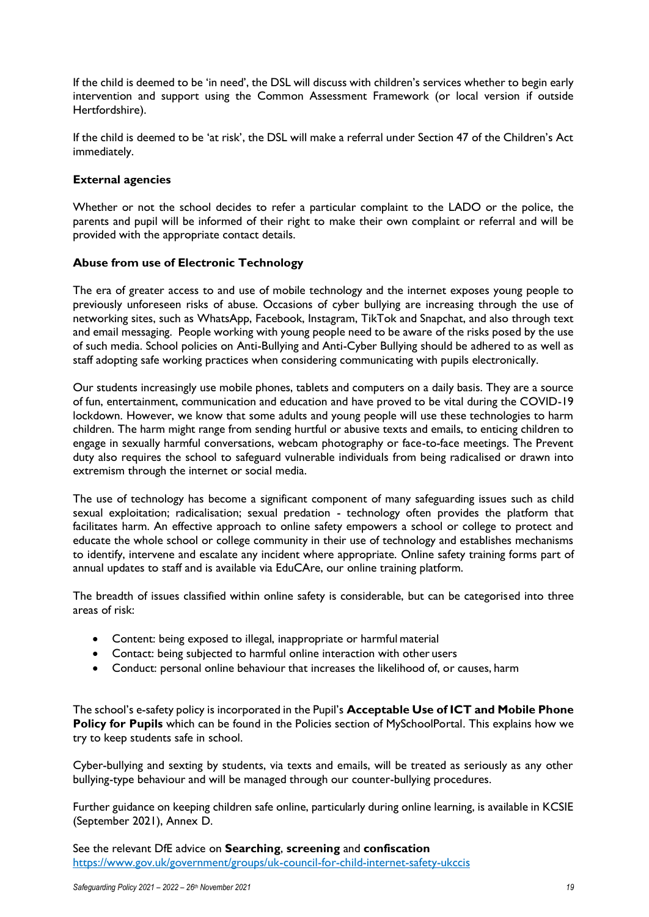If the child is deemed to be 'in need', the DSL will discuss with children's services whether to begin early intervention and support using the Common Assessment Framework (or local version if outside Hertfordshire).

If the child is deemed to be 'at risk', the DSL will make a referral under Section 47 of the Children's Act immediately.

**External agencies**

Whether or not the school decides to refer a particular complaint to the LADO or the police, the parents and pupil will be informed of their right to make their own complaint or referral and will be provided with the appropriate contact details.

**Abuse from use of Electronic Technology**

The era of greater access to and use of mobile technology and the internet exposes young people to previously unforeseen risks of abuse. Occasions of cyber bullying are increasing through the use of networking sites, such as WhatsApp, Facebook, Instagram, TikTok and Snapchat, and also through text and email messaging. People working with young people need to be aware of the risks posed by the use of such media. School policies on Anti-Bullying and Anti-Cyber Bullying should be adhered to as well as staff adopting safe working practices when considering communicating with pupils electronically.

Our students increasingly use mobile phones, tablets and computers on a daily basis. They are a source of fun, entertainment, communication and education and have proved to be vital during the COVID-19 lockdown. However, we know that some adults and young people will use these technologies to harm children. The harm might range from sending hurtful or abusive texts and emails, to enticing children to engage in sexually harmful conversations, webcam photography or face-to-face meetings. The Prevent duty also requires the school to safeguard vulnerable individuals from being radicalised or drawn into extremism through the internet or social media.

The use of technology has become a significant component of many safeguarding issues such as child sexual exploitation; radicalisation; sexual predation - technology often provides the platform that facilitates harm. An effective approach to online safety empowers a school or college to protect and educate the whole school or college community in their use of technology and establishes mechanisms to identify, intervene and escalate any incident where appropriate. Online safety training forms part of annual updates to staff and is available via EduCAre, our online training platform.

The breadth of issues classified within online safety is considerable, but can be categorised into three areas of risk:

- Content: being exposed to illegal, inappropriate or harmful material
- Contact: being subjected to harmful online interaction with other users
- Conduct: personal online behaviour that increases the likelihood of, or causes, harm

The school's e-safety policy is incorporated in the Pupil's **Acceptable Use of ICT and Mobile Phone Policy for Pupils** which can be found in the Policies section of MySchoolPortal. This explains how we try to keep students safe in school.

Cyber-bullying and sexting by students, via texts and emails, will be treated as seriously as any other bullying-type behaviour and will be managed through our counter-bullying procedures.

Further guidance on keeping children safe online, particularly during online learning, is available in KCSIE (September 2021), Annex D.

See the relevant DfE advice on **Searching**, **screening** and **confiscation**
https://www.gov.uk/government/groups/uk-council-for-child-internet-safety-ukccis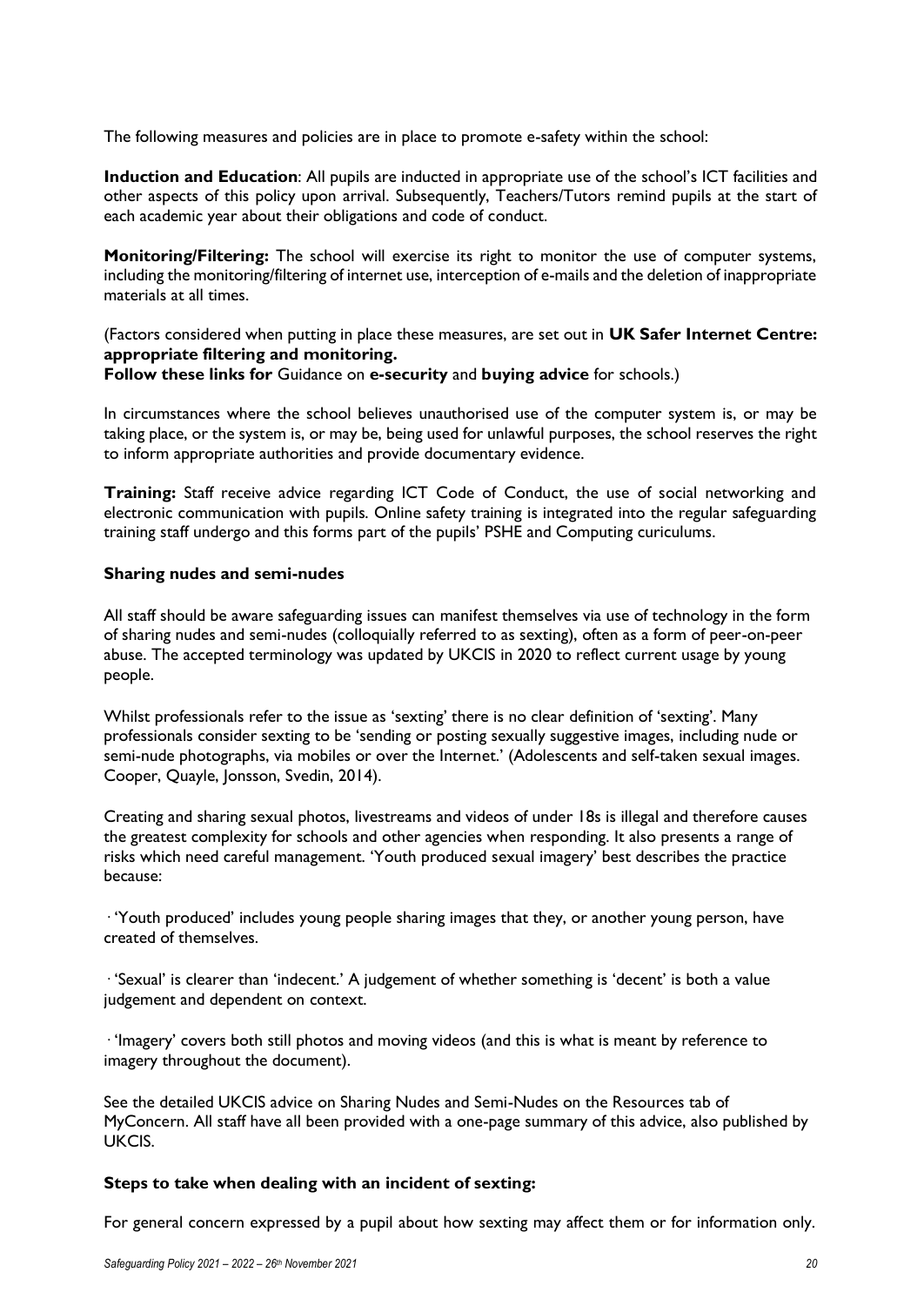The following measures and policies are in place to promote e-safety within the school:

**Induction and Education**: All pupils are inducted in appropriate use of the school's ICT facilities and other aspects of this policy upon arrival. Subsequently, Teachers/Tutors remind pupils at the start of each academic year about their obligations and code of conduct.

**Monitoring/Filtering:** The school will exercise its right to monitor the use of computer systems, including the monitoring/filtering of internet use, interception of e-mails and the deletion of inappropriate materials at all times.

(Factors considered when putting in place these measures, are set out in **UK Safer Internet Centre: appropriate filtering and monitoring.**
**Follow these links for** Guidance on **e-security** and **buying advice** for schools.)

In circumstances where the school believes unauthorised use of the computer system is, or may be taking place, or the system is, or may be, being used for unlawful purposes, the school reserves the right to inform appropriate authorities and provide documentary evidence.

**Training:** Staff receive advice regarding ICT Code of Conduct, the use of social networking and electronic communication with pupils. Online safety training is integrated into the regular safeguarding training staff undergo and this forms part of the pupils' PSHE and Computing curiculums.

**Sharing nudes and semi-nudes**

All staff should be aware safeguarding issues can manifest themselves via use of technology in the form of sharing nudes and semi-nudes (colloquially referred to as sexting), often as a form of peer-on-peer abuse. The accepted terminology was updated by UKCIS in 2020 to reflect current usage by young people.

Whilst professionals refer to the issue as 'sexting' there is no clear definition of 'sexting'. Many professionals consider sexting to be 'sending or posting sexually suggestive images, including nude or semi-nude photographs, via mobiles or over the Internet.' (Adolescents and self-taken sexual images. Cooper, Quayle, Jonsson, Svedin, 2014).

Creating and sharing sexual photos, livestreams and videos of under 18s is illegal and therefore causes the greatest complexity for schools and other agencies when responding. It also presents a range of risks which need careful management. 'Youth produced sexual imagery' best describes the practice because:

· 'Youth produced' includes young people sharing images that they, or another young person, have created of themselves.

· 'Sexual' is clearer than 'indecent.' A judgement of whether something is 'decent' is both a value judgement and dependent on context.

· 'Imagery' covers both still photos and moving videos (and this is what is meant by reference to imagery throughout the document).

See the detailed UKCIS advice on Sharing Nudes and Semi-Nudes on the Resources tab of MyConcern. All staff have all been provided with a one-page summary of this advice, also published by UKCIS.

**Steps to take when dealing with an incident of sexting:**

For general concern expressed by a pupil about how sexting may affect them or for information only.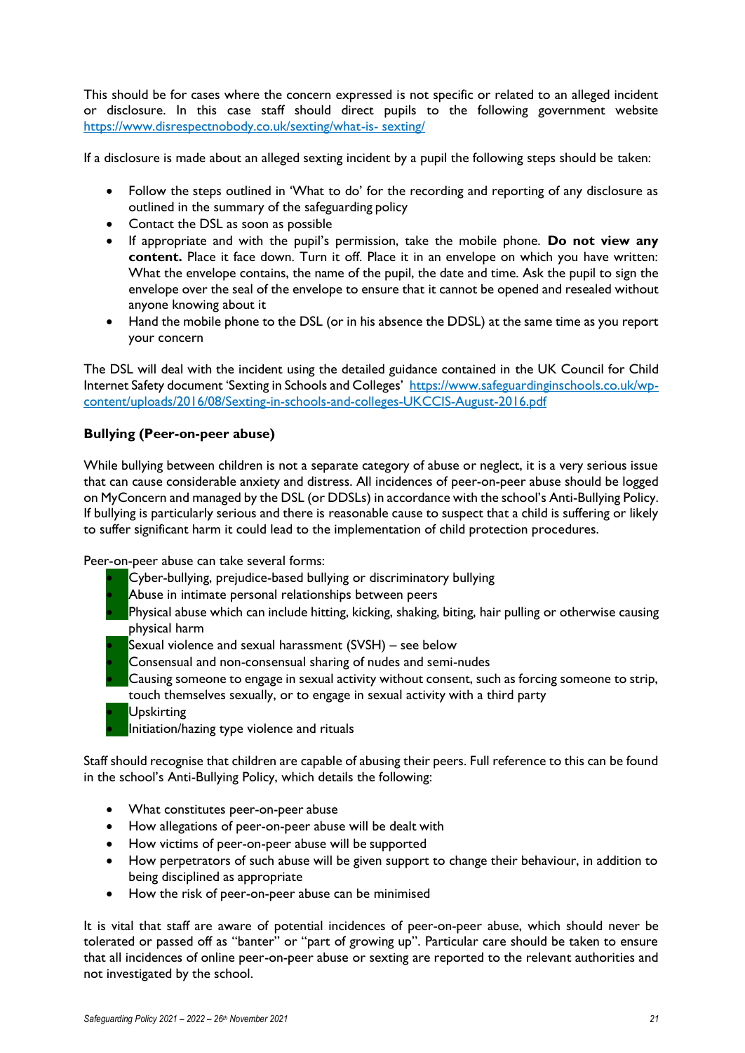This should be for cases where the concern expressed is not specific or related to an alleged incident or disclosure. In this case staff should direct pupils to the following government website https://www.disrespectnobody.co.uk/sexting/what-is- sexting/

If a disclosure is made about an alleged sexting incident by a pupil the following steps should be taken:

- Follow the steps outlined in 'What to do' for the recording and reporting of any disclosure as outlined in the summary of the safeguarding policy
- Contact the DSL as soon as possible
- If appropriate and with the pupil's permission, take the mobile phone. **Do not view any content.** Place it face down. Turn it off. Place it in an envelope on which you have written: What the envelope contains, the name of the pupil, the date and time. Ask the pupil to sign the envelope over the seal of the envelope to ensure that it cannot be opened and resealed without anyone knowing about it
- Hand the mobile phone to the DSL (or in his absence the DDSL) at the same time as you report your concern

The DSL will deal with the incident using the detailed guidance contained in the UK Council for Child Internet Safety document 'Sexting in Schools and Colleges' https://www.safeguardinginschools.co.uk/wp-content/uploads/2016/08/Sexting-in-schools-and-colleges-UKCCIS-August-2016.pdf

**Bullying (Peer-on-peer abuse)**

While bullying between children is not a separate category of abuse or neglect, it is a very serious issue that can cause considerable anxiety and distress. All incidences of peer-on-peer abuse should be logged on MyConcern and managed by the DSL (or DDSLs) in accordance with the school's Anti-Bullying Policy. If bullying is particularly serious and there is reasonable cause to suspect that a child is suffering or likely to suffer significant harm it could lead to the implementation of child protection procedures.

Peer-on-peer abuse can take several forms:

- Cyber-bullying, prejudice-based bullying or discriminatory bullying
- Abuse in intimate personal relationships between peers
- Physical abuse which can include hitting, kicking, shaking, biting, hair pulling or otherwise causing physical harm
- Sexual violence and sexual harassment (SVSH) – see below
- Consensual and non-consensual sharing of nudes and semi-nudes
- Causing someone to engage in sexual activity without consent, such as forcing someone to strip, touch themselves sexually, or to engage in sexual activity with a third party
- Upskirting
- Initiation/hazing type violence and rituals

Staff should recognise that children are capable of abusing their peers. Full reference to this can be found in the school's Anti-Bullying Policy, which details the following:

- What constitutes peer-on-peer abuse
- How allegations of peer-on-peer abuse will be dealt with
- How victims of peer-on-peer abuse will be supported
- How perpetrators of such abuse will be given support to change their behaviour, in addition to being disciplined as appropriate
- How the risk of peer-on-peer abuse can be minimised

It is vital that staff are aware of potential incidences of peer-on-peer abuse, which should never be tolerated or passed off as "banter" or "part of growing up". Particular care should be taken to ensure that all incidences of online peer-on-peer abuse or sexting are reported to the relevant authorities and not investigated by the school.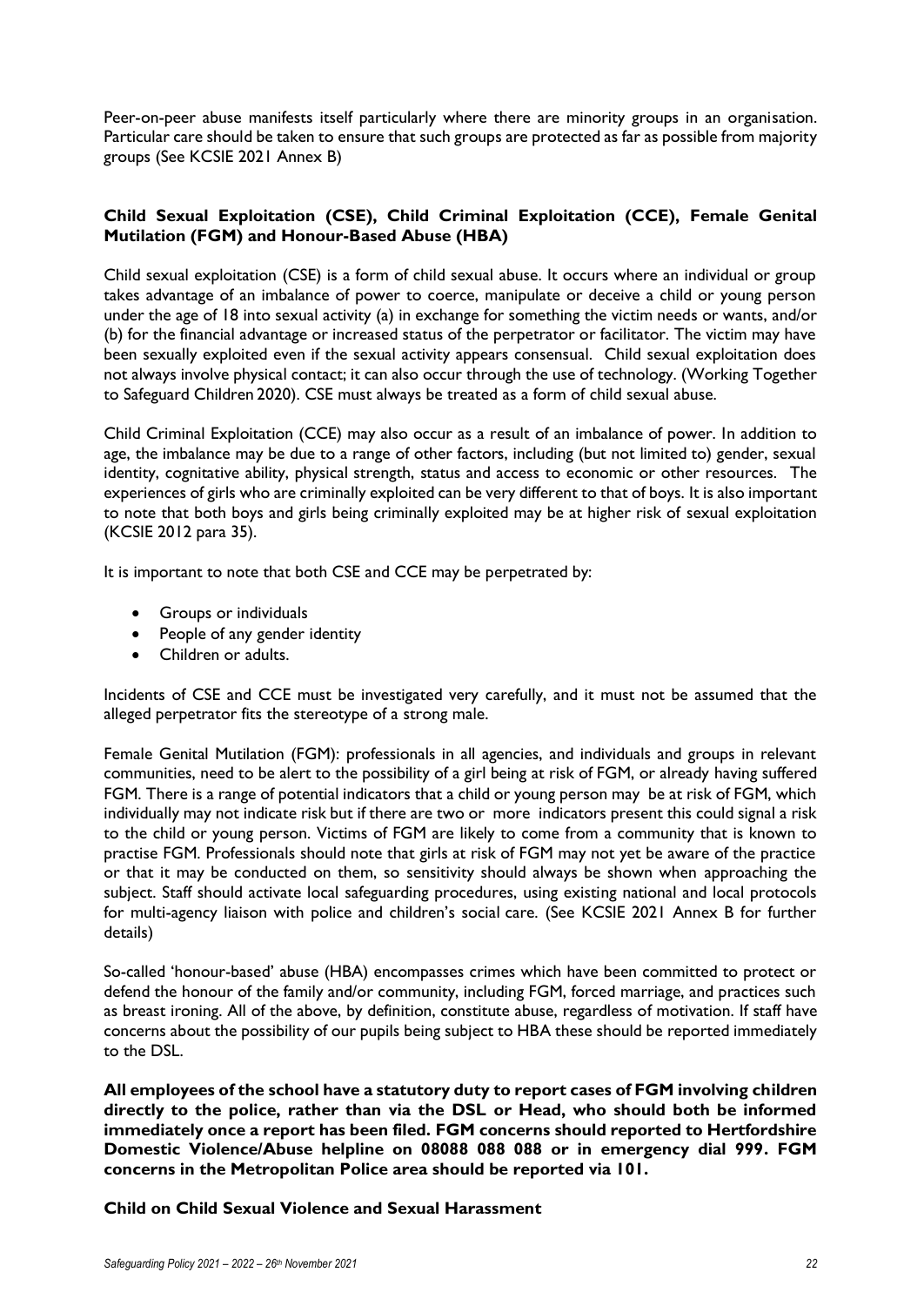Peer-on-peer abuse manifests itself particularly where there are minority groups in an organisation. Particular care should be taken to ensure that such groups are protected as far as possible from majority groups (See KCSIE 2021 Annex B)

### Child Sexual Exploitation (CSE), Child Criminal Exploitation (CCE), Female Genital Mutilation (FGM) and Honour-Based Abuse (HBA)

Child sexual exploitation (CSE) is a form of child sexual abuse. It occurs where an individual or group takes advantage of an imbalance of power to coerce, manipulate or deceive a child or young person under the age of 18 into sexual activity (a) in exchange for something the victim needs or wants, and/or (b) for the financial advantage or increased status of the perpetrator or facilitator. The victim may have been sexually exploited even if the sexual activity appears consensual. Child sexual exploitation does not always involve physical contact; it can also occur through the use of technology. (Working Together to Safeguard Children 2020). CSE must always be treated as a form of child sexual abuse.

Child Criminal Exploitation (CCE) may also occur as a result of an imbalance of power. In addition to age, the imbalance may be due to a range of other factors, including (but not limited to) gender, sexual identity, cognitative ability, physical strength, status and access to economic or other resources. The experiences of girls who are criminally exploited can be very different to that of boys. It is also important to note that both boys and girls being criminally exploited may be at higher risk of sexual exploitation (KCSIE 2012 para 35).

It is important to note that both CSE and CCE may be perpetrated by:

- Groups or individuals
- People of any gender identity
- Children or adults.

Incidents of CSE and CCE must be investigated very carefully, and it must not be assumed that the alleged perpetrator fits the stereotype of a strong male.

Female Genital Mutilation (FGM): professionals in all agencies, and individuals and groups in relevant communities, need to be alert to the possibility of a girl being at risk of FGM, or already having suffered FGM. There is a range of potential indicators that a child or young person may be at risk of FGM, which individually may not indicate risk but if there are two or more indicators present this could signal a risk to the child or young person. Victims of FGM are likely to come from a community that is known to practise FGM. Professionals should note that girls at risk of FGM may not yet be aware of the practice or that it may be conducted on them, so sensitivity should always be shown when approaching the subject. Staff should activate local safeguarding procedures, using existing national and local protocols for multi-agency liaison with police and children's social care. (See KCSIE 2021 Annex B for further details)

So-called 'honour-based' abuse (HBA) encompasses crimes which have been committed to protect or defend the honour of the family and/or community, including FGM, forced marriage, and practices such as breast ironing. All of the above, by definition, constitute abuse, regardless of motivation. If staff have concerns about the possibility of our pupils being subject to HBA these should be reported immediately to the DSL.

**All employees of the school have a statutory duty to report cases of FGM involving children directly to the police, rather than via the DSL or Head, who should both be informed immediately once a report has been filed. FGM concerns should reported to Hertfordshire Domestic Violence/Abuse helpline on 08088 088 088 or in emergency dial 999. FGM concerns in the Metropolitan Police area should be reported via 101.**

### Child on Child Sexual Violence and Sexual Harassment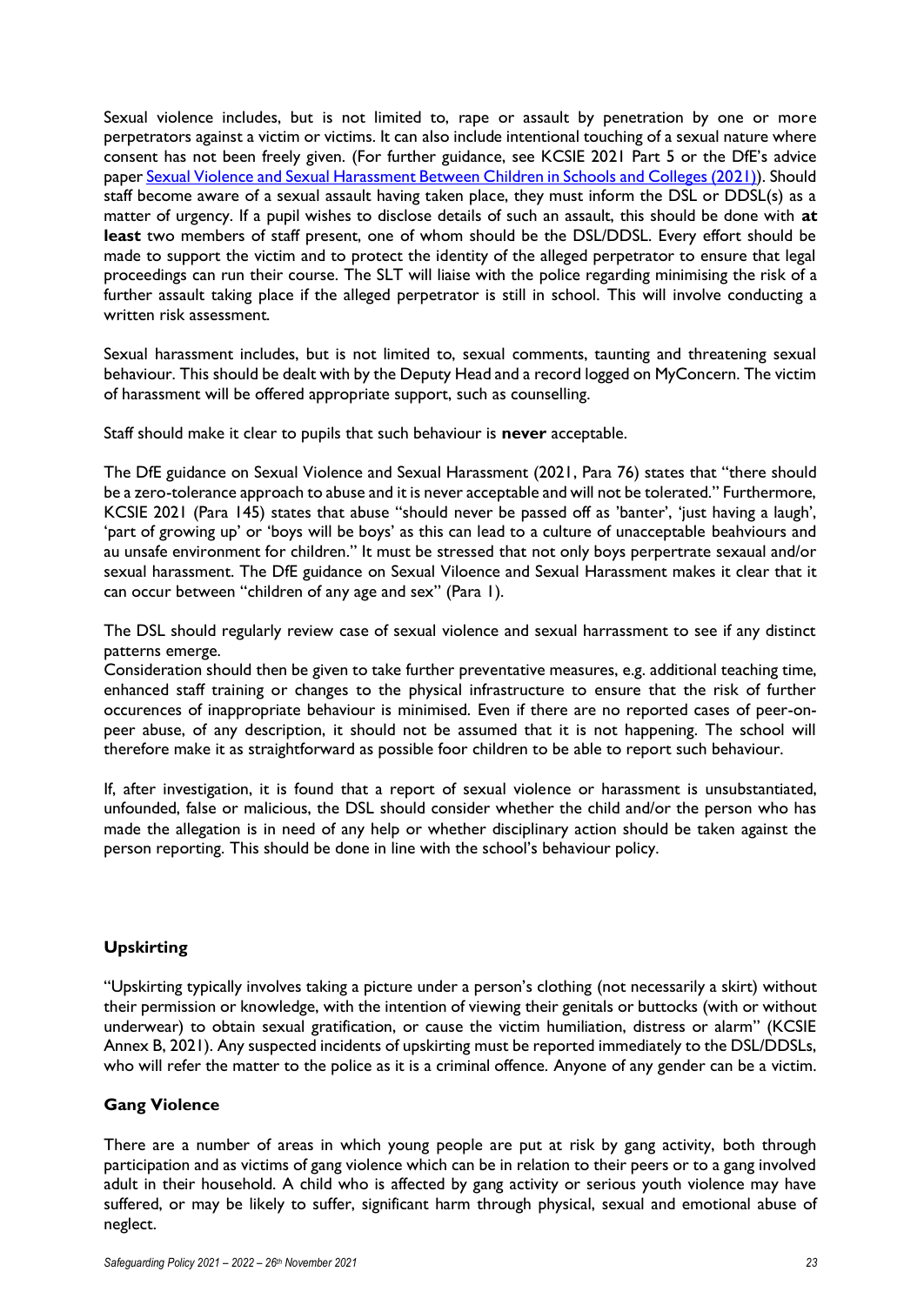Sexual violence includes, but is not limited to, rape or assault by penetration by one or more perpetrators against a victim or victims. It can also include intentional touching of a sexual nature where consent has not been freely given. (For further guidance, see KCSIE 2021 Part 5 or the DfE's advice paper [Sexual Violence and Sexual Harassment Between Children in Schools and Colleges (2021)]). Should staff become aware of a sexual assault having taken place, they must inform the DSL or DDSL(s) as a matter of urgency. If a pupil wishes to disclose details of such an assault, this should be done with **at least** two members of staff present, one of whom should be the DSL/DDSL. Every effort should be made to support the victim and to protect the identity of the alleged perpetrator to ensure that legal proceedings can run their course. The SLT will liaise with the police regarding minimising the risk of a further assault taking place if the alleged perpetrator is still in school. This will involve conducting a written risk assessment.

Sexual harassment includes, but is not limited to, sexual comments, taunting and threatening sexual behaviour. This should be dealt with by the Deputy Head and a record logged on MyConcern. The victim of harassment will be offered appropriate support, such as counselling.

Staff should make it clear to pupils that such behaviour is **never** acceptable.

The DfE guidance on Sexual Violence and Sexual Harassment (2021, Para 76) states that "there should be a zero-tolerance approach to abuse and it is never acceptable and will not be tolerated." Furthermore, KCSIE 2021 (Para 145) states that abuse "should never be passed off as 'banter', 'just having a laugh', 'part of growing up' or 'boys will be boys' as this can lead to a culture of unacceptable beahviours and au unsafe environment for children." It must be stressed that not only boys perpertrate sexaual and/or sexual harassment. The DfE guidance on Sexual Viloence and Sexual Harassment makes it clear that it can occur between "children of any age and sex" (Para 1).

The DSL should regularly review case of sexual violence and sexual harrassment to see if any distinct patterns emerge.
Consideration should then be given to take further preventative measures, e.g. additional teaching time, enhanced staff training or changes to the physical infrastructure to ensure that the risk of further occurences of inappropriate behaviour is minimised. Even if there are no reported cases of peer-on-peer abuse, of any description, it should not be assumed that it is not happening. The school will therefore make it as straightforward as possible foor children to be able to report such behaviour.

If, after investigation, it is found that a report of sexual violence or harassment is unsubstantiated, unfounded, false or malicious, the DSL should consider whether the child and/or the person who has made the allegation is in need of any help or whether disciplinary action should be taken against the person reporting. This should be done in line with the school's behaviour policy.

### Upskirting

"Upskirting typically involves taking a picture under a person's clothing (not necessarily a skirt) without their permission or knowledge, with the intention of viewing their genitals or buttocks (with or without underwear) to obtain sexual gratification, or cause the victim humiliation, distress or alarm" (KCSIE Annex B, 2021). Any suspected incidents of upskirting must be reported immediately to the DSL/DDSLs, who will refer the matter to the police as it is a criminal offence. Anyone of any gender can be a victim.

### Gang Violence

There are a number of areas in which young people are put at risk by gang activity, both through participation and as victims of gang violence which can be in relation to their peers or to a gang involved adult in their household. A child who is affected by gang activity or serious youth violence may have suffered, or may be likely to suffer, significant harm through physical, sexual and emotional abuse of neglect.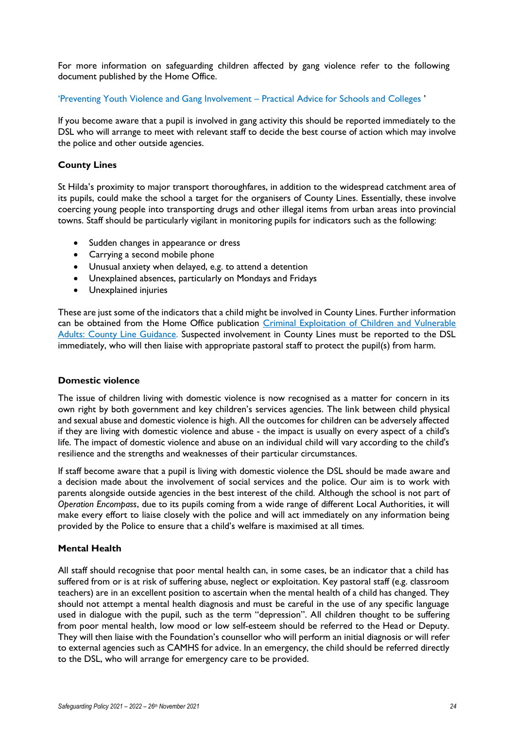For more information on safeguarding children affected by gang violence refer to the following document published by the Home Office.

'Preventing Youth Violence and Gang Involvement – Practical Advice for Schools and Colleges '

If you become aware that a pupil is involved in gang activity this should be reported immediately to the DSL who will arrange to meet with relevant staff to decide the best course of action which may involve the police and other outside agencies.

### County Lines

St Hilda's proximity to major transport thoroughfares, in addition to the widespread catchment area of its pupils, could make the school a target for the organisers of County Lines. Essentially, these involve coercing young people into transporting drugs and other illegal items from urban areas into provincial towns. Staff should be particularly vigilant in monitoring pupils for indicators such as the following:

- Sudden changes in appearance or dress
- Carrying a second mobile phone
- Unusual anxiety when delayed, e.g. to attend a detention
- Unexplained absences, particularly on Mondays and Fridays
- Unexplained injuries

These are just some of the indicators that a child might be involved in County Lines. Further information can be obtained from the Home Office publication Criminal Exploitation of Children and Vulnerable Adults: County Line Guidance. Suspected involvement in County Lines must be reported to the DSL immediately, who will then liaise with appropriate pastoral staff to protect the pupil(s) from harm.

### Domestic violence

The issue of children living with domestic violence is now recognised as a matter for concern in its own right by both government and key children's services agencies. The link between child physical and sexual abuse and domestic violence is high. All the outcomes for children can be adversely affected if they are living with domestic violence and abuse - the impact is usually on every aspect of a child's life. The impact of domestic violence and abuse on an individual child will vary according to the child's resilience and the strengths and weaknesses of their particular circumstances.

If staff become aware that a pupil is living with domestic violence the DSL should be made aware and a decision made about the involvement of social services and the police. Our aim is to work with parents alongside outside agencies in the best interest of the child. Although the school is not part of *Operation Encompass*, due to its pupils coming from a wide range of different Local Authorities, it will make every effort to liaise closely with the police and will act immediately on any information being provided by the Police to ensure that a child's welfare is maximised at all times.

### Mental Health

All staff should recognise that poor mental health can, in some cases, be an indicator that a child has suffered from or is at risk of suffering abuse, neglect or exploitation. Key pastoral staff (e.g. classroom teachers) are in an excellent position to ascertain when the mental health of a child has changed. They should not attempt a mental health diagnosis and must be careful in the use of any specific language used in dialogue with the pupil, such as the term "depression". All children thought to be suffering from poor mental health, low mood or low self-esteem should be referred to the Head or Deputy. They will then liaise with the Foundation's counsellor who will perform an initial diagnosis or will refer to external agencies such as CAMHS for advice. In an emergency, the child should be referred directly to the DSL, who will arrange for emergency care to be provided.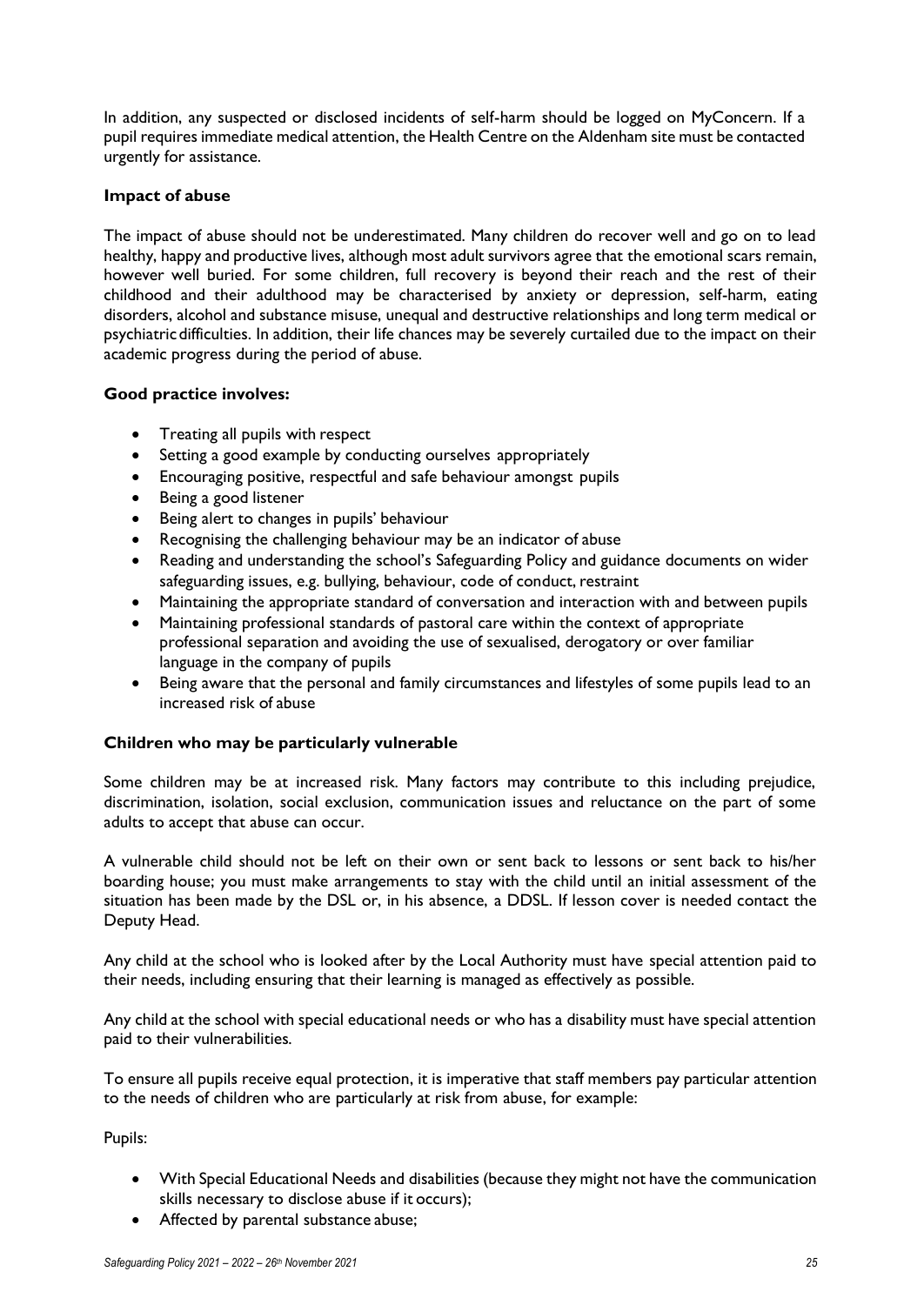In addition, any suspected or disclosed incidents of self-harm should be logged on MyConcern. If a pupil requires immediate medical attention, the Health Centre on the Aldenham site must be contacted urgently for assistance.

### Impact of abuse

The impact of abuse should not be underestimated. Many children do recover well and go on to lead healthy, happy and productive lives, although most adult survivors agree that the emotional scars remain, however well buried. For some children, full recovery is beyond their reach and the rest of their childhood and their adulthood may be characterised by anxiety or depression, self-harm, eating disorders, alcohol and substance misuse, unequal and destructive relationships and long term medical or psychiatric difficulties. In addition, their life chances may be severely curtailed due to the impact on their academic progress during the period of abuse.

### Good practice involves:

- Treating all pupils with respect
- Setting a good example by conducting ourselves appropriately
- Encouraging positive, respectful and safe behaviour amongst pupils
- Being a good listener
- Being alert to changes in pupils' behaviour
- Recognising the challenging behaviour may be an indicator of abuse
- Reading and understanding the school's Safeguarding Policy and guidance documents on wider safeguarding issues, e.g. bullying, behaviour, code of conduct, restraint
- Maintaining the appropriate standard of conversation and interaction with and between pupils
- Maintaining professional standards of pastoral care within the context of appropriate professional separation and avoiding the use of sexualised, derogatory or over familiar language in the company of pupils
- Being aware that the personal and family circumstances and lifestyles of some pupils lead to an increased risk of abuse

### Children who may be particularly vulnerable

Some children may be at increased risk. Many factors may contribute to this including prejudice, discrimination, isolation, social exclusion, communication issues and reluctance on the part of some adults to accept that abuse can occur.

A vulnerable child should not be left on their own or sent back to lessons or sent back to his/her boarding house; you must make arrangements to stay with the child until an initial assessment of the situation has been made by the DSL or, in his absence, a DDSL. If lesson cover is needed contact the Deputy Head.

Any child at the school who is looked after by the Local Authority must have special attention paid to their needs, including ensuring that their learning is managed as effectively as possible.

Any child at the school with special educational needs or who has a disability must have special attention paid to their vulnerabilities.

To ensure all pupils receive equal protection, it is imperative that staff members pay particular attention to the needs of children who are particularly at risk from abuse, for example:

Pupils:

- With Special Educational Needs and disabilities (because they might not have the communication skills necessary to disclose abuse if it occurs);
- Affected by parental substance abuse;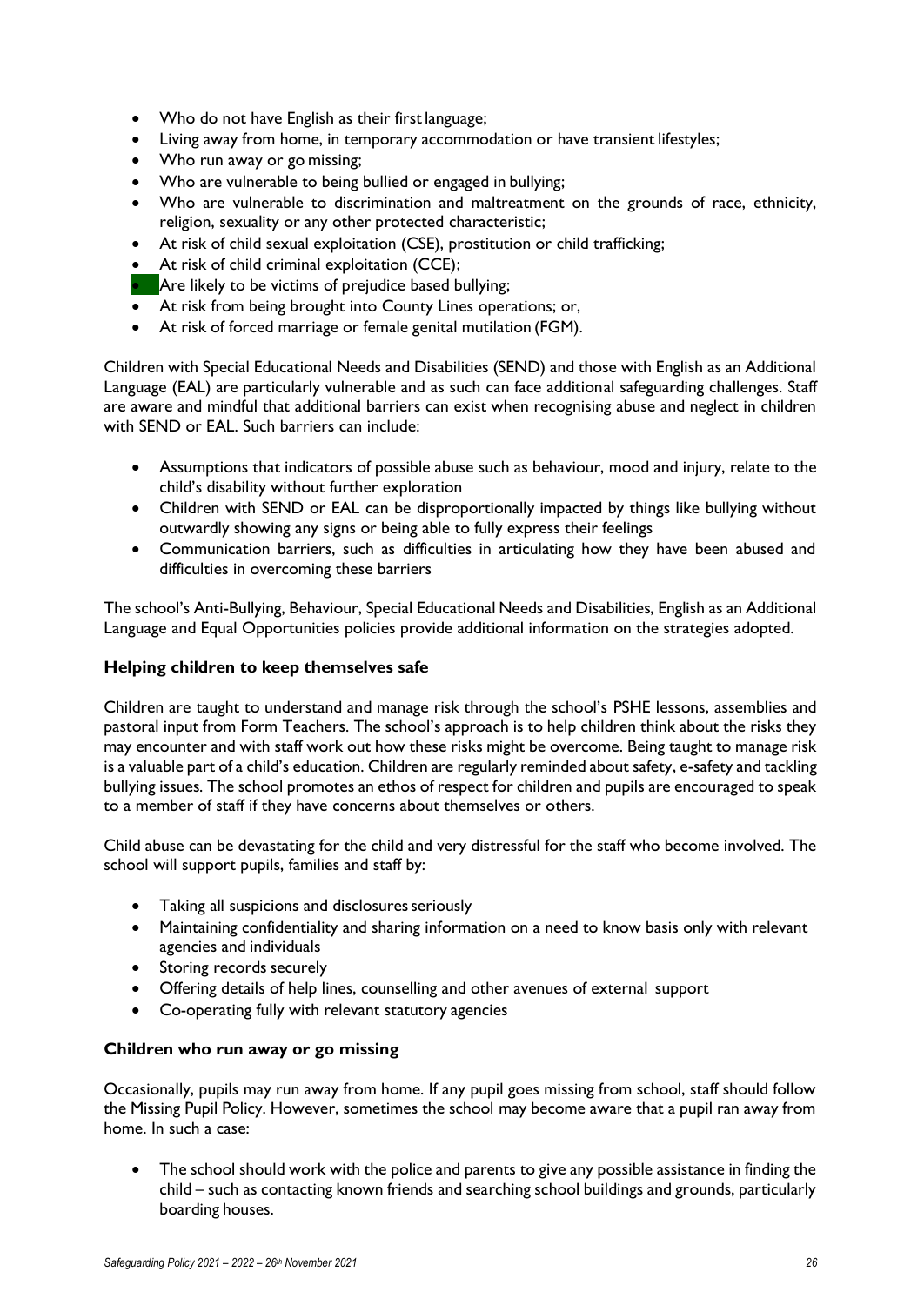- Who do not have English as their first language;
- Living away from home, in temporary accommodation or have transient lifestyles;
- Who run away or go missing;
- Who are vulnerable to being bullied or engaged in bullying;
- Who are vulnerable to discrimination and maltreatment on the grounds of race, ethnicity, religion, sexuality or any other protected characteristic;
- At risk of child sexual exploitation (CSE), prostitution or child trafficking;
- At risk of child criminal exploitation (CCE);
- Are likely to be victims of prejudice based bullying;
- At risk from being brought into County Lines operations; or,
- At risk of forced marriage or female genital mutilation (FGM).

Children with Special Educational Needs and Disabilities (SEND) and those with English as an Additional Language (EAL) are particularly vulnerable and as such can face additional safeguarding challenges. Staff are aware and mindful that additional barriers can exist when recognising abuse and neglect in children with SEND or EAL. Such barriers can include:

- Assumptions that indicators of possible abuse such as behaviour, mood and injury, relate to the child's disability without further exploration
- Children with SEND or EAL can be disproportionally impacted by things like bullying without outwardly showing any signs or being able to fully express their feelings
- Communication barriers, such as difficulties in articulating how they have been abused and difficulties in overcoming these barriers

The school's Anti-Bullying, Behaviour, Special Educational Needs and Disabilities, English as an Additional Language and Equal Opportunities policies provide additional information on the strategies adopted.

### Helping children to keep themselves safe

Children are taught to understand and manage risk through the school's PSHE lessons, assemblies and pastoral input from Form Teachers. The school's approach is to help children think about the risks they may encounter and with staff work out how these risks might be overcome. Being taught to manage risk is a valuable part of a child's education. Children are regularly reminded about safety, e-safety and tackling bullying issues. The school promotes an ethos of respect for children and pupils are encouraged to speak to a member of staff if they have concerns about themselves or others.

Child abuse can be devastating for the child and very distressful for the staff who become involved. The school will support pupils, families and staff by:

- Taking all suspicions and disclosures seriously
- Maintaining confidentiality and sharing information on a need to know basis only with relevant agencies and individuals
- Storing records securely
- Offering details of help lines, counselling and other avenues of external support
- Co-operating fully with relevant statutory agencies

### Children who run away or go missing

Occasionally, pupils may run away from home. If any pupil goes missing from school, staff should follow the Missing Pupil Policy. However, sometimes the school may become aware that a pupil ran away from home. In such a case:

- The school should work with the police and parents to give any possible assistance in finding the child – such as contacting known friends and searching school buildings and grounds, particularly boarding houses.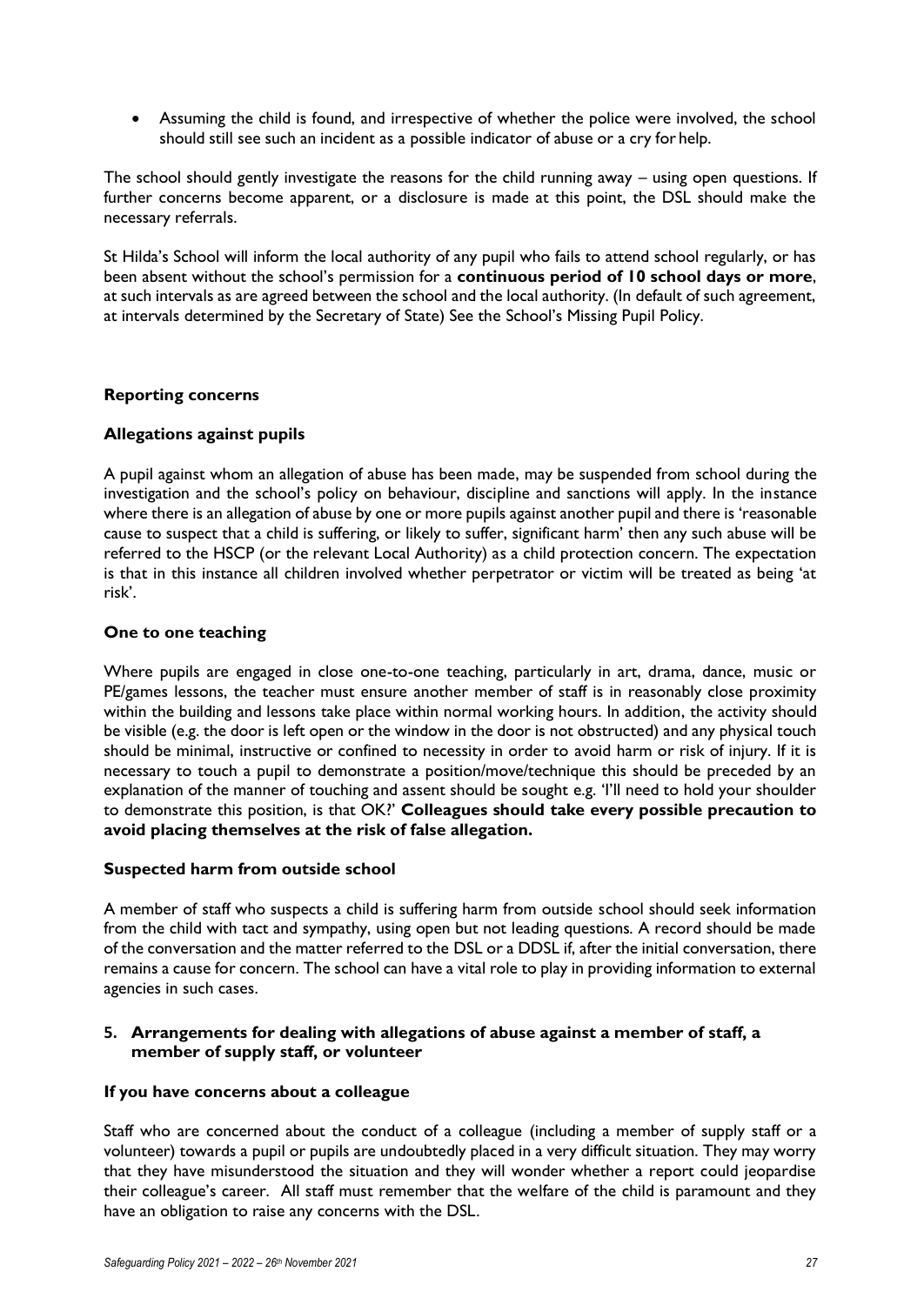- Assuming the child is found, and irrespective of whether the police were involved, the school should still see such an incident as a possible indicator of abuse or a cry for help.

The school should gently investigate the reasons for the child running away – using open questions. If further concerns become apparent, or a disclosure is made at this point, the DSL should make the necessary referrals.

St Hilda's School will inform the local authority of any pupil who fails to attend school regularly, or has been absent without the school's permission for a **continuous period of 10 school days or more**, at such intervals as are agreed between the school and the local authority. (In default of such agreement, at intervals determined by the Secretary of State) See the School's Missing Pupil Policy.

**Reporting concerns**

**Allegations against pupils**

A pupil against whom an allegation of abuse has been made, may be suspended from school during the investigation and the school's policy on behaviour, discipline and sanctions will apply. In the instance where there is an allegation of abuse by one or more pupils against another pupil and there is 'reasonable cause to suspect that a child is suffering, or likely to suffer, significant harm' then any such abuse will be referred to the HSCP (or the relevant Local Authority) as a child protection concern. The expectation is that in this instance all children involved whether perpetrator or victim will be treated as being 'at risk'.

**One to one teaching**

Where pupils are engaged in close one-to-one teaching, particularly in art, drama, dance, music or PE/games lessons, the teacher must ensure another member of staff is in reasonably close proximity within the building and lessons take place within normal working hours. In addition, the activity should be visible (e.g. the door is left open or the window in the door is not obstructed) and any physical touch should be minimal, instructive or confined to necessity in order to avoid harm or risk of injury. If it is necessary to touch a pupil to demonstrate a position/move/technique this should be preceded by an explanation of the manner of touching and assent should be sought e.g. 'I'll need to hold your shoulder to demonstrate this position, is that OK?' **Colleagues should take every possible precaution to avoid placing themselves at the risk of false allegation.**

**Suspected harm from outside school**

A member of staff who suspects a child is suffering harm from outside school should seek information from the child with tact and sympathy, using open but not leading questions. A record should be made of the conversation and the matter referred to the DSL or a DDSL if, after the initial conversation, there remains a cause for concern. The school can have a vital role to play in providing information to external agencies in such cases.

## 5. Arrangements for dealing with allegations of abuse against a member of staff, a member of supply staff, or volunteer

**If you have concerns about a colleague**

Staff who are concerned about the conduct of a colleague (including a member of supply staff or a volunteer) towards a pupil or pupils are undoubtedly placed in a very difficult situation. They may worry that they have misunderstood the situation and they will wonder whether a report could jeopardise their colleague's career. All staff must remember that the welfare of the child is paramount and they have an obligation to raise any concerns with the DSL.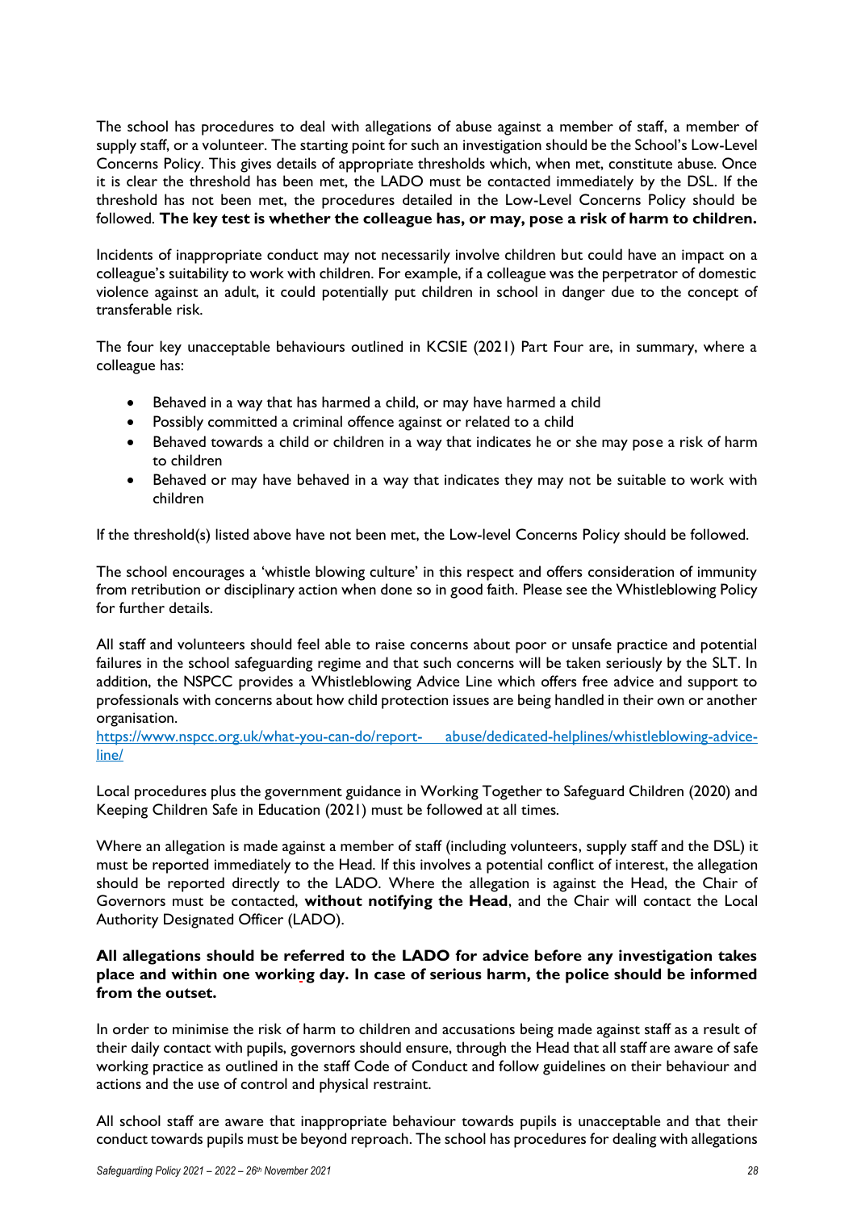The school has procedures to deal with allegations of abuse against a member of staff, a member of supply staff, or a volunteer. The starting point for such an investigation should be the School's Low-Level Concerns Policy. This gives details of appropriate thresholds which, when met, constitute abuse. Once it is clear the threshold has been met, the LADO must be contacted immediately by the DSL. If the threshold has not been met, the procedures detailed in the Low-Level Concerns Policy should be followed. **The key test is whether the colleague has, or may, pose a risk of harm to children.**

Incidents of inappropriate conduct may not necessarily involve children but could have an impact on a colleague's suitability to work with children. For example, if a colleague was the perpetrator of domestic violence against an adult, it could potentially put children in school in danger due to the concept of transferable risk.

The four key unacceptable behaviours outlined in KCSIE (2021) Part Four are, in summary, where a colleague has:

- Behaved in a way that has harmed a child, or may have harmed a child
- Possibly committed a criminal offence against or related to a child
- Behaved towards a child or children in a way that indicates he or she may pose a risk of harm to children
- Behaved or may have behaved in a way that indicates they may not be suitable to work with children

If the threshold(s) listed above have not been met, the Low-level Concerns Policy should be followed.

The school encourages a 'whistle blowing culture' in this respect and offers consideration of immunity from retribution or disciplinary action when done so in good faith. Please see the Whistleblowing Policy for further details.

All staff and volunteers should feel able to raise concerns about poor or unsafe practice and potential failures in the school safeguarding regime and that such concerns will be taken seriously by the SLT. In addition, the NSPCC provides a Whistleblowing Advice Line which offers free advice and support to professionals with concerns about how child protection issues are being handled in their own or another organisation.
https://www.nspcc.org.uk/what-you-can-do/report- abuse/dedicated-helplines/whistleblowing-advice-line/

Local procedures plus the government guidance in Working Together to Safeguard Children (2020) and Keeping Children Safe in Education (2021) must be followed at all times.

Where an allegation is made against a member of staff (including volunteers, supply staff and the DSL) it must be reported immediately to the Head. If this involves a potential conflict of interest, the allegation should be reported directly to the LADO. Where the allegation is against the Head, the Chair of Governors must be contacted, **without notifying the Head**, and the Chair will contact the Local Authority Designated Officer (LADO).

**All allegations should be referred to the LADO for advice before any investigation takes place and within one working day. In case of serious harm, the police should be informed from the outset.**

In order to minimise the risk of harm to children and accusations being made against staff as a result of their daily contact with pupils, governors should ensure, through the Head that all staff are aware of safe working practice as outlined in the staff Code of Conduct and follow guidelines on their behaviour and actions and the use of control and physical restraint.

All school staff are aware that inappropriate behaviour towards pupils is unacceptable and that their conduct towards pupils must be beyond reproach. The school has procedures for dealing with allegations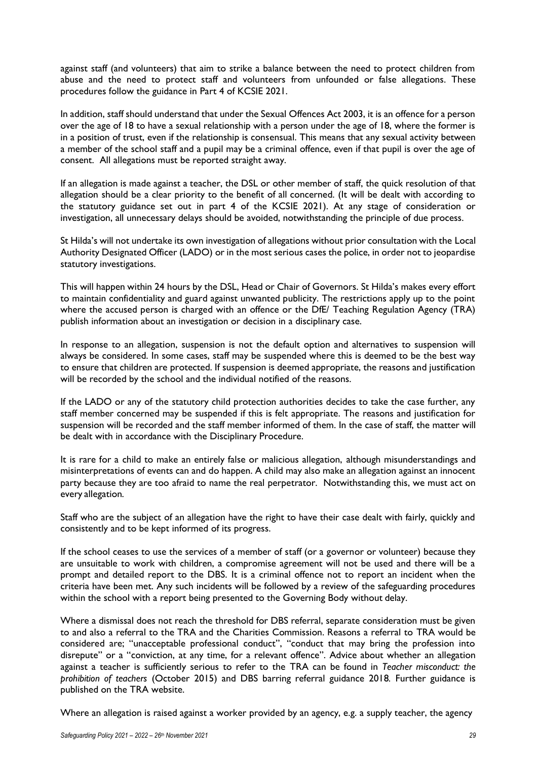against staff (and volunteers) that aim to strike a balance between the need to protect children from abuse and the need to protect staff and volunteers from unfounded or false allegations. These procedures follow the guidance in Part 4 of KCSIE 2021.

In addition, staff should understand that under the Sexual Offences Act 2003, it is an offence for a person over the age of 18 to have a sexual relationship with a person under the age of 18, where the former is in a position of trust, even if the relationship is consensual. This means that any sexual activity between a member of the school staff and a pupil may be a criminal offence, even if that pupil is over the age of consent. All allegations must be reported straight away.

If an allegation is made against a teacher, the DSL or other member of staff, the quick resolution of that allegation should be a clear priority to the benefit of all concerned. (It will be dealt with according to the statutory guidance set out in part 4 of the KCSIE 2021). At any stage of consideration or investigation, all unnecessary delays should be avoided, notwithstanding the principle of due process.

St Hilda's will not undertake its own investigation of allegations without prior consultation with the Local Authority Designated Officer (LADO) or in the most serious cases the police, in order not to jeopardise statutory investigations.

This will happen within 24 hours by the DSL, Head or Chair of Governors. St Hilda's makes every effort to maintain confidentiality and guard against unwanted publicity. The restrictions apply up to the point where the accused person is charged with an offence or the DfE/ Teaching Regulation Agency (TRA) publish information about an investigation or decision in a disciplinary case.

In response to an allegation, suspension is not the default option and alternatives to suspension will always be considered. In some cases, staff may be suspended where this is deemed to be the best way to ensure that children are protected. If suspension is deemed appropriate, the reasons and justification will be recorded by the school and the individual notified of the reasons.

If the LADO or any of the statutory child protection authorities decides to take the case further, any staff member concerned may be suspended if this is felt appropriate. The reasons and justification for suspension will be recorded and the staff member informed of them. In the case of staff, the matter will be dealt with in accordance with the Disciplinary Procedure.

It is rare for a child to make an entirely false or malicious allegation, although misunderstandings and misinterpretations of events can and do happen. A child may also make an allegation against an innocent party because they are too afraid to name the real perpetrator. Notwithstanding this, we must act on every allegation.

Staff who are the subject of an allegation have the right to have their case dealt with fairly, quickly and consistently and to be kept informed of its progress.

If the school ceases to use the services of a member of staff (or a governor or volunteer) because they are unsuitable to work with children, a compromise agreement will not be used and there will be a prompt and detailed report to the DBS. It is a criminal offence not to report an incident when the criteria have been met. Any such incidents will be followed by a review of the safeguarding procedures within the school with a report being presented to the Governing Body without delay.

Where a dismissal does not reach the threshold for DBS referral, separate consideration must be given to and also a referral to the TRA and the Charities Commission. Reasons a referral to TRA would be considered are; "unacceptable professional conduct", "conduct that may bring the profession into disrepute" or a "conviction, at any time, for a relevant offence". Advice about whether an allegation against a teacher is sufficiently serious to refer to the TRA can be found in *Teacher misconduct: the prohibition of teachers* (October 2015) and DBS barring referral guidance 2018. Further guidance is published on the TRA website.

Where an allegation is raised against a worker provided by an agency, e.g. a supply teacher, the agency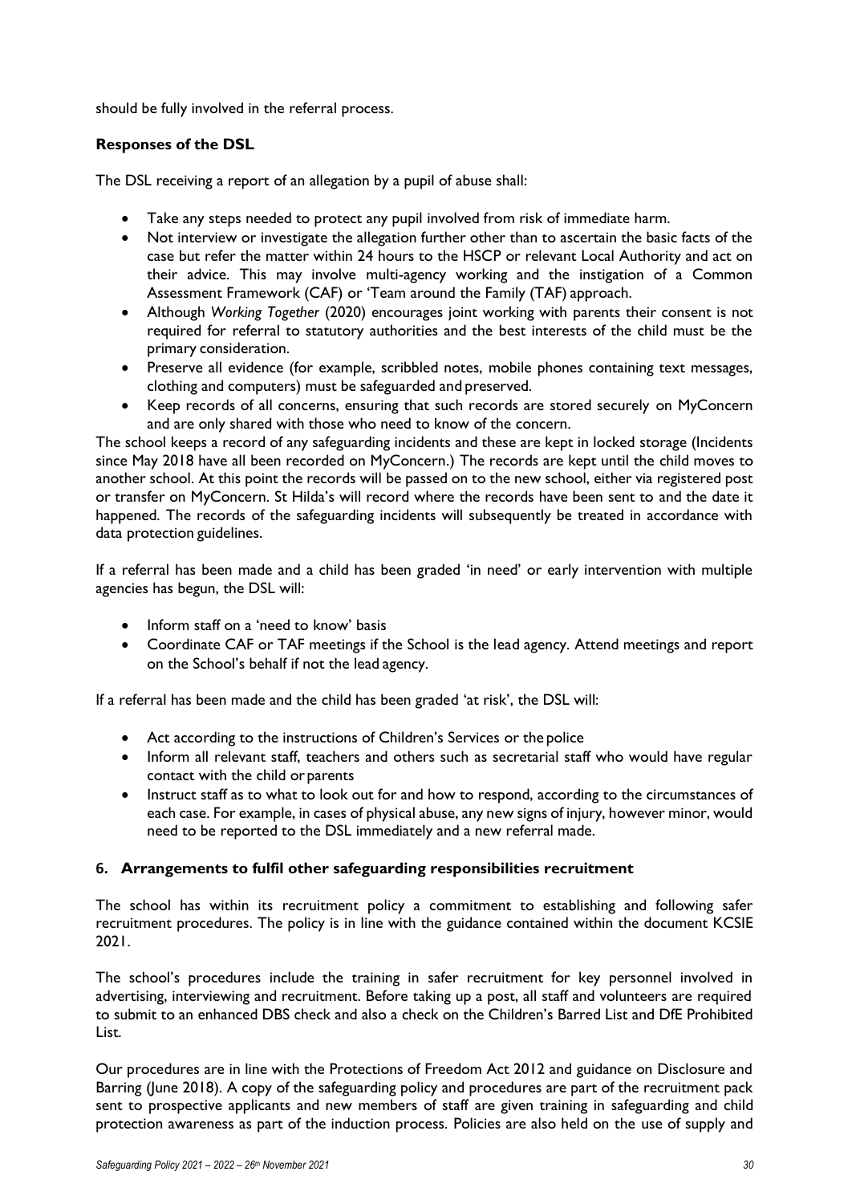should be fully involved in the referral process.

**Responses of the DSL**

The DSL receiving a report of an allegation by a pupil of abuse shall:

- Take any steps needed to protect any pupil involved from risk of immediate harm.
- Not interview or investigate the allegation further other than to ascertain the basic facts of the case but refer the matter within 24 hours to the HSCP or relevant Local Authority and act on their advice. This may involve multi-agency working and the instigation of a Common Assessment Framework (CAF) or 'Team around the Family (TAF) approach.
- Although *Working Together* (2020) encourages joint working with parents their consent is not required for referral to statutory authorities and the best interests of the child must be the primary consideration.
- Preserve all evidence (for example, scribbled notes, mobile phones containing text messages, clothing and computers) must be safeguarded and preserved.
- Keep records of all concerns, ensuring that such records are stored securely on MyConcern and are only shared with those who need to know of the concern.

The school keeps a record of any safeguarding incidents and these are kept in locked storage (Incidents since May 2018 have all been recorded on MyConcern.) The records are kept until the child moves to another school. At this point the records will be passed on to the new school, either via registered post or transfer on MyConcern. St Hilda's will record where the records have been sent to and the date it happened. The records of the safeguarding incidents will subsequently be treated in accordance with data protection guidelines.

If a referral has been made and a child has been graded 'in need' or early intervention with multiple agencies has begun, the DSL will:

- Inform staff on a 'need to know' basis
- Coordinate CAF or TAF meetings if the School is the lead agency. Attend meetings and report on the School's behalf if not the lead agency.

If a referral has been made and the child has been graded 'at risk', the DSL will:

- Act according to the instructions of Children's Services or the police
- Inform all relevant staff, teachers and others such as secretarial staff who would have regular contact with the child or parents
- Instruct staff as to what to look out for and how to respond, according to the circumstances of each case. For example, in cases of physical abuse, any new signs of injury, however minor, would need to be reported to the DSL immediately and a new referral made.

### 6. Arrangements to fulfil other safeguarding responsibilities recruitment

The school has within its recruitment policy a commitment to establishing and following safer recruitment procedures. The policy is in line with the guidance contained within the document KCSIE 2021.

The school's procedures include the training in safer recruitment for key personnel involved in advertising, interviewing and recruitment. Before taking up a post, all staff and volunteers are required to submit to an enhanced DBS check and also a check on the Children's Barred List and DfE Prohibited List.

Our procedures are in line with the Protections of Freedom Act 2012 and guidance on Disclosure and Barring (June 2018). A copy of the safeguarding policy and procedures are part of the recruitment pack sent to prospective applicants and new members of staff are given training in safeguarding and child protection awareness as part of the induction process. Policies are also held on the use of supply and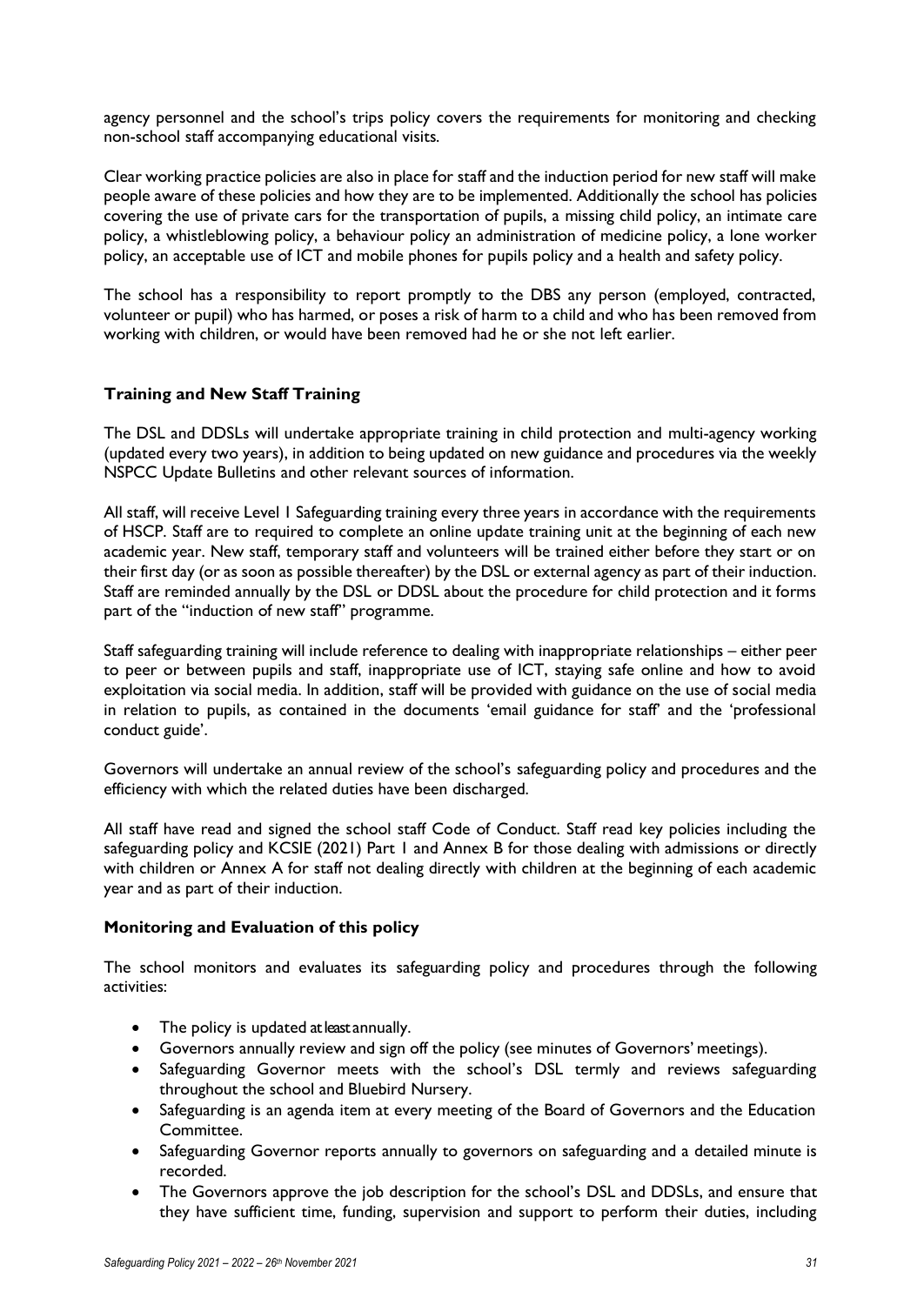agency personnel and the school's trips policy covers the requirements for monitoring and checking non-school staff accompanying educational visits.

Clear working practice policies are also in place for staff and the induction period for new staff will make people aware of these policies and how they are to be implemented. Additionally the school has policies covering the use of private cars for the transportation of pupils, a missing child policy, an intimate care policy, a whistleblowing policy, a behaviour policy an administration of medicine policy, a lone worker policy, an acceptable use of ICT and mobile phones for pupils policy and a health and safety policy.

The school has a responsibility to report promptly to the DBS any person (employed, contracted, volunteer or pupil) who has harmed, or poses a risk of harm to a child and who has been removed from working with children, or would have been removed had he or she not left earlier.

### Training and New Staff Training

The DSL and DDSLs will undertake appropriate training in child protection and multi-agency working (updated every two years), in addition to being updated on new guidance and procedures via the weekly NSPCC Update Bulletins and other relevant sources of information.

All staff, will receive Level 1 Safeguarding training every three years in accordance with the requirements of HSCP. Staff are to required to complete an online update training unit at the beginning of each new academic year. New staff, temporary staff and volunteers will be trained either before they start or on their first day (or as soon as possible thereafter) by the DSL or external agency as part of their induction. Staff are reminded annually by the DSL or DDSL about the procedure for child protection and it forms part of the "induction of new staff" programme.

Staff safeguarding training will include reference to dealing with inappropriate relationships – either peer to peer or between pupils and staff, inappropriate use of ICT, staying safe online and how to avoid exploitation via social media. In addition, staff will be provided with guidance on the use of social media in relation to pupils, as contained in the documents 'email guidance for staff' and the 'professional conduct guide'.

Governors will undertake an annual review of the school's safeguarding policy and procedures and the efficiency with which the related duties have been discharged.

All staff have read and signed the school staff Code of Conduct. Staff read key policies including the safeguarding policy and KCSIE (2021) Part 1 and Annex B for those dealing with admissions or directly with children or Annex A for staff not dealing directly with children at the beginning of each academic year and as part of their induction.

### Monitoring and Evaluation of this policy

The school monitors and evaluates its safeguarding policy and procedures through the following activities:

- The policy is updated at least annually.
- Governors annually review and sign off the policy (see minutes of Governors' meetings).
- Safeguarding Governor meets with the school's DSL termly and reviews safeguarding throughout the school and Bluebird Nursery.
- Safeguarding is an agenda item at every meeting of the Board of Governors and the Education Committee.
- Safeguarding Governor reports annually to governors on safeguarding and a detailed minute is recorded.
- The Governors approve the job description for the school's DSL and DDSLs, and ensure that they have sufficient time, funding, supervision and support to perform their duties, including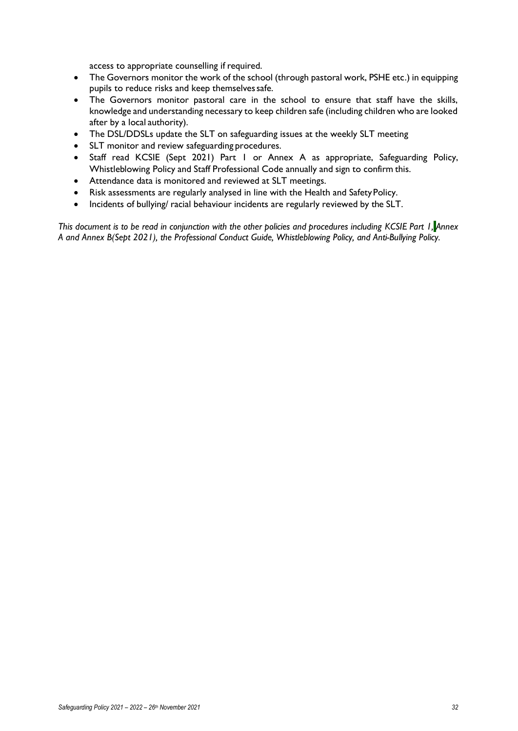access to appropriate counselling if required.

- The Governors monitor the work of the school (through pastoral work, PSHE etc.) in equipping pupils to reduce risks and keep themselves safe.
- The Governors monitor pastoral care in the school to ensure that staff have the skills, knowledge and understanding necessary to keep children safe (including children who are looked after by a local authority).
- The DSL/DDSLs update the SLT on safeguarding issues at the weekly SLT meeting
- SLT monitor and review safeguarding procedures.
- Staff read KCSIE (Sept 2021) Part 1 or Annex A as appropriate, Safeguarding Policy, Whistleblowing Policy and Staff Professional Code annually and sign to confirm this.
- Attendance data is monitored and reviewed at SLT meetings.
- Risk assessments are regularly analysed in line with the Health and Safety Policy.
- Incidents of bullying/ racial behaviour incidents are regularly reviewed by the SLT.

*This document is to be read in conjunction with the other policies and procedures including KCSIE Part 1, Annex A and Annex B(Sept 2021), the Professional Conduct Guide, Whistleblowing Policy, and Anti-Bullying Policy.*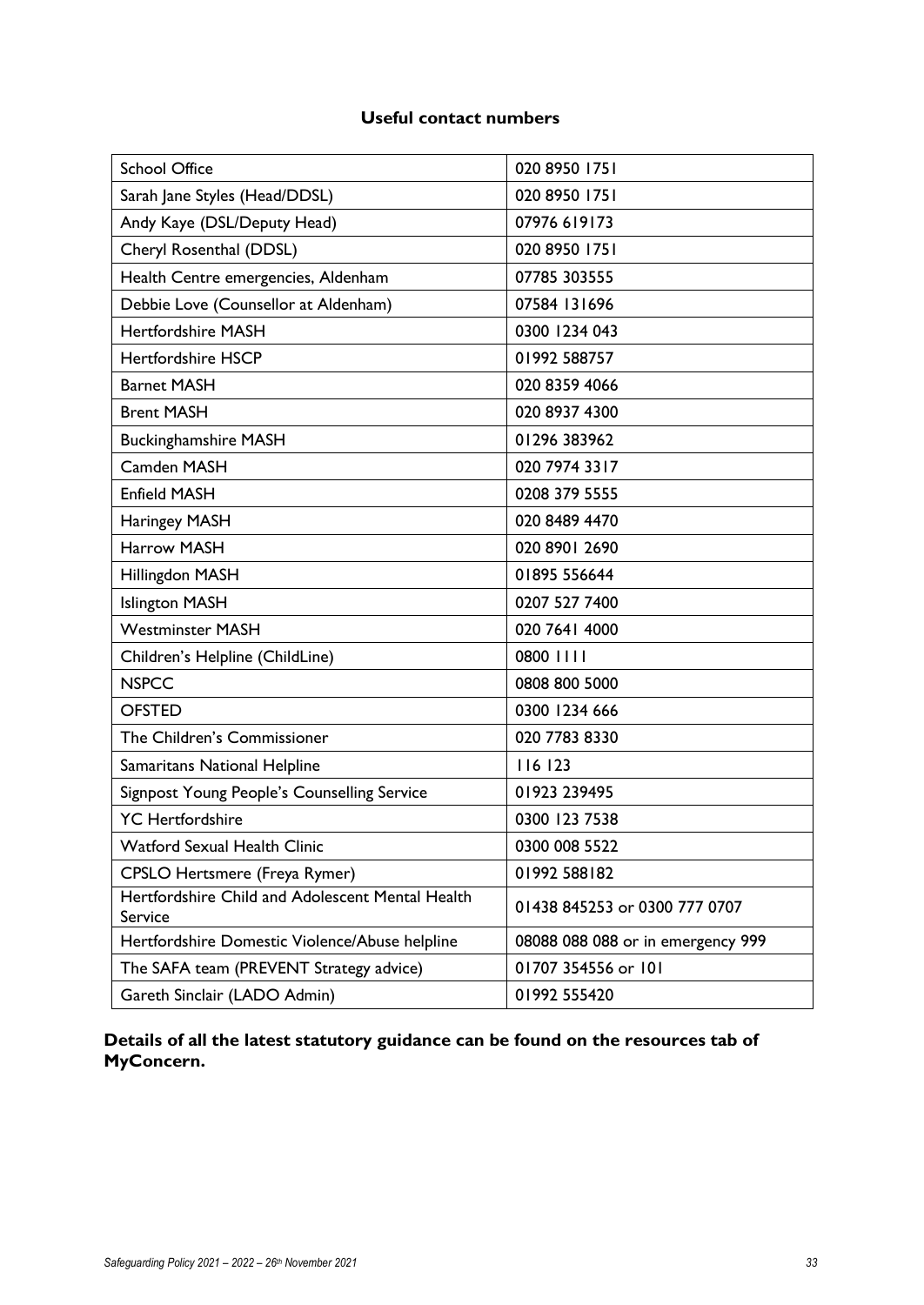## Useful contact numbers

| | |
|---|---|
| School Office | 020 8950 1751 |
| Sarah Jane Styles (Head/DDSL) | 020 8950 1751 |
| Andy Kaye (DSL/Deputy Head) | 07976 619173 |
| Cheryl Rosenthal (DDSL) | 020 8950 1751 |
| Health Centre emergencies, Aldenham | 07785 303555 |
| Debbie Love (Counsellor at Aldenham) | 07584 131696 |
| Hertfordshire MASH | 0300 1234 043 |
| Hertfordshire HSCP | 01992 588757 |
| Barnet MASH | 020 8359 4066 |
| Brent MASH | 020 8937 4300 |
| Buckinghamshire MASH | 01296 383962 |
| Camden MASH | 020 7974 3317 |
| Enfield MASH | 0208 379 5555 |
| Haringey MASH | 020 8489 4470 |
| Harrow MASH | 020 8901 2690 |
| Hillingdon MASH | 01895 556644 |
| Islington MASH | 0207 527 7400 |
| Westminster MASH | 020 7641 4000 |
| Children's Helpline (ChildLine) | 0800 1111 |
| NSPCC | 0808 800 5000 |
| OFSTED | 0300 1234 666 |
| The Children's Commissioner | 020 7783 8330 |
| Samaritans National Helpline | 116 123 |
| Signpost Young People's Counselling Service | 01923 239495 |
| YC Hertfordshire | 0300 123 7538 |
| Watford Sexual Health Clinic | 0300 008 5522 |
| CPSLO Hertsmere (Freya Rymer) | 01992 588182 |
| Hertfordshire Child and Adolescent Mental Health Service | 01438 845253 or 0300 777 0707 |
| Hertfordshire Domestic Violence/Abuse helpline | 08088 088 088 or in emergency 999 |
| The SAFA team (PREVENT Strategy advice) | 01707 354556 or 101 |
| Gareth Sinclair (LADO Admin) | 01992 555420 |

**Details of all the latest statutory guidance can be found on the resources tab of MyConcern.**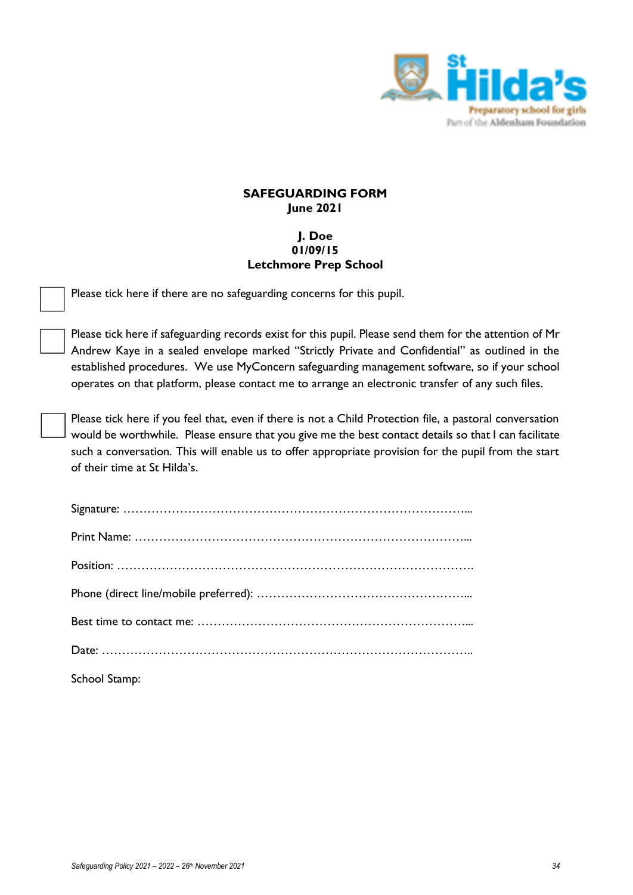**SAFEGUARDING FORM**
**June 2021**

**J. Doe**
**01/09/15**
**Letchmore Prep School**

☐ Please tick here if there are no safeguarding concerns for this pupil.

☐ Please tick here if safeguarding records exist for this pupil. Please send them for the attention of Mr Andrew Kaye in a sealed envelope marked "Strictly Private and Confidential" as outlined in the established procedures. We use MyConcern safeguarding management software, so if your school operates on that platform, please contact me to arrange an electronic transfer of any such files.

☐ Please tick here if you feel that, even if there is not a Child Protection file, a pastoral conversation would be worthwhile. Please ensure that you give me the best contact details so that I can facilitate such a conversation. This will enable us to offer appropriate provision for the pupil from the start of their time at St Hilda's.

Signature: ……………………………………………………………………………...

Print Name: …………………………………………………………………………...

Position: ……………………………………………………………………………….

Phone (direct line/mobile preferred): ……………………………………………...

Best time to contact me: ……………………………………………………………...

Date: …………………………………………………………………………………..

School Stamp: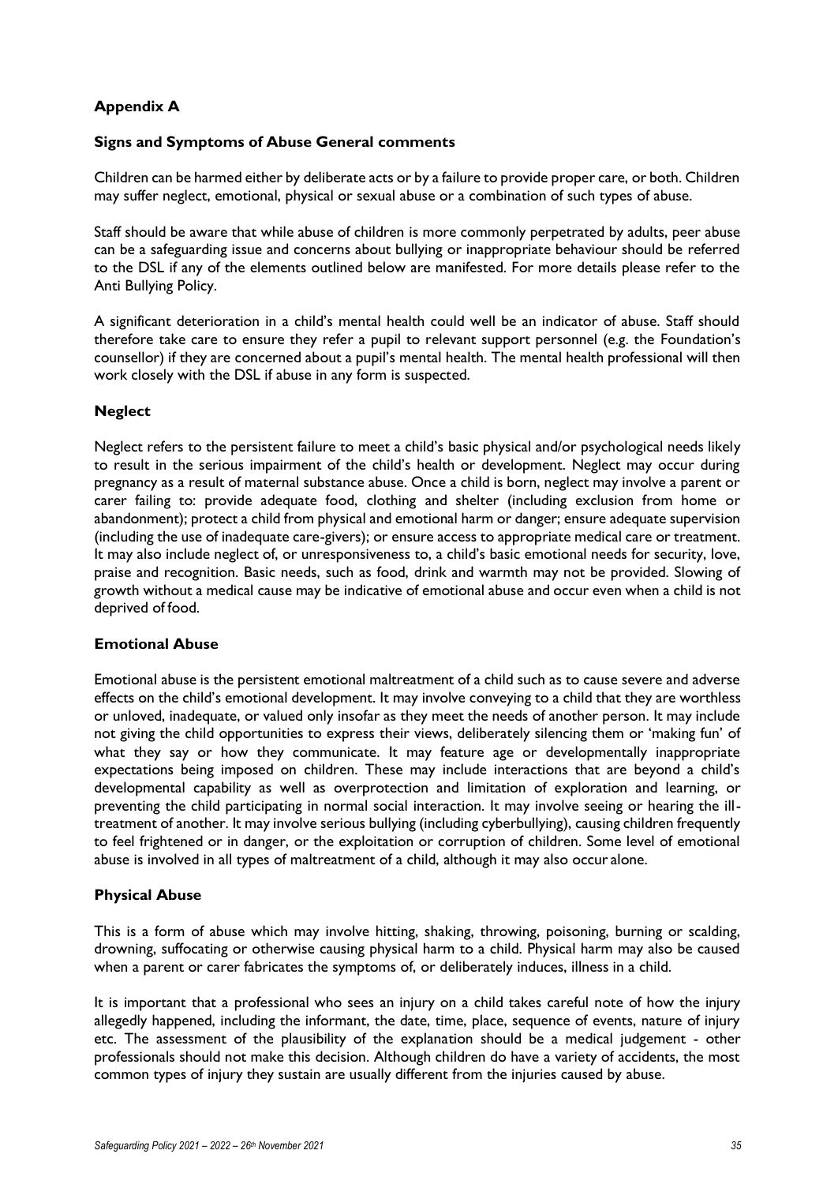## Appendix A

### Signs and Symptoms of Abuse General comments

Children can be harmed either by deliberate acts or by a failure to provide proper care, or both. Children may suffer neglect, emotional, physical or sexual abuse or a combination of such types of abuse.

Staff should be aware that while abuse of children is more commonly perpetrated by adults, peer abuse can be a safeguarding issue and concerns about bullying or inappropriate behaviour should be referred to the DSL if any of the elements outlined below are manifested. For more details please refer to the Anti Bullying Policy.

A significant deterioration in a child's mental health could well be an indicator of abuse. Staff should therefore take care to ensure they refer a pupil to relevant support personnel (e.g. the Foundation's counsellor) if they are concerned about a pupil's mental health. The mental health professional will then work closely with the DSL if abuse in any form is suspected.

### Neglect

Neglect refers to the persistent failure to meet a child's basic physical and/or psychological needs likely to result in the serious impairment of the child's health or development. Neglect may occur during pregnancy as a result of maternal substance abuse. Once a child is born, neglect may involve a parent or carer failing to: provide adequate food, clothing and shelter (including exclusion from home or abandonment); protect a child from physical and emotional harm or danger; ensure adequate supervision (including the use of inadequate care-givers); or ensure access to appropriate medical care or treatment. It may also include neglect of, or unresponsiveness to, a child's basic emotional needs for security, love, praise and recognition. Basic needs, such as food, drink and warmth may not be provided. Slowing of growth without a medical cause may be indicative of emotional abuse and occur even when a child is not deprived of food.

### Emotional Abuse

Emotional abuse is the persistent emotional maltreatment of a child such as to cause severe and adverse effects on the child's emotional development. It may involve conveying to a child that they are worthless or unloved, inadequate, or valued only insofar as they meet the needs of another person. It may include not giving the child opportunities to express their views, deliberately silencing them or 'making fun' of what they say or how they communicate. It may feature age or developmentally inappropriate expectations being imposed on children. These may include interactions that are beyond a child's developmental capability as well as overprotection and limitation of exploration and learning, or preventing the child participating in normal social interaction. It may involve seeing or hearing the ill-treatment of another. It may involve serious bullying (including cyberbullying), causing children frequently to feel frightened or in danger, or the exploitation or corruption of children. Some level of emotional abuse is involved in all types of maltreatment of a child, although it may also occur alone.

### Physical Abuse

This is a form of abuse which may involve hitting, shaking, throwing, poisoning, burning or scalding, drowning, suffocating or otherwise causing physical harm to a child. Physical harm may also be caused when a parent or carer fabricates the symptoms of, or deliberately induces, illness in a child.

It is important that a professional who sees an injury on a child takes careful note of how the injury allegedly happened, including the informant, the date, time, place, sequence of events, nature of injury etc. The assessment of the plausibility of the explanation should be a medical judgement - other professionals should not make this decision. Although children do have a variety of accidents, the most common types of injury they sustain are usually different from the injuries caused by abuse.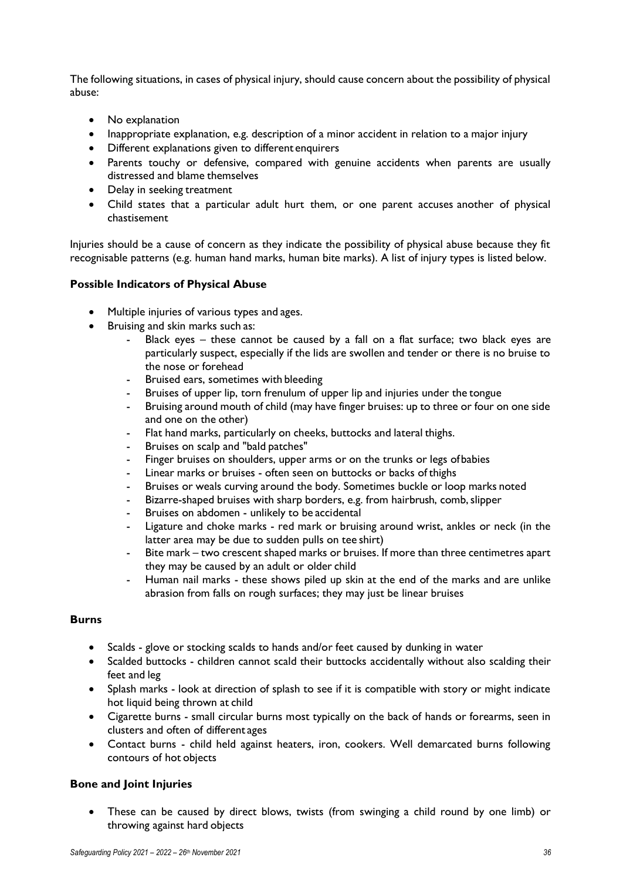The following situations, in cases of physical injury, should cause concern about the possibility of physical abuse:

- No explanation
- Inappropriate explanation, e.g. description of a minor accident in relation to a major injury
- Different explanations given to different enquirers
- Parents touchy or defensive, compared with genuine accidents when parents are usually distressed and blame themselves
- Delay in seeking treatment
- Child states that a particular adult hurt them, or one parent accuses another of physical chastisement

Injuries should be a cause of concern as they indicate the possibility of physical abuse because they fit recognisable patterns (e.g. human hand marks, human bite marks). A list of injury types is listed below.

**Possible Indicators of Physical Abuse**

- Multiple injuries of various types and ages.
- Bruising and skin marks such as:
    - Black eyes – these cannot be caused by a fall on a flat surface; two black eyes are particularly suspect, especially if the lids are swollen and tender or there is no bruise to the nose or forehead
    - Bruised ears, sometimes with bleeding
    - Bruises of upper lip, torn frenulum of upper lip and injuries under the tongue
    - Bruising around mouth of child (may have finger bruises: up to three or four on one side and one on the other)
    - Flat hand marks, particularly on cheeks, buttocks and lateral thighs.
    - Bruises on scalp and "bald patches"
    - Finger bruises on shoulders, upper arms or on the trunks or legs of babies
    - Linear marks or bruises - often seen on buttocks or backs of thighs
    - Bruises or weals curving around the body. Sometimes buckle or loop marks noted
    - Bizarre-shaped bruises with sharp borders, e.g. from hairbrush, comb, slipper
    - Bruises on abdomen - unlikely to be accidental
    - Ligature and choke marks - red mark or bruising around wrist, ankles or neck (in the latter area may be due to sudden pulls on tee shirt)
    - Bite mark – two crescent shaped marks or bruises. If more than three centimetres apart they may be caused by an adult or older child
    - Human nail marks - these shows piled up skin at the end of the marks and are unlike abrasion from falls on rough surfaces; they may just be linear bruises

**Burns**

- Scalds - glove or stocking scalds to hands and/or feet caused by dunking in water
- Scalded buttocks - children cannot scald their buttocks accidentally without also scalding their feet and leg
- Splash marks - look at direction of splash to see if it is compatible with story or might indicate hot liquid being thrown at child
- Cigarette burns - small circular burns most typically on the back of hands or forearms, seen in clusters and often of different ages
- Contact burns - child held against heaters, iron, cookers. Well demarcated burns following contours of hot objects

**Bone and Joint Injuries**

- These can be caused by direct blows, twists (from swinging a child round by one limb) or throwing against hard objects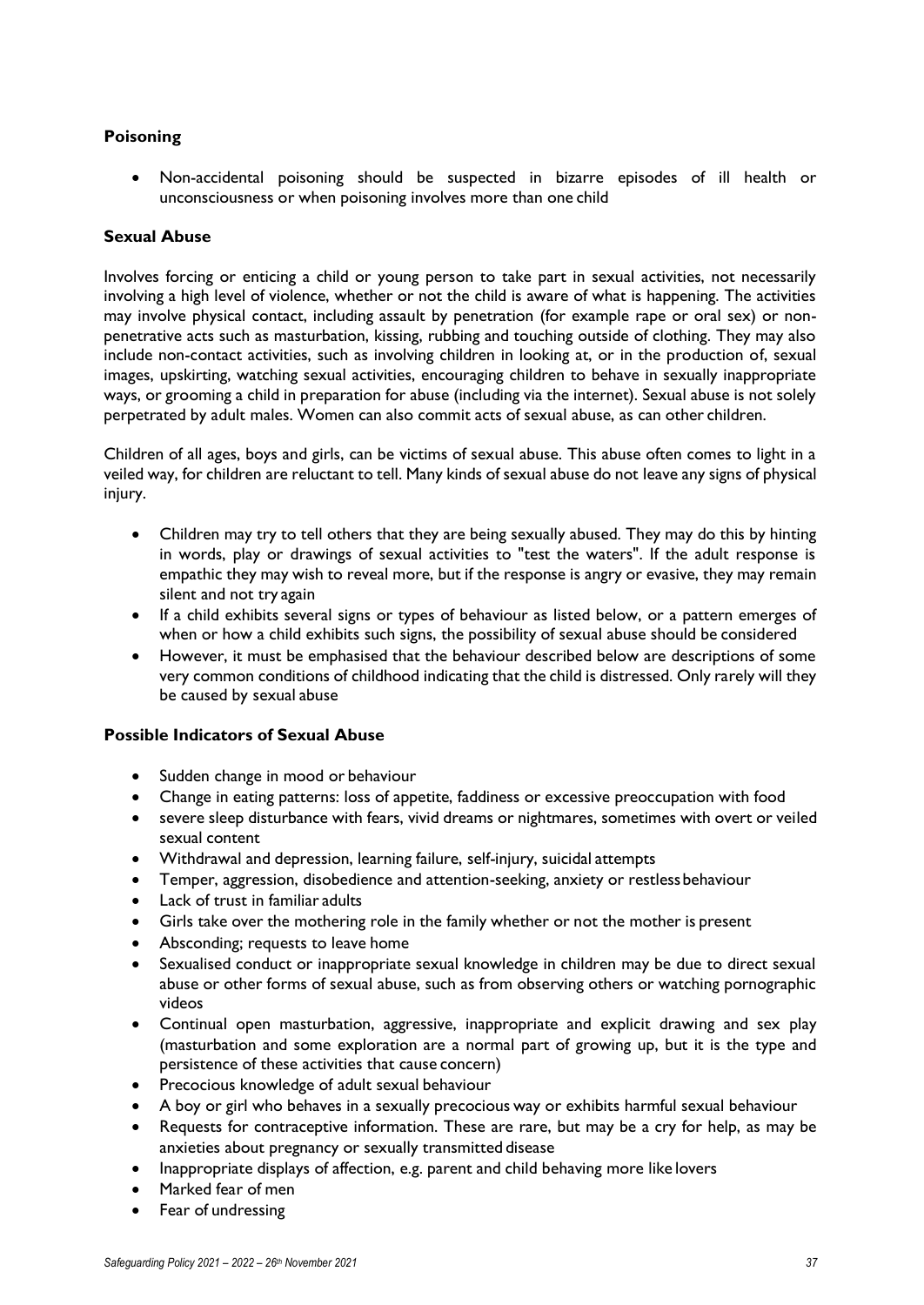### Poisoning

- Non-accidental poisoning should be suspected in bizarre episodes of ill health or unconsciousness or when poisoning involves more than one child

### Sexual Abuse

Involves forcing or enticing a child or young person to take part in sexual activities, not necessarily involving a high level of violence, whether or not the child is aware of what is happening. The activities may involve physical contact, including assault by penetration (for example rape or oral sex) or non-penetrative acts such as masturbation, kissing, rubbing and touching outside of clothing. They may also include non-contact activities, such as involving children in looking at, or in the production of, sexual images, upskirting, watching sexual activities, encouraging children to behave in sexually inappropriate ways, or grooming a child in preparation for abuse (including via the internet). Sexual abuse is not solely perpetrated by adult males. Women can also commit acts of sexual abuse, as can other children.

Children of all ages, boys and girls, can be victims of sexual abuse. This abuse often comes to light in a veiled way, for children are reluctant to tell. Many kinds of sexual abuse do not leave any signs of physical injury.

- Children may try to tell others that they are being sexually abused. They may do this by hinting in words, play or drawings of sexual activities to "test the waters". If the adult response is empathic they may wish to reveal more, but if the response is angry or evasive, they may remain silent and not try again
- If a child exhibits several signs or types of behaviour as listed below, or a pattern emerges of when or how a child exhibits such signs, the possibility of sexual abuse should be considered
- However, it must be emphasised that the behaviour described below are descriptions of some very common conditions of childhood indicating that the child is distressed. Only rarely will they be caused by sexual abuse

### Possible Indicators of Sexual Abuse

- Sudden change in mood or behaviour
- Change in eating patterns: loss of appetite, faddiness or excessive preoccupation with food
- severe sleep disturbance with fears, vivid dreams or nightmares, sometimes with overt or veiled sexual content
- Withdrawal and depression, learning failure, self-injury, suicidal attempts
- Temper, aggression, disobedience and attention-seeking, anxiety or restless behaviour
- Lack of trust in familiar adults
- Girls take over the mothering role in the family whether or not the mother is present
- Absconding; requests to leave home
- Sexualised conduct or inappropriate sexual knowledge in children may be due to direct sexual abuse or other forms of sexual abuse, such as from observing others or watching pornographic videos
- Continual open masturbation, aggressive, inappropriate and explicit drawing and sex play (masturbation and some exploration are a normal part of growing up, but it is the type and persistence of these activities that cause concern)
- Precocious knowledge of adult sexual behaviour
- A boy or girl who behaves in a sexually precocious way or exhibits harmful sexual behaviour
- Requests for contraceptive information. These are rare, but may be a cry for help, as may be anxieties about pregnancy or sexually transmitted disease
- Inappropriate displays of affection, e.g. parent and child behaving more like lovers
- Marked fear of men
- Fear of undressing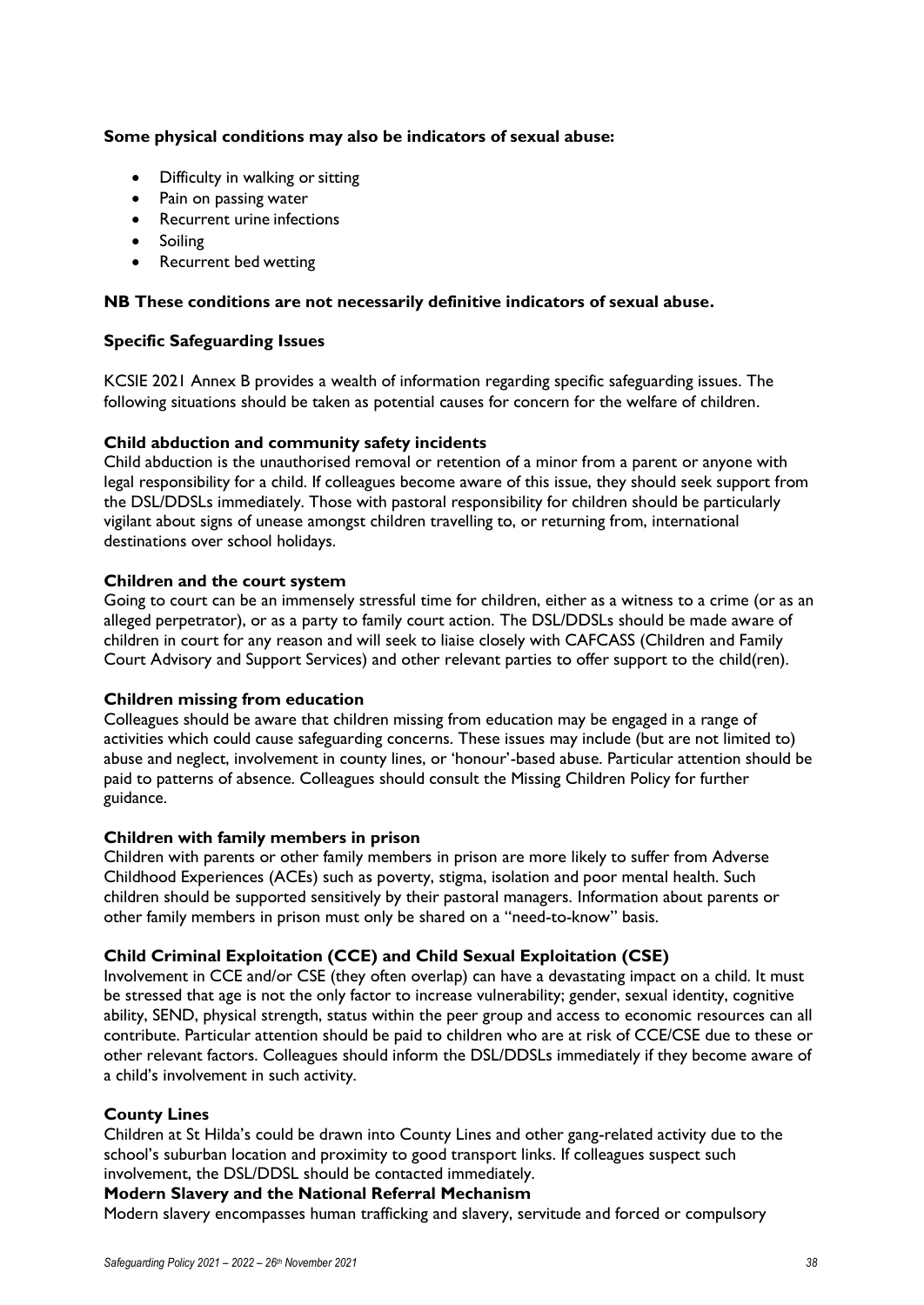**Some physical conditions may also be indicators of sexual abuse:**

- Difficulty in walking or sitting
- Pain on passing water
- Recurrent urine infections
- Soiling
- Recurrent bed wetting

**NB These conditions are not necessarily definitive indicators of sexual abuse.**

**Specific Safeguarding Issues**

KCSIE 2021 Annex B provides a wealth of information regarding specific safeguarding issues. The following situations should be taken as potential causes for concern for the welfare of children.

**Child abduction and community safety incidents**

Child abduction is the unauthorised removal or retention of a minor from a parent or anyone with legal responsibility for a child. If colleagues become aware of this issue, they should seek support from the DSL/DDSLs immediately. Those with pastoral responsibility for children should be particularly vigilant about signs of unease amongst children travelling to, or returning from, international destinations over school holidays.

**Children and the court system**

Going to court can be an immensely stressful time for children, either as a witness to a crime (or as an alleged perpetrator), or as a party to family court action. The DSL/DDSLs should be made aware of children in court for any reason and will seek to liaise closely with CAFCASS (Children and Family Court Advisory and Support Services) and other relevant parties to offer support to the child(ren).

**Children missing from education**

Colleagues should be aware that children missing from education may be engaged in a range of activities which could cause safeguarding concerns. These issues may include (but are not limited to) abuse and neglect, involvement in county lines, or 'honour'-based abuse. Particular attention should be paid to patterns of absence. Colleagues should consult the Missing Children Policy for further guidance.

**Children with family members in prison**

Children with parents or other family members in prison are more likely to suffer from Adverse Childhood Experiences (ACEs) such as poverty, stigma, isolation and poor mental health. Such children should be supported sensitively by their pastoral managers. Information about parents or other family members in prison must only be shared on a "need-to-know" basis.

**Child Criminal Exploitation (CCE) and Child Sexual Exploitation (CSE)**

Involvement in CCE and/or CSE (they often overlap) can have a devastating impact on a child. It must be stressed that age is not the only factor to increase vulnerability; gender, sexual identity, cognitive ability, SEND, physical strength, status within the peer group and access to economic resources can all contribute. Particular attention should be paid to children who are at risk of CCE/CSE due to these or other relevant factors. Colleagues should inform the DSL/DDSLs immediately if they become aware of a child's involvement in such activity.

**County Lines**

Children at St Hilda's could be drawn into County Lines and other gang-related activity due to the school's suburban location and proximity to good transport links. If colleagues suspect such involvement, the DSL/DDSL should be contacted immediately.

**Modern Slavery and the National Referral Mechanism**

Modern slavery encompasses human trafficking and slavery, servitude and forced or compulsory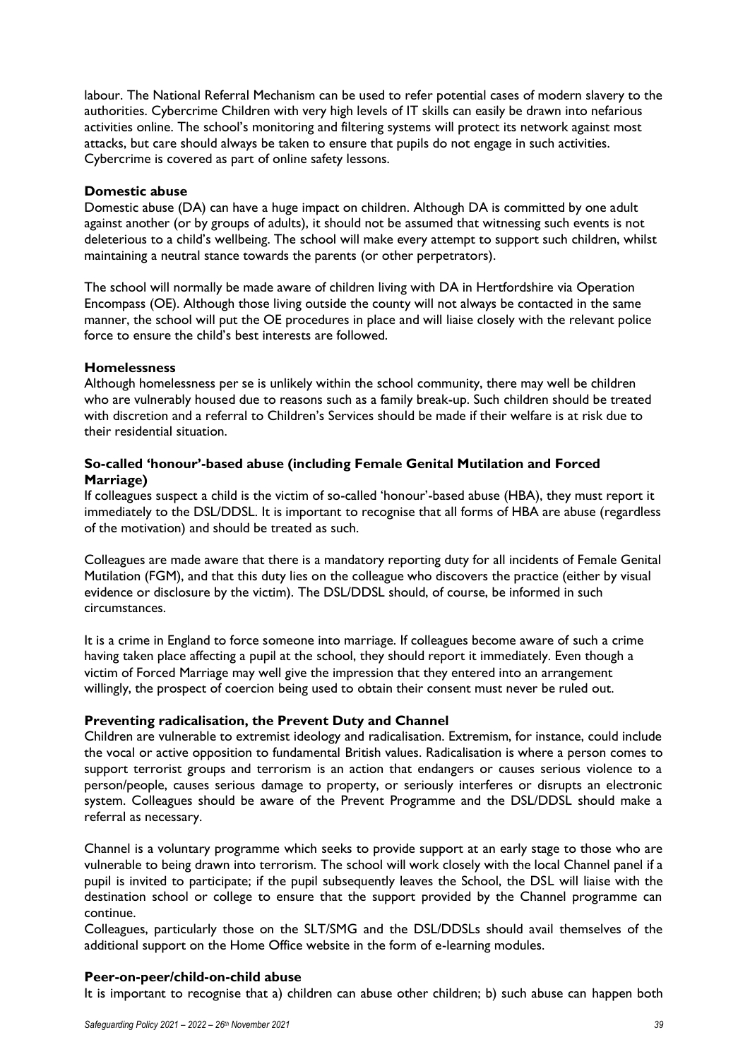labour. The National Referral Mechanism can be used to refer potential cases of modern slavery to the authorities. Cybercrime Children with very high levels of IT skills can easily be drawn into nefarious activities online. The school's monitoring and filtering systems will protect its network against most attacks, but care should always be taken to ensure that pupils do not engage in such activities. Cybercrime is covered as part of online safety lessons.

**Domestic abuse**

Domestic abuse (DA) can have a huge impact on children. Although DA is committed by one adult against another (or by groups of adults), it should not be assumed that witnessing such events is not deleterious to a child's wellbeing. The school will make every attempt to support such children, whilst maintaining a neutral stance towards the parents (or other perpetrators).

The school will normally be made aware of children living with DA in Hertfordshire via Operation Encompass (OE). Although those living outside the county will not always be contacted in the same manner, the school will put the OE procedures in place and will liaise closely with the relevant police force to ensure the child's best interests are followed.

**Homelessness**

Although homelessness per se is unlikely within the school community, there may well be children who are vulnerably housed due to reasons such as a family break-up. Such children should be treated with discretion and a referral to Children's Services should be made if their welfare is at risk due to their residential situation.

**So-called 'honour'-based abuse (including Female Genital Mutilation and Forced Marriage)**

If colleagues suspect a child is the victim of so-called 'honour'-based abuse (HBA), they must report it immediately to the DSL/DDSL. It is important to recognise that all forms of HBA are abuse (regardless of the motivation) and should be treated as such.

Colleagues are made aware that there is a mandatory reporting duty for all incidents of Female Genital Mutilation (FGM), and that this duty lies on the colleague who discovers the practice (either by visual evidence or disclosure by the victim). The DSL/DDSL should, of course, be informed in such circumstances.

It is a crime in England to force someone into marriage. If colleagues become aware of such a crime having taken place affecting a pupil at the school, they should report it immediately. Even though a victim of Forced Marriage may well give the impression that they entered into an arrangement willingly, the prospect of coercion being used to obtain their consent must never be ruled out.

**Preventing radicalisation, the Prevent Duty and Channel**

Children are vulnerable to extremist ideology and radicalisation. Extremism, for instance, could include the vocal or active opposition to fundamental British values. Radicalisation is where a person comes to support terrorist groups and terrorism is an action that endangers or causes serious violence to a person/people, causes serious damage to property, or seriously interferes or disrupts an electronic system. Colleagues should be aware of the Prevent Programme and the DSL/DDSL should make a referral as necessary.

Channel is a voluntary programme which seeks to provide support at an early stage to those who are vulnerable to being drawn into terrorism. The school will work closely with the local Channel panel if a pupil is invited to participate; if the pupil subsequently leaves the School, the DSL will liaise with the destination school or college to ensure that the support provided by the Channel programme can continue.

Colleagues, particularly those on the SLT/SMG and the DSL/DDSLs should avail themselves of the additional support on the Home Office website in the form of e-learning modules.

**Peer-on-peer/child-on-child abuse**

It is important to recognise that a) children can abuse other children; b) such abuse can happen both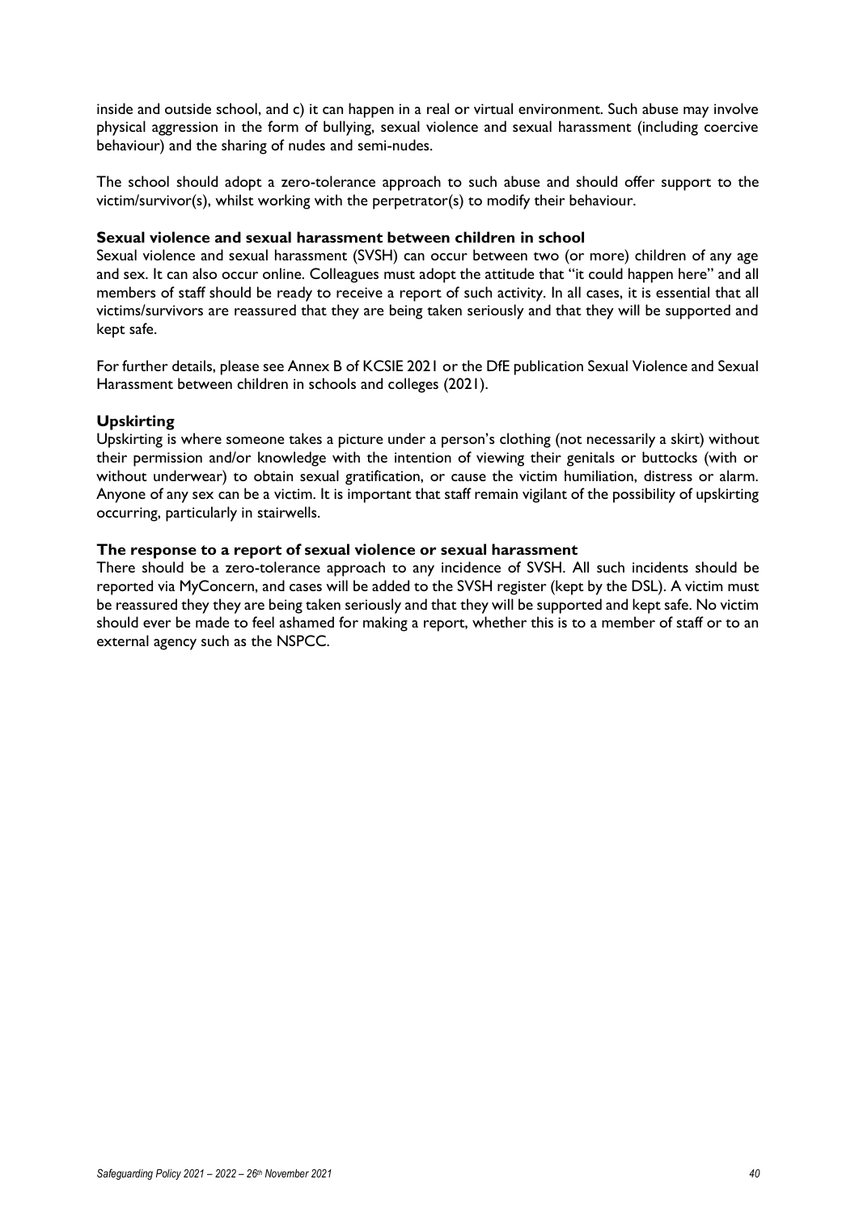inside and outside school, and c) it can happen in a real or virtual environment. Such abuse may involve physical aggression in the form of bullying, sexual violence and sexual harassment (including coercive behaviour) and the sharing of nudes and semi-nudes.

The school should adopt a zero-tolerance approach to such abuse and should offer support to the victim/survivor(s), whilst working with the perpetrator(s) to modify their behaviour.

**Sexual violence and sexual harassment between children in school**

Sexual violence and sexual harassment (SVSH) can occur between two (or more) children of any age and sex. It can also occur online. Colleagues must adopt the attitude that "it could happen here" and all members of staff should be ready to receive a report of such activity. In all cases, it is essential that all victims/survivors are reassured that they are being taken seriously and that they will be supported and kept safe.

For further details, please see Annex B of KCSIE 2021 or the DfE publication Sexual Violence and Sexual Harassment between children in schools and colleges (2021).

**Upskirting**

Upskirting is where someone takes a picture under a person's clothing (not necessarily a skirt) without their permission and/or knowledge with the intention of viewing their genitals or buttocks (with or without underwear) to obtain sexual gratification, or cause the victim humiliation, distress or alarm. Anyone of any sex can be a victim. It is important that staff remain vigilant of the possibility of upskirting occurring, particularly in stairwells.

**The response to a report of sexual violence or sexual harassment**

There should be a zero-tolerance approach to any incidence of SVSH. All such incidents should be reported via MyConcern, and cases will be added to the SVSH register (kept by the DSL). A victim must be reassured they they are being taken seriously and that they will be supported and kept safe. No victim should ever be made to feel ashamed for making a report, whether this is to a member of staff or to an external agency such as the NSPCC.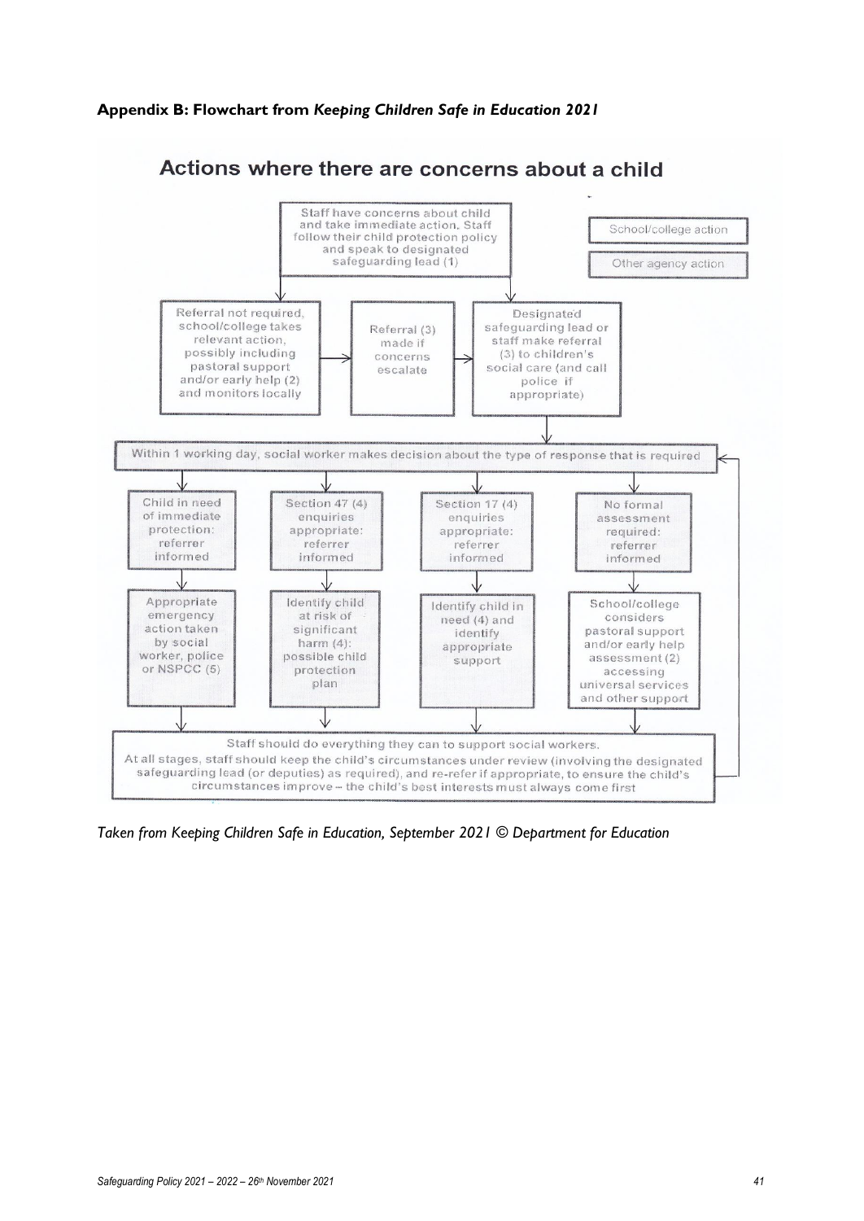**Appendix B: Flowchart from *Keeping Children Safe in Education 2021***

## Actions where there are concerns about a child

Key: School/college action | Other agency action

Staff have concerns about child and take immediate action. Staff follow their child protection policy and speak to designated safeguarding lead (1)

- Referral not required, school/college takes relevant action, possibly including pastoral support and/or early help (2) and monitors locally
  → Referral (3) made if concerns escalate → Designated safeguarding lead or staff make referral (3) to children's social care (and call police if appropriate)
- Designated safeguarding lead or staff make referral (3) to children's social care (and call police if appropriate)

Within 1 working day, social worker makes decision about the type of response that is required

- Child in need of immediate protection: referrer informed → Appropriate emergency action taken by social worker, police or NSPCC (5)
- Section 47 (4) enquiries appropriate: referrer informed → Identify child at risk of significant harm (4): possible child protection plan
- Section 17 (4) enquiries appropriate: referrer informed → Identify child in need (4) and identify appropriate support
- No formal assessment required: referrer informed → School/college considers pastoral support and/or early help assessment (2) accessing universal services and other support

Staff should do everything they can to support social workers.
At all stages, staff should keep the child's circumstances under review (involving the designated safeguarding lead (or deputies) as required), and re-refer if appropriate, to ensure the child's circumstances improve – the child's best interests must always come first

*Taken from Keeping Children Safe in Education, September 2021 © Department for Education*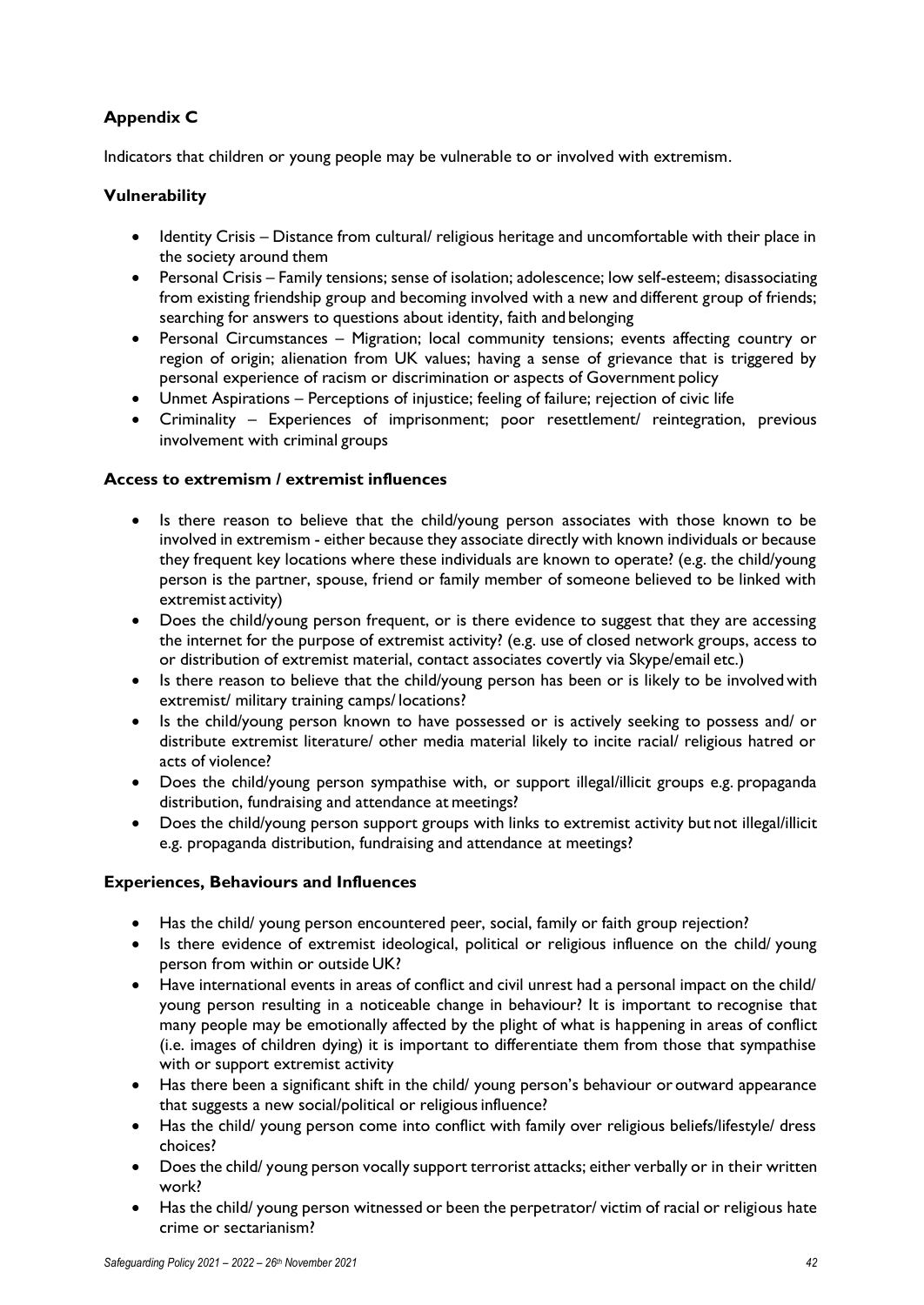## Appendix C

Indicators that children or young people may be vulnerable to or involved with extremism.

### Vulnerability

- Identity Crisis – Distance from cultural/ religious heritage and uncomfortable with their place in the society around them
- Personal Crisis – Family tensions; sense of isolation; adolescence; low self-esteem; disassociating from existing friendship group and becoming involved with a new and different group of friends; searching for answers to questions about identity, faith and belonging
- Personal Circumstances – Migration; local community tensions; events affecting country or region of origin; alienation from UK values; having a sense of grievance that is triggered by personal experience of racism or discrimination or aspects of Government policy
- Unmet Aspirations – Perceptions of injustice; feeling of failure; rejection of civic life
- Criminality – Experiences of imprisonment; poor resettlement/ reintegration, previous involvement with criminal groups

### Access to extremism / extremist influences

- Is there reason to believe that the child/young person associates with those known to be involved in extremism - either because they associate directly with known individuals or because they frequent key locations where these individuals are known to operate? (e.g. the child/young person is the partner, spouse, friend or family member of someone believed to be linked with extremist activity)
- Does the child/young person frequent, or is there evidence to suggest that they are accessing the internet for the purpose of extremist activity? (e.g. use of closed network groups, access to or distribution of extremist material, contact associates covertly via Skype/email etc.)
- Is there reason to believe that the child/young person has been or is likely to be involved with extremist/ military training camps/ locations?
- Is the child/young person known to have possessed or is actively seeking to possess and/ or distribute extremist literature/ other media material likely to incite racial/ religious hatred or acts of violence?
- Does the child/young person sympathise with, or support illegal/illicit groups e.g. propaganda distribution, fundraising and attendance at meetings?
- Does the child/young person support groups with links to extremist activity but not illegal/illicit e.g. propaganda distribution, fundraising and attendance at meetings?

### Experiences, Behaviours and Influences

- Has the child/ young person encountered peer, social, family or faith group rejection?
- Is there evidence of extremist ideological, political or religious influence on the child/ young person from within or outside UK?
- Have international events in areas of conflict and civil unrest had a personal impact on the child/ young person resulting in a noticeable change in behaviour? It is important to recognise that many people may be emotionally affected by the plight of what is happening in areas of conflict (i.e. images of children dying) it is important to differentiate them from those that sympathise with or support extremist activity
- Has there been a significant shift in the child/ young person's behaviour or outward appearance that suggests a new social/political or religious influence?
- Has the child/ young person come into conflict with family over religious beliefs/lifestyle/ dress choices?
- Does the child/ young person vocally support terrorist attacks; either verbally or in their written work?
- Has the child/ young person witnessed or been the perpetrator/ victim of racial or religious hate crime or sectarianism?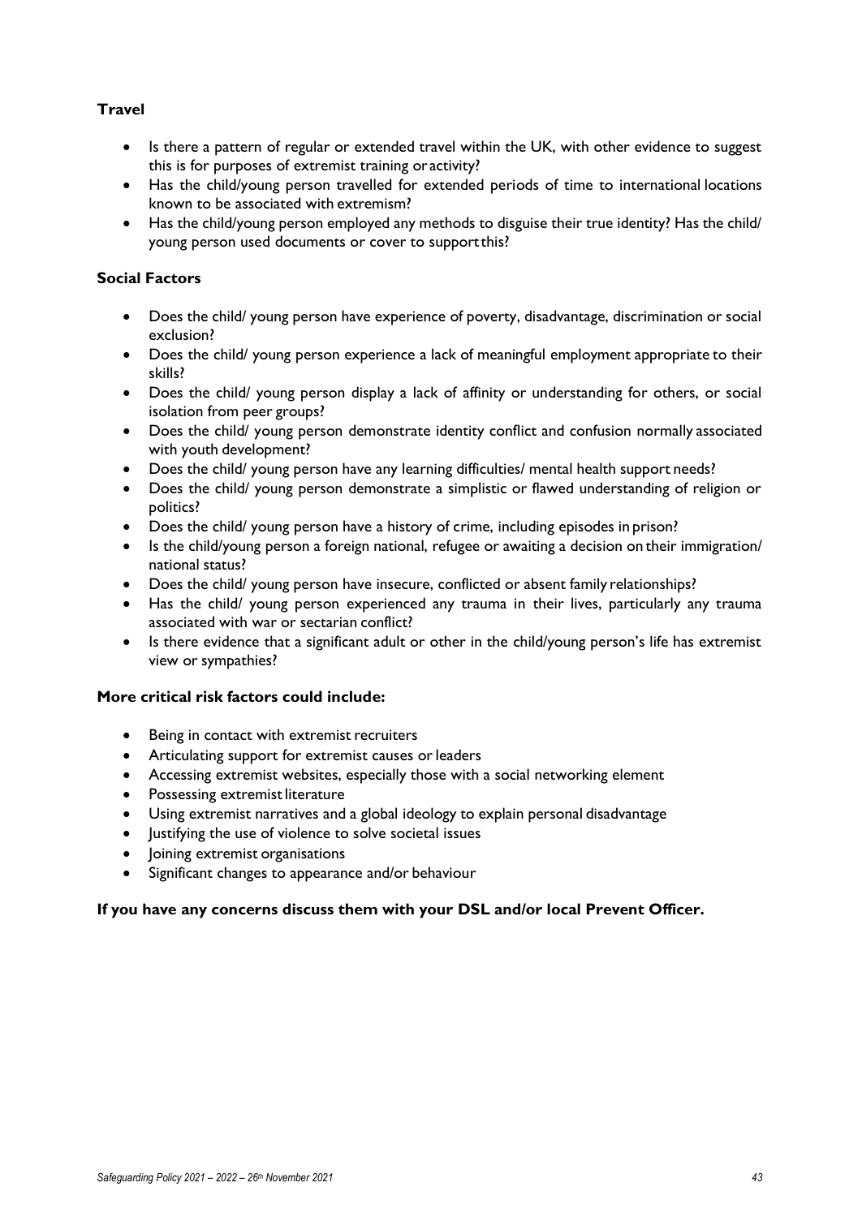**Travel**

- Is there a pattern of regular or extended travel within the UK, with other evidence to suggest this is for purposes of extremist training or activity?
- Has the child/young person travelled for extended periods of time to international locations known to be associated with extremism?
- Has the child/young person employed any methods to disguise their true identity? Has the child/ young person used documents or cover to support this?

**Social Factors**

- Does the child/ young person have experience of poverty, disadvantage, discrimination or social exclusion?
- Does the child/ young person experience a lack of meaningful employment appropriate to their skills?
- Does the child/ young person display a lack of affinity or understanding for others, or social isolation from peer groups?
- Does the child/ young person demonstrate identity conflict and confusion normally associated with youth development?
- Does the child/ young person have any learning difficulties/ mental health support needs?
- Does the child/ young person demonstrate a simplistic or flawed understanding of religion or politics?
- Does the child/ young person have a history of crime, including episodes in prison?
- Is the child/young person a foreign national, refugee or awaiting a decision on their immigration/ national status?
- Does the child/ young person have insecure, conflicted or absent family relationships?
- Has the child/ young person experienced any trauma in their lives, particularly any trauma associated with war or sectarian conflict?
- Is there evidence that a significant adult or other in the child/young person's life has extremist view or sympathies?

**More critical risk factors could include:**

- Being in contact with extremist recruiters
- Articulating support for extremist causes or leaders
- Accessing extremist websites, especially those with a social networking element
- Possessing extremist literature
- Using extremist narratives and a global ideology to explain personal disadvantage
- Justifying the use of violence to solve societal issues
- Joining extremist organisations
- Significant changes to appearance and/or behaviour

**If you have any concerns discuss them with your DSL and/or local Prevent Officer.**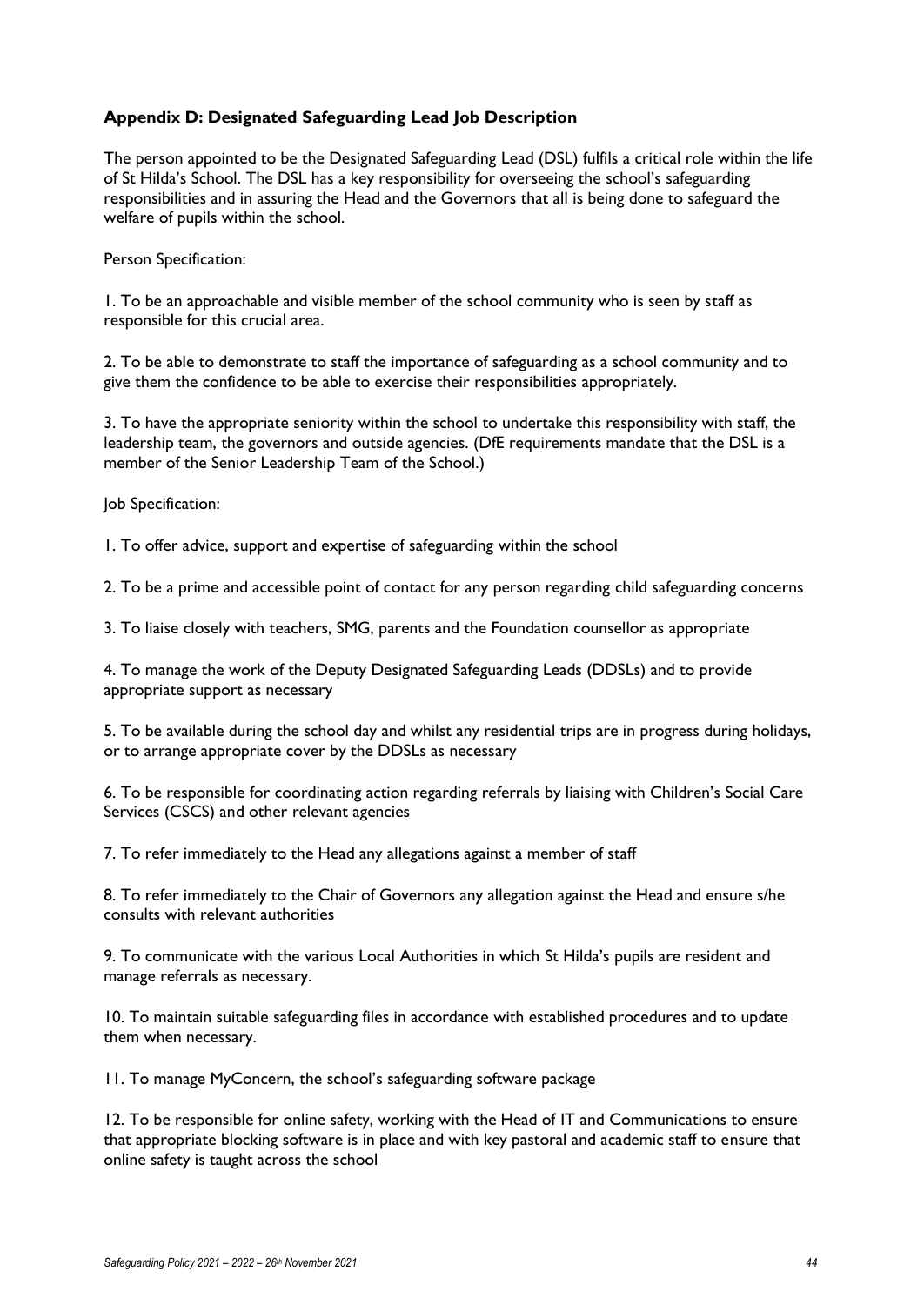## Appendix D: Designated Safeguarding Lead Job Description

The person appointed to be the Designated Safeguarding Lead (DSL) fulfils a critical role within the life of St Hilda's School. The DSL has a key responsibility for overseeing the school's safeguarding responsibilities and in assuring the Head and the Governors that all is being done to safeguard the welfare of pupils within the school.

Person Specification:

1. To be an approachable and visible member of the school community who is seen by staff as responsible for this crucial area.

2. To be able to demonstrate to staff the importance of safeguarding as a school community and to give them the confidence to be able to exercise their responsibilities appropriately.

3. To have the appropriate seniority within the school to undertake this responsibility with staff, the leadership team, the governors and outside agencies. (DfE requirements mandate that the DSL is a member of the Senior Leadership Team of the School.)

Job Specification:

1. To offer advice, support and expertise of safeguarding within the school

2. To be a prime and accessible point of contact for any person regarding child safeguarding concerns

3. To liaise closely with teachers, SMG, parents and the Foundation counsellor as appropriate

4. To manage the work of the Deputy Designated Safeguarding Leads (DDSLs) and to provide appropriate support as necessary

5. To be available during the school day and whilst any residential trips are in progress during holidays, or to arrange appropriate cover by the DDSLs as necessary

6. To be responsible for coordinating action regarding referrals by liaising with Children's Social Care Services (CSCS) and other relevant agencies

7. To refer immediately to the Head any allegations against a member of staff

8. To refer immediately to the Chair of Governors any allegation against the Head and ensure s/he consults with relevant authorities

9. To communicate with the various Local Authorities in which St Hilda's pupils are resident and manage referrals as necessary.

10. To maintain suitable safeguarding files in accordance with established procedures and to update them when necessary.

11. To manage MyConcern, the school's safeguarding software package

12. To be responsible for online safety, working with the Head of IT and Communications to ensure that appropriate blocking software is in place and with key pastoral and academic staff to ensure that online safety is taught across the school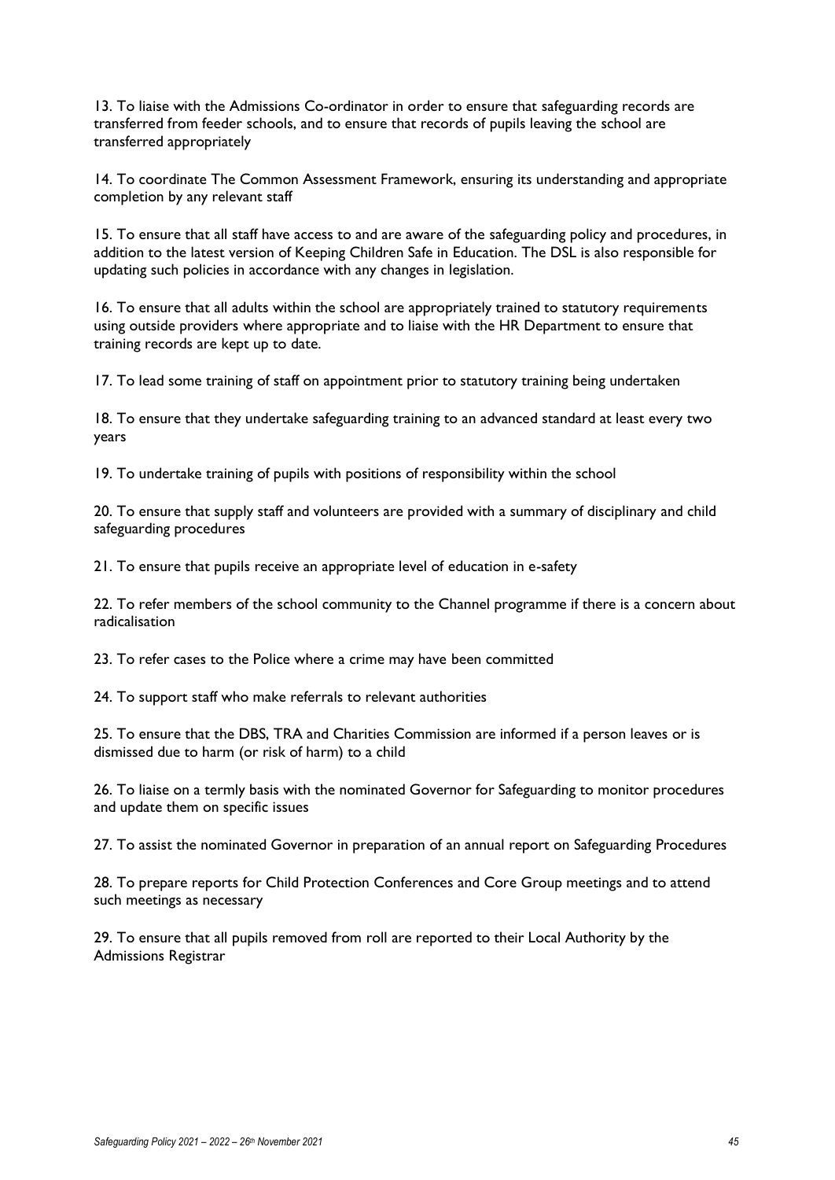13. To liaise with the Admissions Co-ordinator in order to ensure that safeguarding records are transferred from feeder schools, and to ensure that records of pupils leaving the school are transferred appropriately

14. To coordinate The Common Assessment Framework, ensuring its understanding and appropriate completion by any relevant staff

15. To ensure that all staff have access to and are aware of the safeguarding policy and procedures, in addition to the latest version of Keeping Children Safe in Education. The DSL is also responsible for updating such policies in accordance with any changes in legislation.

16. To ensure that all adults within the school are appropriately trained to statutory requirements using outside providers where appropriate and to liaise with the HR Department to ensure that training records are kept up to date.

17. To lead some training of staff on appointment prior to statutory training being undertaken

18. To ensure that they undertake safeguarding training to an advanced standard at least every two years

19. To undertake training of pupils with positions of responsibility within the school

20. To ensure that supply staff and volunteers are provided with a summary of disciplinary and child safeguarding procedures

21. To ensure that pupils receive an appropriate level of education in e-safety

22. To refer members of the school community to the Channel programme if there is a concern about radicalisation

23. To refer cases to the Police where a crime may have been committed

24. To support staff who make referrals to relevant authorities

25. To ensure that the DBS, TRA and Charities Commission are informed if a person leaves or is dismissed due to harm (or risk of harm) to a child

26. To liaise on a termly basis with the nominated Governor for Safeguarding to monitor procedures and update them on specific issues

27. To assist the nominated Governor in preparation of an annual report on Safeguarding Procedures

28. To prepare reports for Child Protection Conferences and Core Group meetings and to attend such meetings as necessary

29. To ensure that all pupils removed from roll are reported to their Local Authority by the Admissions Registrar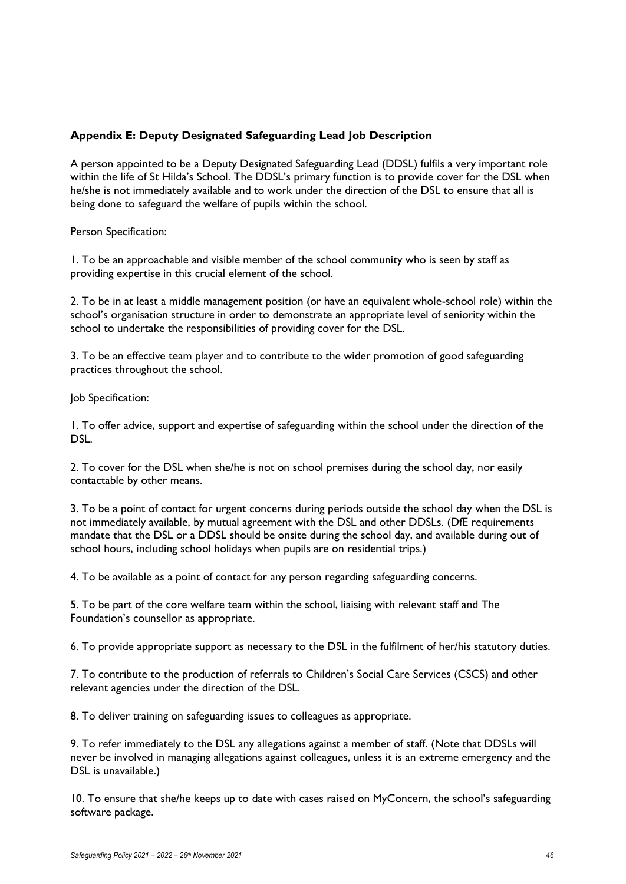## Appendix E: Deputy Designated Safeguarding Lead Job Description

A person appointed to be a Deputy Designated Safeguarding Lead (DDSL) fulfils a very important role within the life of St Hilda's School. The DDSL's primary function is to provide cover for the DSL when he/she is not immediately available and to work under the direction of the DSL to ensure that all is being done to safeguard the welfare of pupils within the school.

Person Specification:

1. To be an approachable and visible member of the school community who is seen by staff as providing expertise in this crucial element of the school.

2. To be in at least a middle management position (or have an equivalent whole-school role) within the school's organisation structure in order to demonstrate an appropriate level of seniority within the school to undertake the responsibilities of providing cover for the DSL.

3. To be an effective team player and to contribute to the wider promotion of good safeguarding practices throughout the school.

Job Specification:

1. To offer advice, support and expertise of safeguarding within the school under the direction of the DSL.

2. To cover for the DSL when she/he is not on school premises during the school day, nor easily contactable by other means.

3. To be a point of contact for urgent concerns during periods outside the school day when the DSL is not immediately available, by mutual agreement with the DSL and other DDSLs. (DfE requirements mandate that the DSL or a DDSL should be onsite during the school day, and available during out of school hours, including school holidays when pupils are on residential trips.)

4. To be available as a point of contact for any person regarding safeguarding concerns.

5. To be part of the core welfare team within the school, liaising with relevant staff and The Foundation's counsellor as appropriate.

6. To provide appropriate support as necessary to the DSL in the fulfilment of her/his statutory duties.

7. To contribute to the production of referrals to Children's Social Care Services (CSCS) and other relevant agencies under the direction of the DSL.

8. To deliver training on safeguarding issues to colleagues as appropriate.

9. To refer immediately to the DSL any allegations against a member of staff. (Note that DDSLs will never be involved in managing allegations against colleagues, unless it is an extreme emergency and the DSL is unavailable.)

10. To ensure that she/he keeps up to date with cases raised on MyConcern, the school's safeguarding software package.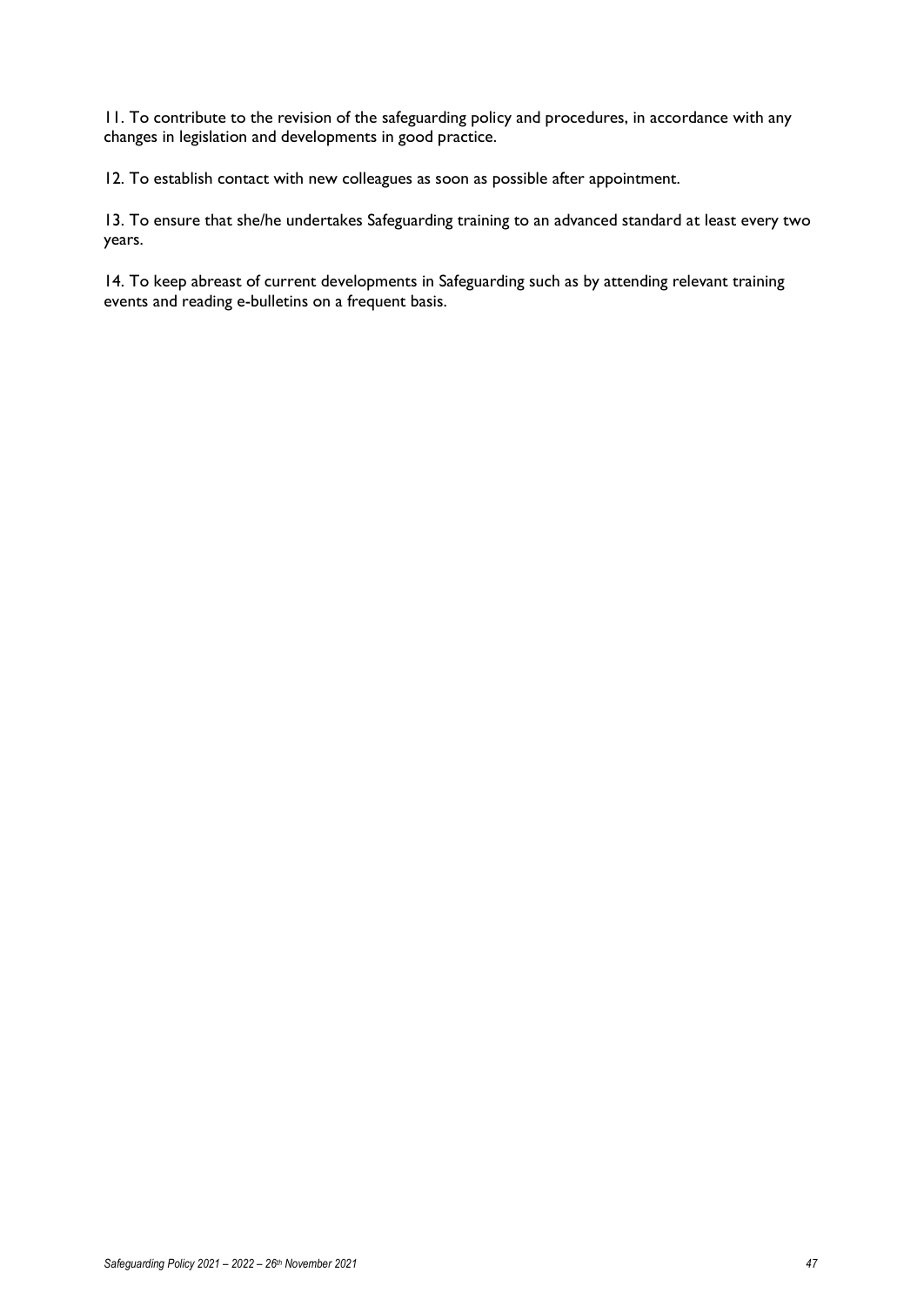11. To contribute to the revision of the safeguarding policy and procedures, in accordance with any changes in legislation and developments in good practice.

12. To establish contact with new colleagues as soon as possible after appointment.

13. To ensure that she/he undertakes Safeguarding training to an advanced standard at least every two years.

14. To keep abreast of current developments in Safeguarding such as by attending relevant training events and reading e-bulletins on a frequent basis.